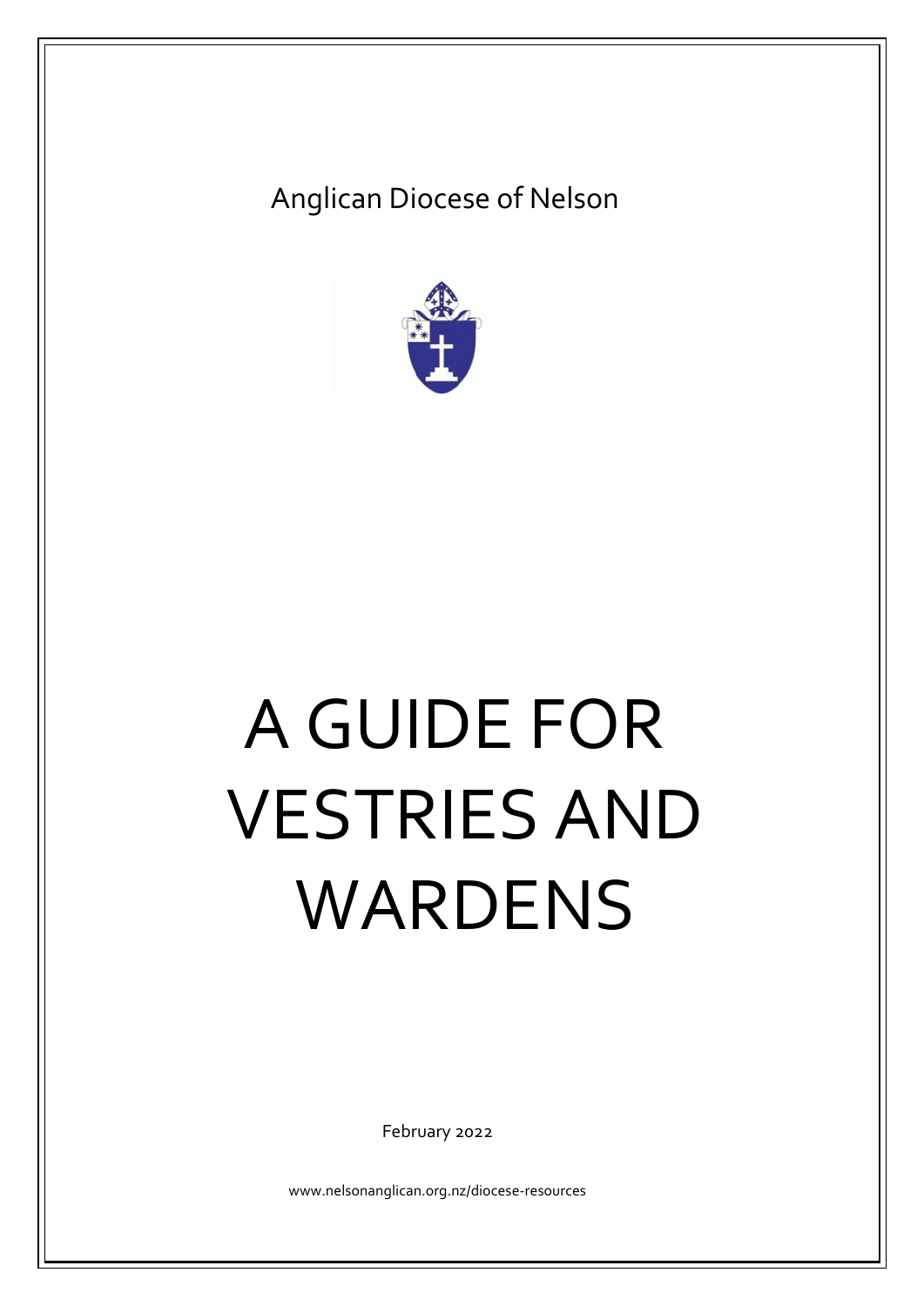Anglican Diocese of Nelson

# A GUIDE FOR VESTRIES AND WARDENS

February 2022

www.nelsonanglican.org.nz/diocese-resources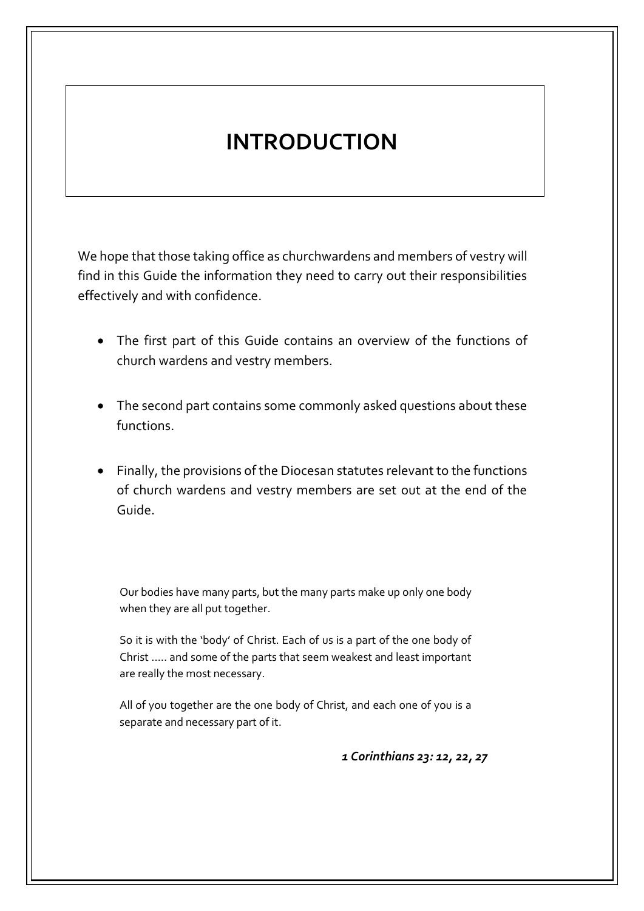# INTRODUCTION

We hope that those taking office as churchwardens and members of vestry will find in this Guide the information they need to carry out their responsibilities effectively and with confidence.

- The first part of this Guide contains an overview of the functions of church wardens and vestry members.
- The second part contains some commonly asked questions about these functions.
- Finally, the provisions of the Diocesan statutes relevant to the functions of church wardens and vestry members are set out at the end of the Guide.

Our bodies have many parts, but the many parts make up only one body when they are all put together.

So it is with the 'body' of Christ. Each of us is a part of the one body of Christ ..... and some of the parts that seem weakest and least important are really the most necessary.

All of you together are the one body of Christ, and each one of you is a separate and necessary part of it.

***1 Corinthians 23: 12, 22, 27***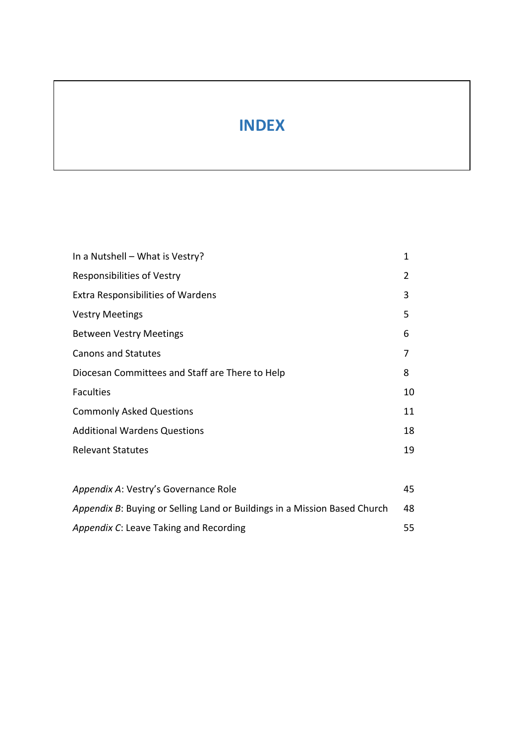# INDEX

| | |
|---|---|
| In a Nutshell – What is Vestry? | 1 |
| Responsibilities of Vestry | 2 |
| Extra Responsibilities of Wardens | 3 |
| Vestry Meetings | 5 |
| Between Vestry Meetings | 6 |
| Canons and Statutes | 7 |
| Diocesan Committees and Staff are There to Help | 8 |
| Faculties | 10 |
| Commonly Asked Questions | 11 |
| Additional Wardens Questions | 18 |
| Relevant Statutes | 19 |
| | |
| *Appendix A*: Vestry's Governance Role | 45 |
| *Appendix B*: Buying or Selling Land or Buildings in a Mission Based Church | 48 |
| *Appendix C*: Leave Taking and Recording | 55 |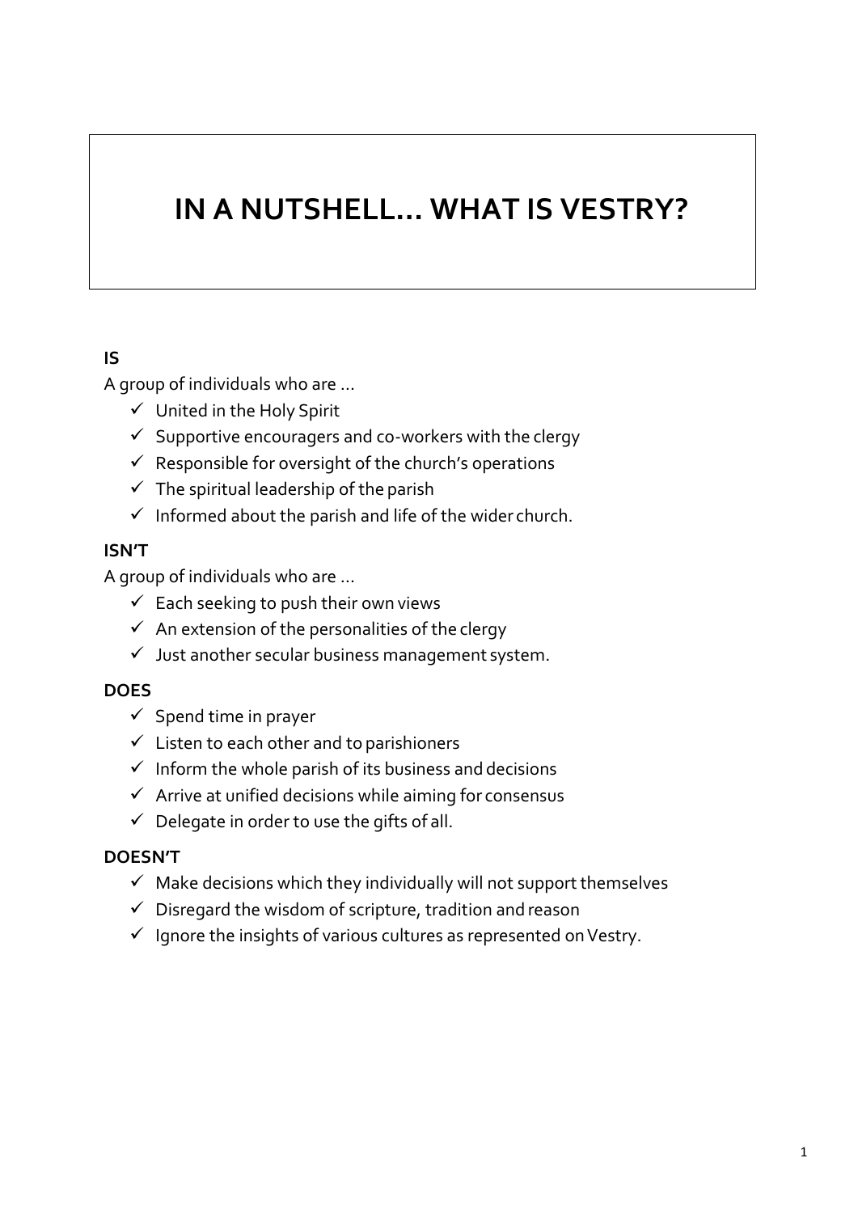# IN A NUTSHELL… WHAT IS VESTRY?

**IS**

A group of individuals who are …

- ✓ United in the Holy Spirit
- ✓ Supportive encouragers and co-workers with the clergy
- ✓ Responsible for oversight of the church’s operations
- ✓ The spiritual leadership of the parish
- ✓ Informed about the parish and life of the wider church.

**ISN’T**

A group of individuals who are …

- ✓ Each seeking to push their own views
- ✓ An extension of the personalities of the clergy
- ✓ Just another secular business management system.

**DOES**

- ✓ Spend time in prayer
- ✓ Listen to each other and to parishioners
- ✓ Inform the whole parish of its business and decisions
- ✓ Arrive at unified decisions while aiming for consensus
- ✓ Delegate in order to use the gifts of all.

**DOESN’T**

- ✓ Make decisions which they individually will not support themselves
- ✓ Disregard the wisdom of scripture, tradition and reason
- ✓ Ignore the insights of various cultures as represented on Vestry.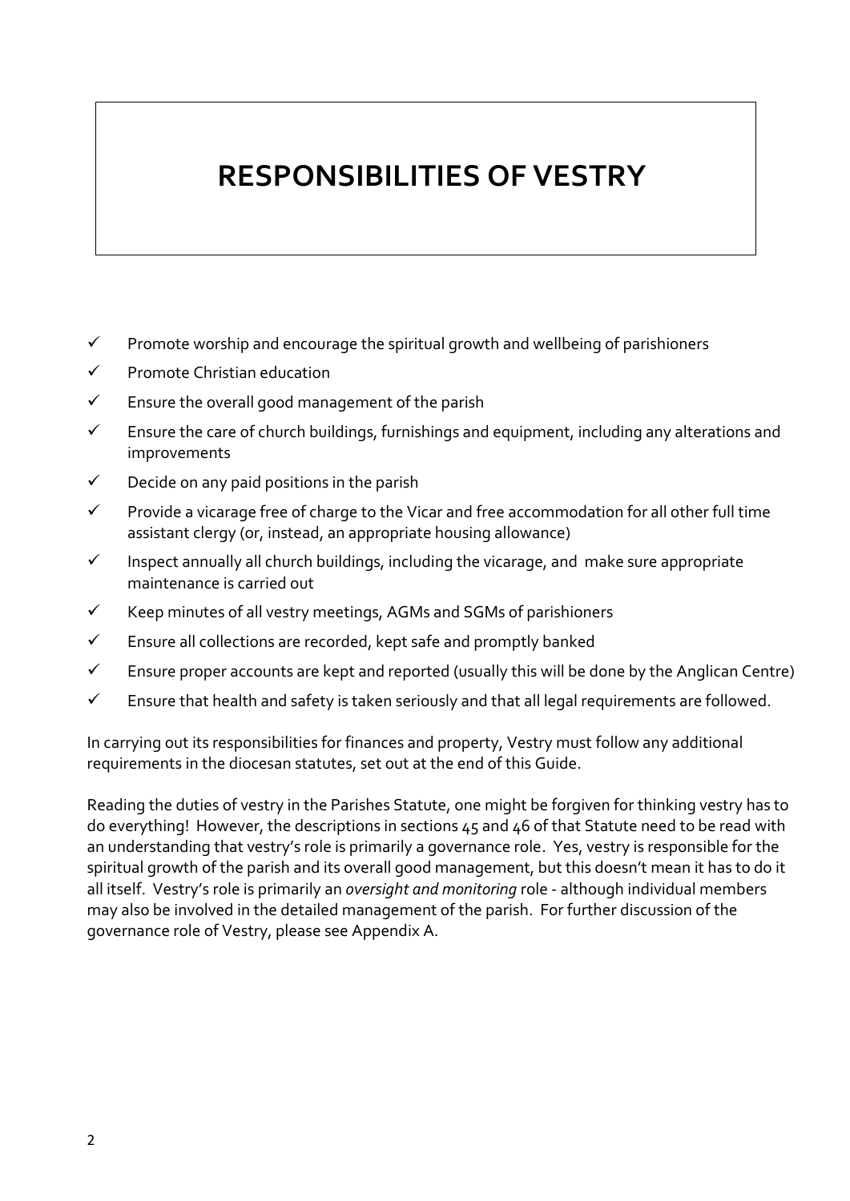# RESPONSIBILITIES OF VESTRY

- ✓ Promote worship and encourage the spiritual growth and wellbeing of parishioners
- ✓ Promote Christian education
- ✓ Ensure the overall good management of the parish
- ✓ Ensure the care of church buildings, furnishings and equipment, including any alterations and improvements
- ✓ Decide on any paid positions in the parish
- ✓ Provide a vicarage free of charge to the Vicar and free accommodation for all other full time assistant clergy (or, instead, an appropriate housing allowance)
- ✓ Inspect annually all church buildings, including the vicarage, and make sure appropriate maintenance is carried out
- ✓ Keep minutes of all vestry meetings, AGMs and SGMs of parishioners
- ✓ Ensure all collections are recorded, kept safe and promptly banked
- ✓ Ensure proper accounts are kept and reported (usually this will be done by the Anglican Centre)
- ✓ Ensure that health and safety is taken seriously and that all legal requirements are followed.

In carrying out its responsibilities for finances and property, Vestry must follow any additional requirements in the diocesan statutes, set out at the end of this Guide.

Reading the duties of vestry in the Parishes Statute, one might be forgiven for thinking vestry has to do everything! However, the descriptions in sections 45 and 46 of that Statute need to be read with an understanding that vestry's role is primarily a governance role. Yes, vestry is responsible for the spiritual growth of the parish and its overall good management, but this doesn't mean it has to do it all itself. Vestry's role is primarily an *oversight and monitoring* role - although individual members may also be involved in the detailed management of the parish. For further discussion of the governance role of Vestry, please see Appendix A.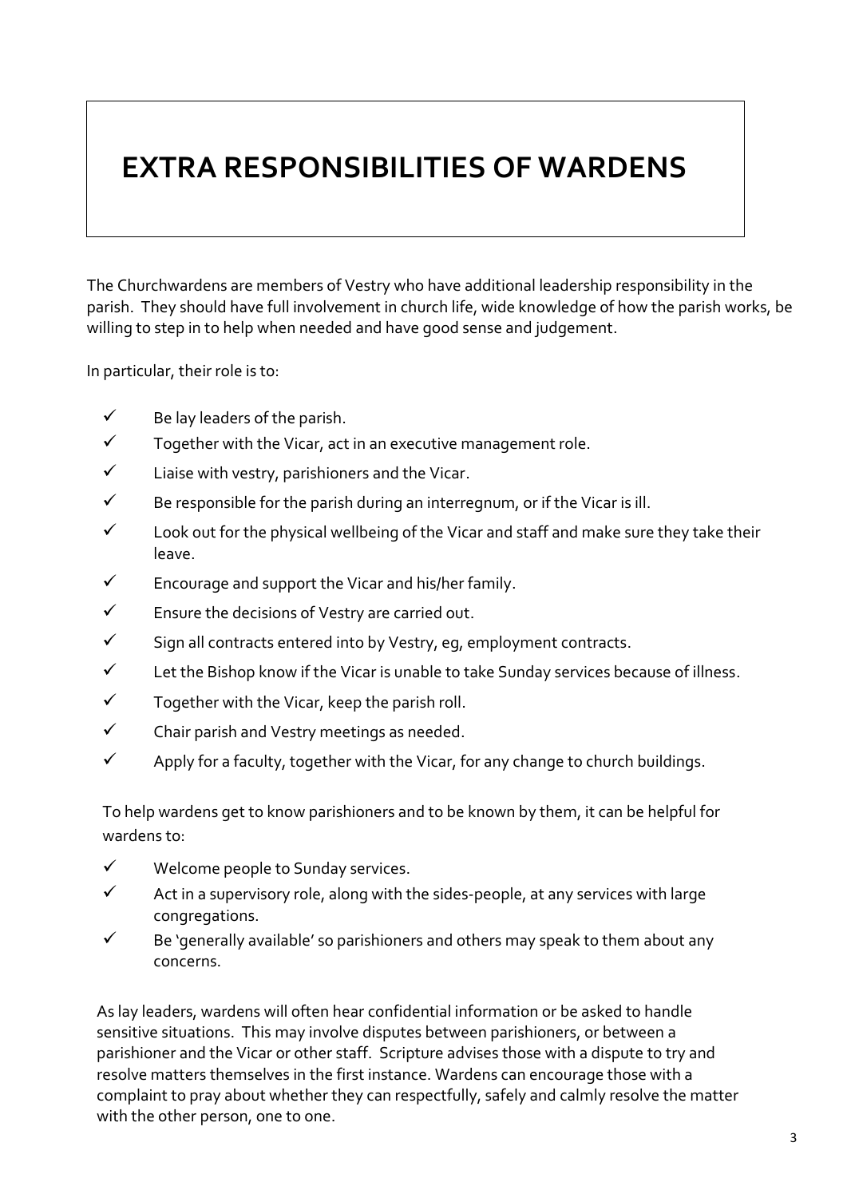# EXTRA RESPONSIBILITIES OF WARDENS

The Churchwardens are members of Vestry who have additional leadership responsibility in the parish. They should have full involvement in church life, wide knowledge of how the parish works, be willing to step in to help when needed and have good sense and judgement.

In particular, their role is to:

- ✓ Be lay leaders of the parish.
- ✓ Together with the Vicar, act in an executive management role.
- ✓ Liaise with vestry, parishioners and the Vicar.
- ✓ Be responsible for the parish during an interregnum, or if the Vicar is ill.
- ✓ Look out for the physical wellbeing of the Vicar and staff and make sure they take their leave.
- ✓ Encourage and support the Vicar and his/her family.
- ✓ Ensure the decisions of Vestry are carried out.
- ✓ Sign all contracts entered into by Vestry, eg, employment contracts.
- ✓ Let the Bishop know if the Vicar is unable to take Sunday services because of illness.
- ✓ Together with the Vicar, keep the parish roll.
- ✓ Chair parish and Vestry meetings as needed.
- ✓ Apply for a faculty, together with the Vicar, for any change to church buildings.

To help wardens get to know parishioners and to be known by them, it can be helpful for wardens to:

- ✓ Welcome people to Sunday services.
- ✓ Act in a supervisory role, along with the sides-people, at any services with large congregations.
- ✓ Be 'generally available' so parishioners and others may speak to them about any concerns.

As lay leaders, wardens will often hear confidential information or be asked to handle sensitive situations. This may involve disputes between parishioners, or between a parishioner and the Vicar or other staff. Scripture advises those with a dispute to try and resolve matters themselves in the first instance. Wardens can encourage those with a complaint to pray about whether they can respectfully, safely and calmly resolve the matter with the other person, one to one.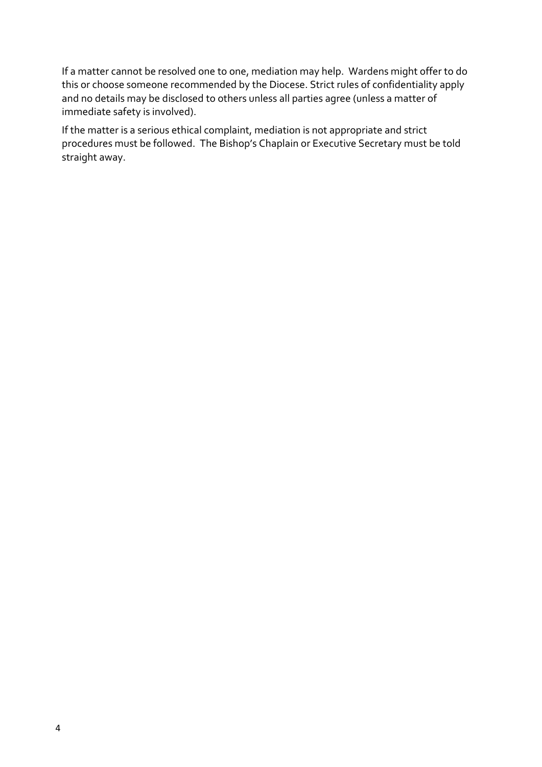If a matter cannot be resolved one to one, mediation may help. Wardens might offer to do this or choose someone recommended by the Diocese. Strict rules of confidentiality apply and no details may be disclosed to others unless all parties agree (unless a matter of immediate safety is involved).

If the matter is a serious ethical complaint, mediation is not appropriate and strict procedures must be followed. The Bishop's Chaplain or Executive Secretary must be told straight away.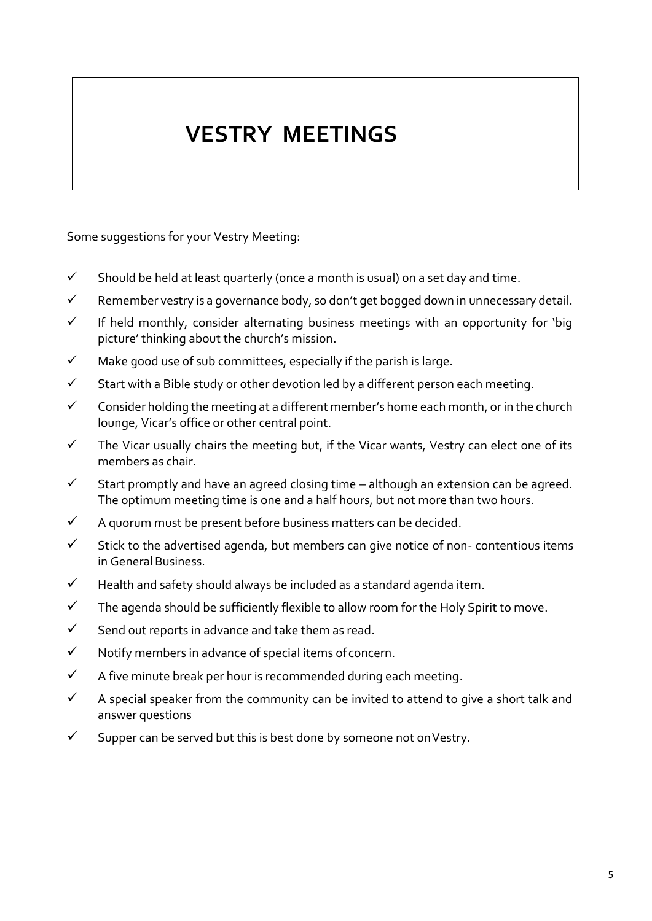# VESTRY MEETINGS

Some suggestions for your Vestry Meeting:

- ✓ Should be held at least quarterly (once a month is usual) on a set day and time.
- ✓ Remember vestry is a governance body, so don't get bogged down in unnecessary detail.
- ✓ If held monthly, consider alternating business meetings with an opportunity for 'big picture' thinking about the church's mission.
- ✓ Make good use of sub committees, especially if the parish is large.
- ✓ Start with a Bible study or other devotion led by a different person each meeting.
- ✓ Consider holding the meeting at a different member's home each month, or in the church lounge, Vicar's office or other central point.
- ✓ The Vicar usually chairs the meeting but, if the Vicar wants, Vestry can elect one of its members as chair.
- ✓ Start promptly and have an agreed closing time – although an extension can be agreed. The optimum meeting time is one and a half hours, but not more than two hours.
- ✓ A quorum must be present before business matters can be decided.
- ✓ Stick to the advertised agenda, but members can give notice of non- contentious items in General Business.
- ✓ Health and safety should always be included as a standard agenda item.
- ✓ The agenda should be sufficiently flexible to allow room for the Holy Spirit to move.
- ✓ Send out reports in advance and take them as read.
- ✓ Notify members in advance of special items of concern.
- ✓ A five minute break per hour is recommended during each meeting.
- ✓ A special speaker from the community can be invited to attend to give a short talk and answer questions
- ✓ Supper can be served but this is best done by someone not on Vestry.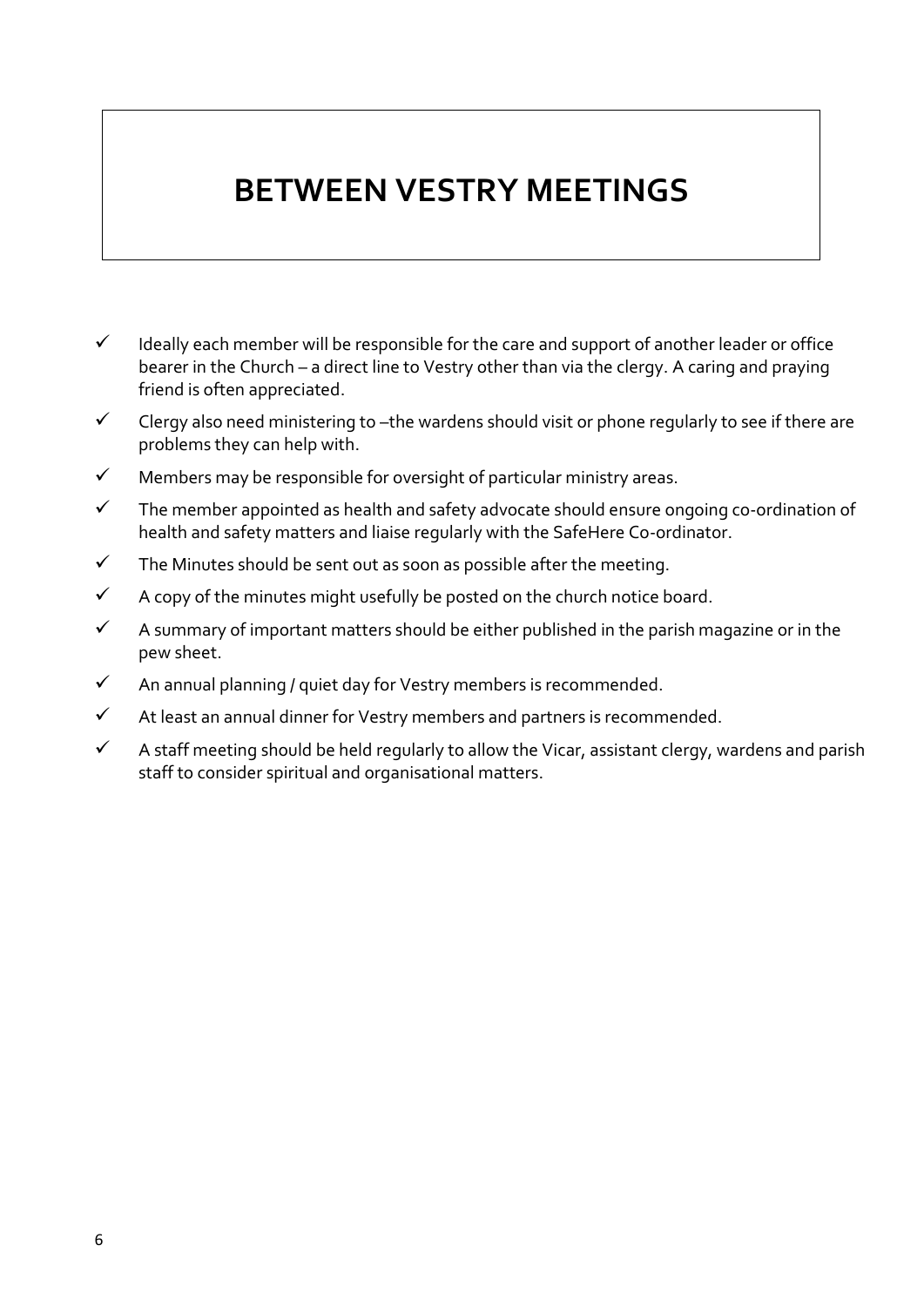# BETWEEN VESTRY MEETINGS

- ✓ Ideally each member will be responsible for the care and support of another leader or office bearer in the Church – a direct line to Vestry other than via the clergy. A caring and praying friend is often appreciated.
- ✓ Clergy also need ministering to –the wardens should visit or phone regularly to see if there are problems they can help with.
- ✓ Members may be responsible for oversight of particular ministry areas.
- ✓ The member appointed as health and safety advocate should ensure ongoing co-ordination of health and safety matters and liaise regularly with the SafeHere Co-ordinator.
- ✓ The Minutes should be sent out as soon as possible after the meeting.
- ✓ A copy of the minutes might usefully be posted on the church notice board.
- ✓ A summary of important matters should be either published in the parish magazine or in the pew sheet.
- ✓ An annual planning / quiet day for Vestry members is recommended.
- ✓ At least an annual dinner for Vestry members and partners is recommended.
- ✓ A staff meeting should be held regularly to allow the Vicar, assistant clergy, wardens and parish staff to consider spiritual and organisational matters.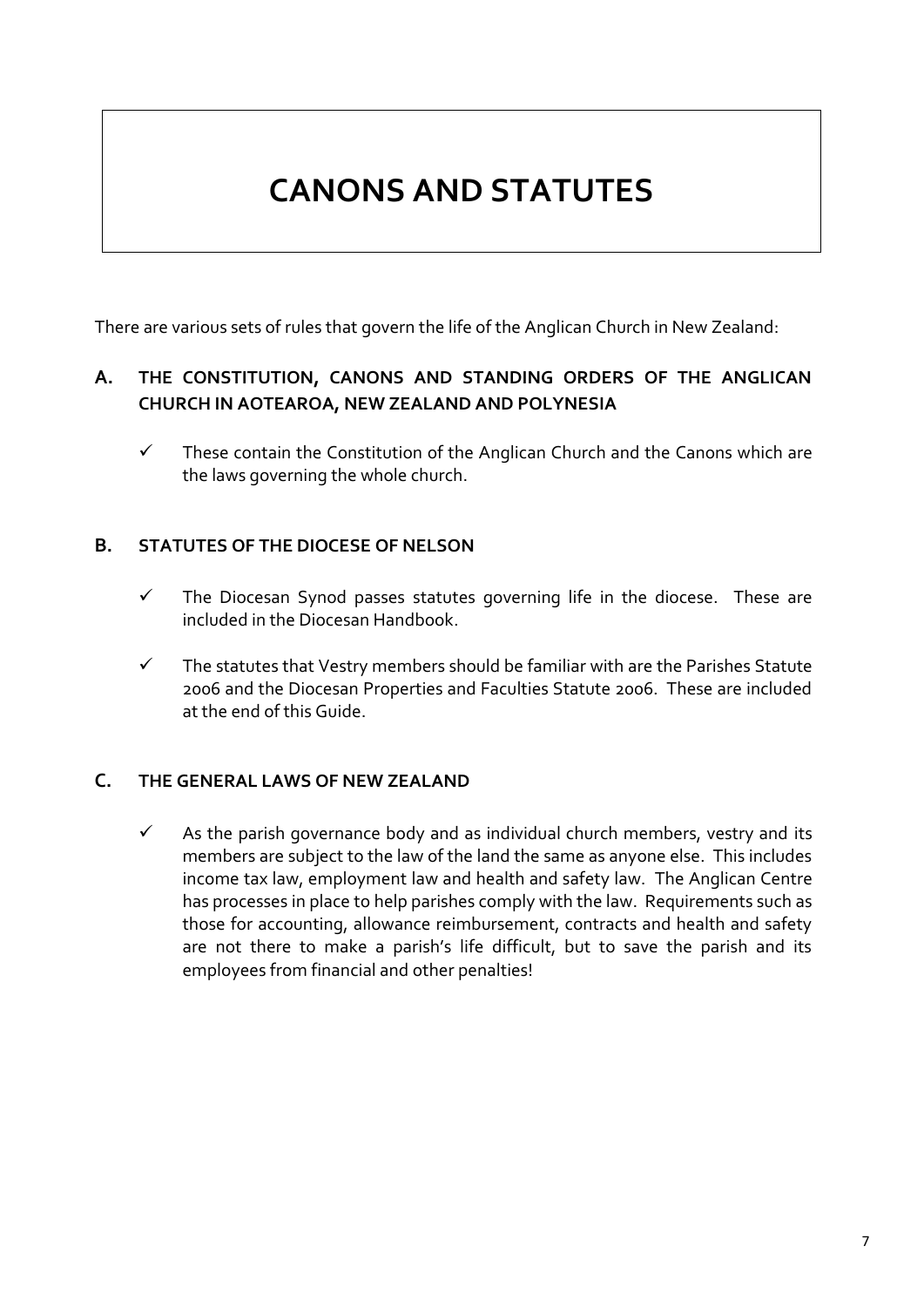# CANONS AND STATUTES

There are various sets of rules that govern the life of the Anglican Church in New Zealand:

## A. THE CONSTITUTION, CANONS AND STANDING ORDERS OF THE ANGLICAN CHURCH IN AOTEAROA, NEW ZEALAND AND POLYNESIA

- ✓ These contain the Constitution of the Anglican Church and the Canons which are the laws governing the whole church.

## B. STATUTES OF THE DIOCESE OF NELSON

- ✓ The Diocesan Synod passes statutes governing life in the diocese. These are included in the Diocesan Handbook.
- ✓ The statutes that Vestry members should be familiar with are the Parishes Statute 2006 and the Diocesan Properties and Faculties Statute 2006. These are included at the end of this Guide.

## C. THE GENERAL LAWS OF NEW ZEALAND

- ✓ As the parish governance body and as individual church members, vestry and its members are subject to the law of the land the same as anyone else. This includes income tax law, employment law and health and safety law. The Anglican Centre has processes in place to help parishes comply with the law. Requirements such as those for accounting, allowance reimbursement, contracts and health and safety are not there to make a parish's life difficult, but to save the parish and its employees from financial and other penalties!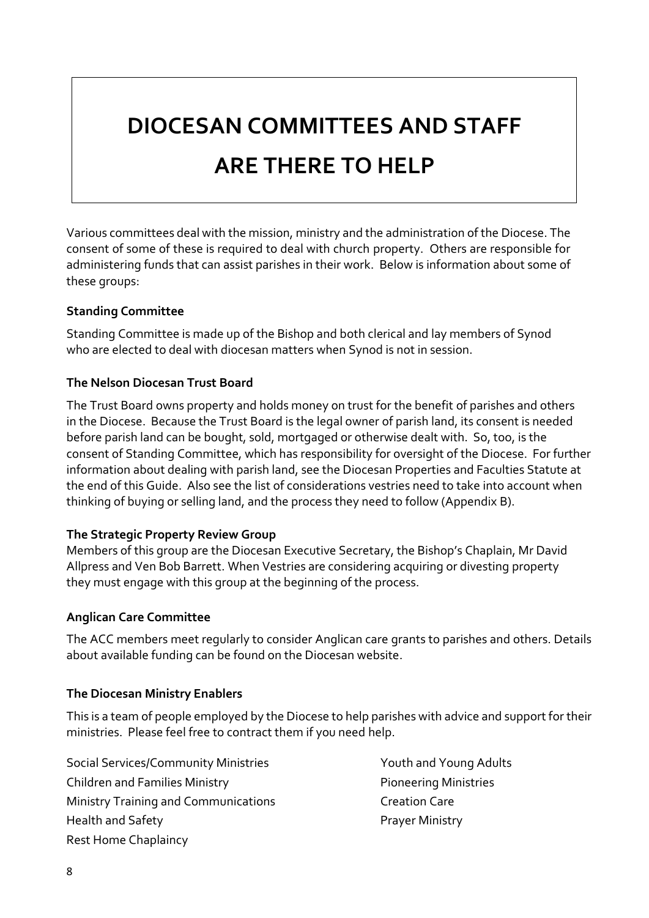# DIOCESAN COMMITTEES AND STAFF ARE THERE TO HELP

Various committees deal with the mission, ministry and the administration of the Diocese. The consent of some of these is required to deal with church property. Others are responsible for administering funds that can assist parishes in their work. Below is information about some of these groups:

**Standing Committee**

Standing Committee is made up of the Bishop and both clerical and lay members of Synod who are elected to deal with diocesan matters when Synod is not in session.

**The Nelson Diocesan Trust Board**

The Trust Board owns property and holds money on trust for the benefit of parishes and others in the Diocese. Because the Trust Board is the legal owner of parish land, its consent is needed before parish land can be bought, sold, mortgaged or otherwise dealt with. So, too, is the consent of Standing Committee, which has responsibility for oversight of the Diocese. For further information about dealing with parish land, see the Diocesan Properties and Faculties Statute at the end of this Guide. Also see the list of considerations vestries need to take into account when thinking of buying or selling land, and the process they need to follow (Appendix B).

**The Strategic Property Review Group**

Members of this group are the Diocesan Executive Secretary, the Bishop's Chaplain, Mr David Allpress and Ven Bob Barrett. When Vestries are considering acquiring or divesting property they must engage with this group at the beginning of the process.

**Anglican Care Committee**

The ACC members meet regularly to consider Anglican care grants to parishes and others. Details about available funding can be found on the Diocesan website.

**The Diocesan Ministry Enablers**

This is a team of people employed by the Diocese to help parishes with advice and support for their ministries. Please feel free to contract them if you need help.

Social Services/Community Ministries
Children and Families Ministry
Ministry Training and Communications
Health and Safety
Rest Home Chaplaincy
Youth and Young Adults
Pioneering Ministries
Creation Care
Prayer Ministry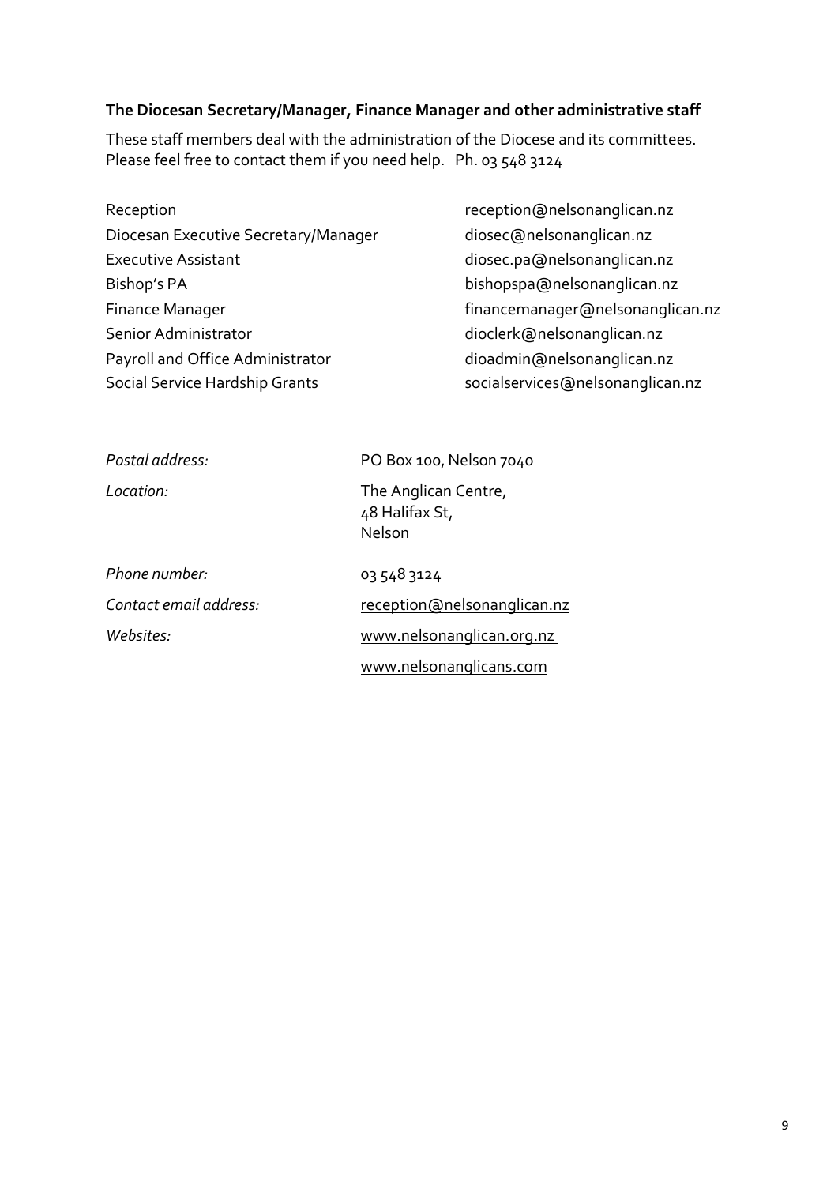**The Diocesan Secretary/Manager, Finance Manager and other administrative staff**

These staff members deal with the administration of the Diocese and its committees. Please feel free to contact them if you need help. Ph. 03 548 3124

| | |
|---|---|
| Reception | reception@nelsonanglican.nz |
| Diocesan Executive Secretary/Manager | diosec@nelsonanglican.nz |
| Executive Assistant | diosec.pa@nelsonanglican.nz |
| Bishop's PA | bishopspa@nelsonanglican.nz |
| Finance Manager | financemanager@nelsonanglican.nz |
| Senior Administrator | dioclerk@nelsonanglican.nz |
| Payroll and Office Administrator | dioadmin@nelsonanglican.nz |
| Social Service Hardship Grants | socialservices@nelsonanglican.nz |

| | |
|---|---|
| *Postal address:* | PO Box 100, Nelson 7040 |
| *Location:* | The Anglican Centre, 48 Halifax St, Nelson |
| *Phone number:* | 03 548 3124 |
| *Contact email address:* | reception@nelsonanglican.nz |
| *Websites:* | www.nelsonanglican.org.nz |
| | www.nelsonanglicans.com |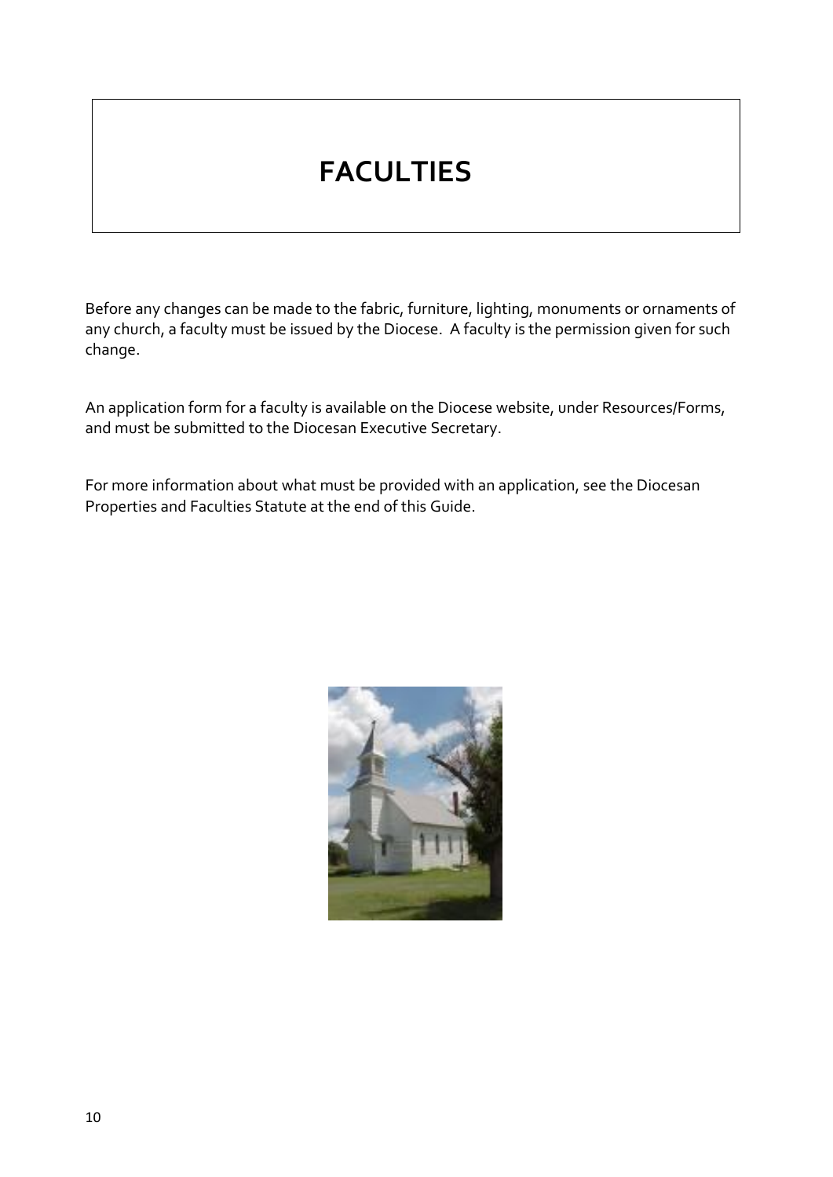# FACULTIES

Before any changes can be made to the fabric, furniture, lighting, monuments or ornaments of any church, a faculty must be issued by the Diocese. A faculty is the permission given for such change.

An application form for a faculty is available on the Diocese website, under Resources/Forms, and must be submitted to the Diocesan Executive Secretary.

For more information about what must be provided with an application, see the Diocesan Properties and Faculties Statute at the end of this Guide.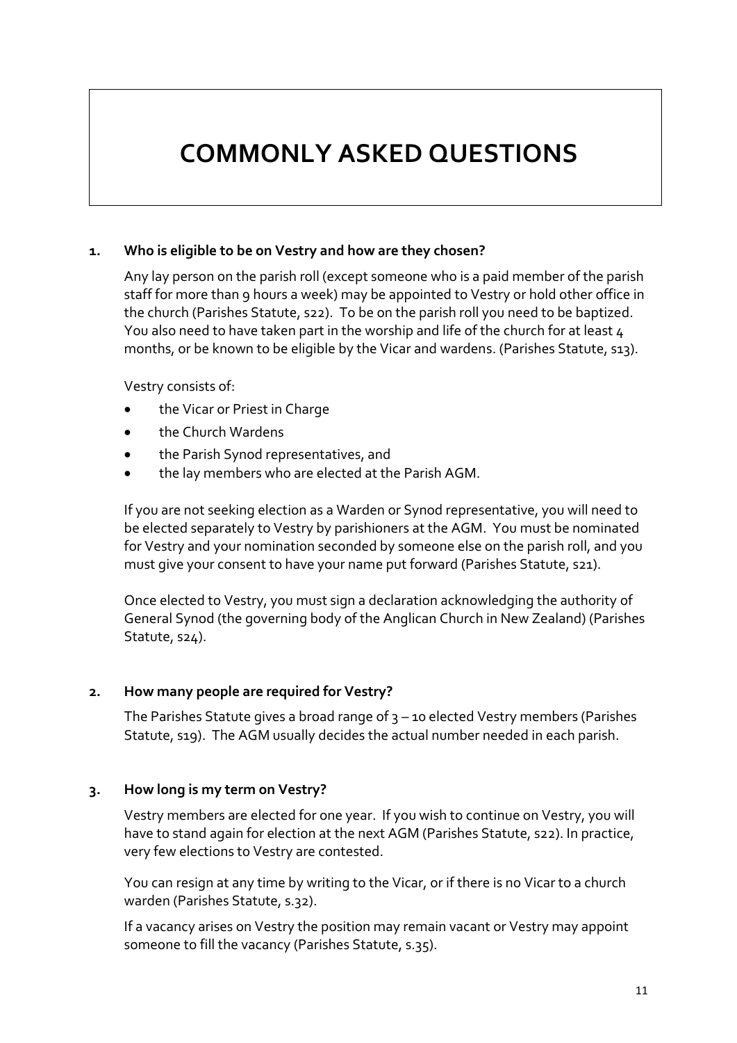# COMMONLY ASKED QUESTIONS

### 1. Who is eligible to be on Vestry and how are they chosen?

Any lay person on the parish roll (except someone who is a paid member of the parish staff for more than 9 hours a week) may be appointed to Vestry or hold other office in the church (Parishes Statute, s22). To be on the parish roll you need to be baptized. You also need to have taken part in the worship and life of the church for at least 4 months, or be known to be eligible by the Vicar and wardens. (Parishes Statute, s13).

Vestry consists of:

- the Vicar or Priest in Charge
- the Church Wardens
- the Parish Synod representatives, and
- the lay members who are elected at the Parish AGM.

If you are not seeking election as a Warden or Synod representative, you will need to be elected separately to Vestry by parishioners at the AGM. You must be nominated for Vestry and your nomination seconded by someone else on the parish roll, and you must give your consent to have your name put forward (Parishes Statute, s21).

Once elected to Vestry, you must sign a declaration acknowledging the authority of General Synod (the governing body of the Anglican Church in New Zealand) (Parishes Statute, s24).

### 2. How many people are required for Vestry?

The Parishes Statute gives a broad range of 3 – 10 elected Vestry members (Parishes Statute, s19). The AGM usually decides the actual number needed in each parish.

### 3. How long is my term on Vestry?

Vestry members are elected for one year. If you wish to continue on Vestry, you will have to stand again for election at the next AGM (Parishes Statute, s22). In practice, very few elections to Vestry are contested.

You can resign at any time by writing to the Vicar, or if there is no Vicar to a church warden (Parishes Statute, s.32).

If a vacancy arises on Vestry the position may remain vacant or Vestry may appoint someone to fill the vacancy (Parishes Statute, s.35).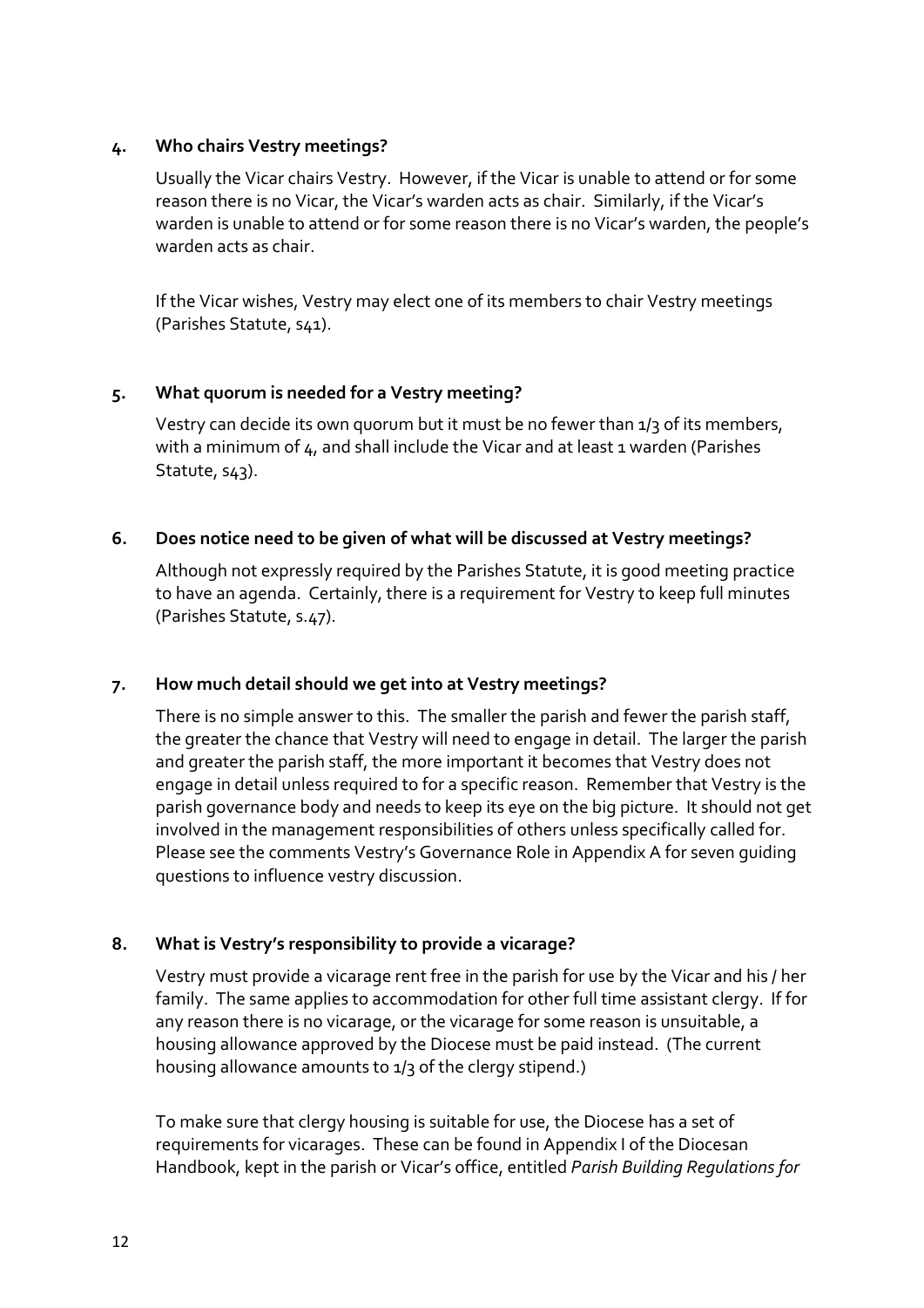## 4. Who chairs Vestry meetings?

Usually the Vicar chairs Vestry. However, if the Vicar is unable to attend or for some reason there is no Vicar, the Vicar's warden acts as chair. Similarly, if the Vicar's warden is unable to attend or for some reason there is no Vicar's warden, the people's warden acts as chair.

If the Vicar wishes, Vestry may elect one of its members to chair Vestry meetings (Parishes Statute, s41).

## 5. What quorum is needed for a Vestry meeting?

Vestry can decide its own quorum but it must be no fewer than 1/3 of its members, with a minimum of 4, and shall include the Vicar and at least 1 warden (Parishes Statute, s43).

## 6. Does notice need to be given of what will be discussed at Vestry meetings?

Although not expressly required by the Parishes Statute, it is good meeting practice to have an agenda. Certainly, there is a requirement for Vestry to keep full minutes (Parishes Statute, s.47).

## 7. How much detail should we get into at Vestry meetings?

There is no simple answer to this. The smaller the parish and fewer the parish staff, the greater the chance that Vestry will need to engage in detail. The larger the parish and greater the parish staff, the more important it becomes that Vestry does not engage in detail unless required to for a specific reason. Remember that Vestry is the parish governance body and needs to keep its eye on the big picture. It should not get involved in the management responsibilities of others unless specifically called for. Please see the comments Vestry's Governance Role in Appendix A for seven guiding questions to influence vestry discussion.

## 8. What is Vestry's responsibility to provide a vicarage?

Vestry must provide a vicarage rent free in the parish for use by the Vicar and his / her family. The same applies to accommodation for other full time assistant clergy. If for any reason there is no vicarage, or the vicarage for some reason is unsuitable, a housing allowance approved by the Diocese must be paid instead. (The current housing allowance amounts to 1/3 of the clergy stipend.)

To make sure that clergy housing is suitable for use, the Diocese has a set of requirements for vicarages. These can be found in Appendix I of the Diocesan Handbook, kept in the parish or Vicar's office, entitled *Parish Building Regulations for*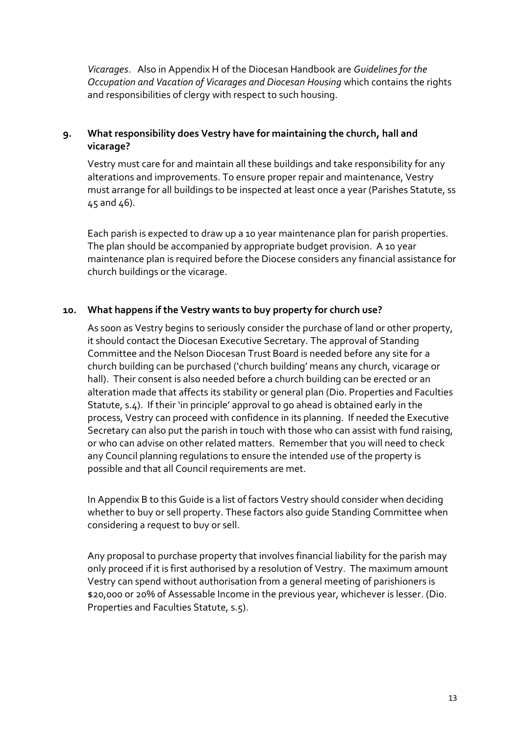*Vicarages*. Also in Appendix H of the Diocesan Handbook are *Guidelines for the Occupation and Vacation of Vicarages and Diocesan Housing* which contains the rights and responsibilities of clergy with respect to such housing.

## 9. What responsibility does Vestry have for maintaining the church, hall and vicarage?

Vestry must care for and maintain all these buildings and take responsibility for any alterations and improvements. To ensure proper repair and maintenance, Vestry must arrange for all buildings to be inspected at least once a year (Parishes Statute, ss 45 and 46).

Each parish is expected to draw up a 10 year maintenance plan for parish properties. The plan should be accompanied by appropriate budget provision. A 10 year maintenance plan is required before the Diocese considers any financial assistance for church buildings or the vicarage.

## 10. What happens if the Vestry wants to buy property for church use?

As soon as Vestry begins to seriously consider the purchase of land or other property, it should contact the Diocesan Executive Secretary. The approval of Standing Committee and the Nelson Diocesan Trust Board is needed before any site for a church building can be purchased ('church building' means any church, vicarage or hall). Their consent is also needed before a church building can be erected or an alteration made that affects its stability or general plan (Dio. Properties and Faculties Statute, s.4). If their 'in principle' approval to go ahead is obtained early in the process, Vestry can proceed with confidence in its planning. If needed the Executive Secretary can also put the parish in touch with those who can assist with fund raising, or who can advise on other related matters. Remember that you will need to check any Council planning regulations to ensure the intended use of the property is possible and that all Council requirements are met.

In Appendix B to this Guide is a list of factors Vestry should consider when deciding whether to buy or sell property. These factors also guide Standing Committee when considering a request to buy or sell.

Any proposal to purchase property that involves financial liability for the parish may only proceed if it is first authorised by a resolution of Vestry. The maximum amount Vestry can spend without authorisation from a general meeting of parishioners is $20,000 or 20% of Assessable Income in the previous year, whichever is lesser. (Dio. Properties and Faculties Statute, s.5).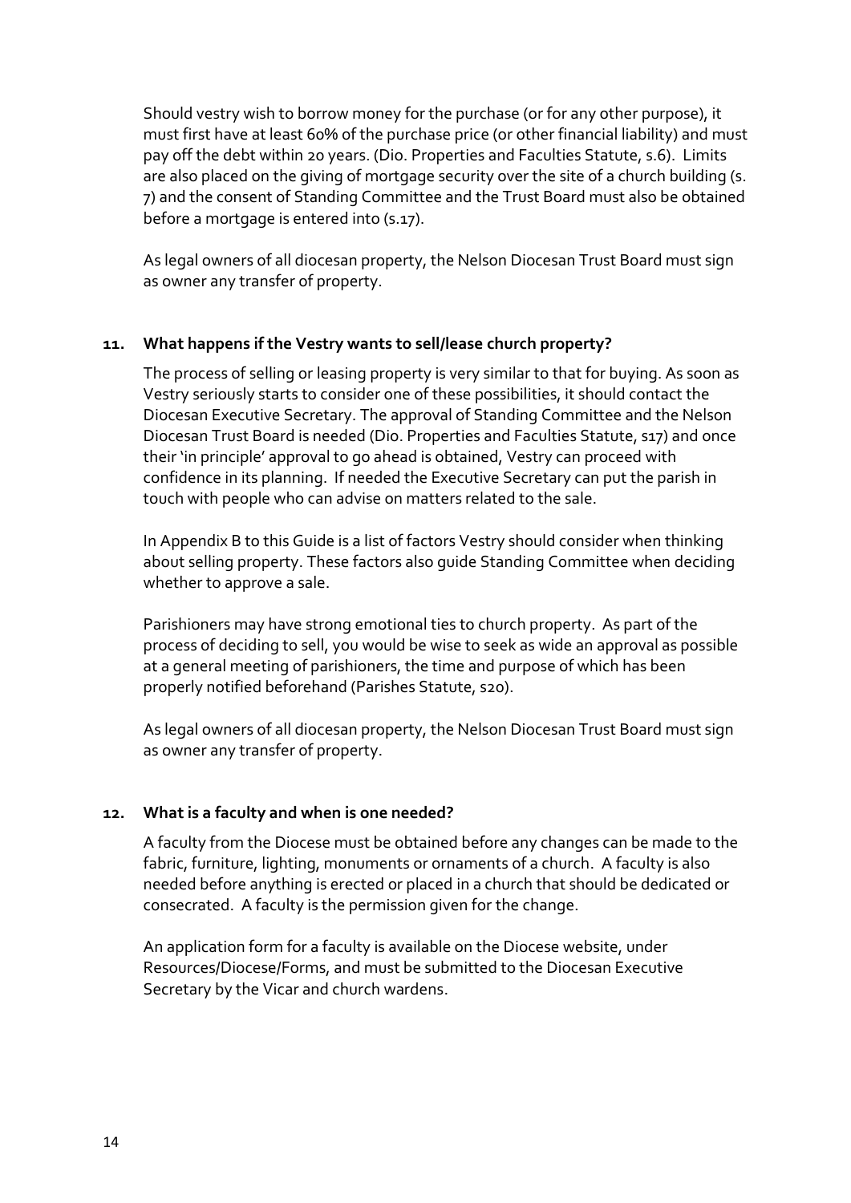Should vestry wish to borrow money for the purchase (or for any other purpose), it must first have at least 60% of the purchase price (or other financial liability) and must pay off the debt within 20 years. (Dio. Properties and Faculties Statute, s.6). Limits are also placed on the giving of mortgage security over the site of a church building (s. 7) and the consent of Standing Committee and the Trust Board must also be obtained before a mortgage is entered into (s.17).

As legal owners of all diocesan property, the Nelson Diocesan Trust Board must sign as owner any transfer of property.

## 11. What happens if the Vestry wants to sell/lease church property?

The process of selling or leasing property is very similar to that for buying. As soon as Vestry seriously starts to consider one of these possibilities, it should contact the Diocesan Executive Secretary. The approval of Standing Committee and the Nelson Diocesan Trust Board is needed (Dio. Properties and Faculties Statute, s17) and once their 'in principle' approval to go ahead is obtained, Vestry can proceed with confidence in its planning. If needed the Executive Secretary can put the parish in touch with people who can advise on matters related to the sale.

In Appendix B to this Guide is a list of factors Vestry should consider when thinking about selling property. These factors also guide Standing Committee when deciding whether to approve a sale.

Parishioners may have strong emotional ties to church property. As part of the process of deciding to sell, you would be wise to seek as wide an approval as possible at a general meeting of parishioners, the time and purpose of which has been properly notified beforehand (Parishes Statute, s20).

As legal owners of all diocesan property, the Nelson Diocesan Trust Board must sign as owner any transfer of property.

## 12. What is a faculty and when is one needed?

A faculty from the Diocese must be obtained before any changes can be made to the fabric, furniture, lighting, monuments or ornaments of a church. A faculty is also needed before anything is erected or placed in a church that should be dedicated or consecrated. A faculty is the permission given for the change.

An application form for a faculty is available on the Diocese website, under Resources/Diocese/Forms, and must be submitted to the Diocesan Executive Secretary by the Vicar and church wardens.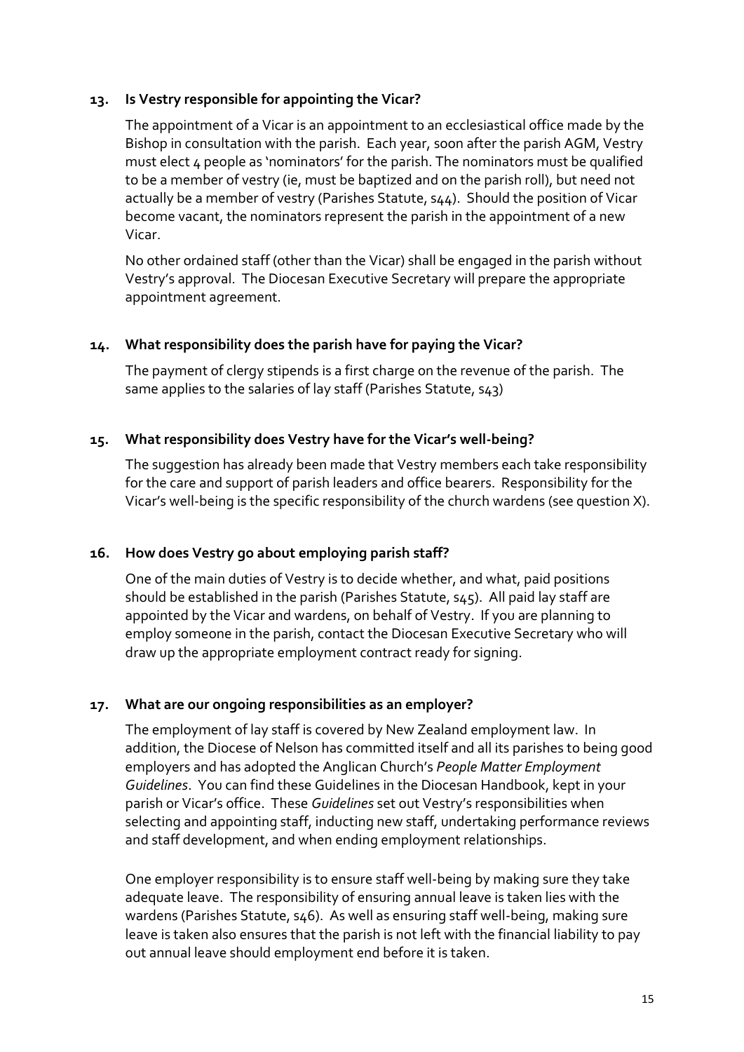## 13. Is Vestry responsible for appointing the Vicar?

The appointment of a Vicar is an appointment to an ecclesiastical office made by the Bishop in consultation with the parish. Each year, soon after the parish AGM, Vestry must elect 4 people as 'nominators' for the parish. The nominators must be qualified to be a member of vestry (ie, must be baptized and on the parish roll), but need not actually be a member of vestry (Parishes Statute, s44). Should the position of Vicar become vacant, the nominators represent the parish in the appointment of a new Vicar.

No other ordained staff (other than the Vicar) shall be engaged in the parish without Vestry's approval. The Diocesan Executive Secretary will prepare the appropriate appointment agreement.

## 14. What responsibility does the parish have for paying the Vicar?

The payment of clergy stipends is a first charge on the revenue of the parish. The same applies to the salaries of lay staff (Parishes Statute, s43)

## 15. What responsibility does Vestry have for the Vicar's well-being?

The suggestion has already been made that Vestry members each take responsibility for the care and support of parish leaders and office bearers. Responsibility for the Vicar's well-being is the specific responsibility of the church wardens (see question X).

## 16. How does Vestry go about employing parish staff?

One of the main duties of Vestry is to decide whether, and what, paid positions should be established in the parish (Parishes Statute, s45). All paid lay staff are appointed by the Vicar and wardens, on behalf of Vestry. If you are planning to employ someone in the parish, contact the Diocesan Executive Secretary who will draw up the appropriate employment contract ready for signing.

## 17. What are our ongoing responsibilities as an employer?

The employment of lay staff is covered by New Zealand employment law. In addition, the Diocese of Nelson has committed itself and all its parishes to being good employers and has adopted the Anglican Church's *People Matter Employment Guidelines*. You can find these Guidelines in the Diocesan Handbook, kept in your parish or Vicar's office. These *Guidelines* set out Vestry's responsibilities when selecting and appointing staff, inducting new staff, undertaking performance reviews and staff development, and when ending employment relationships.

One employer responsibility is to ensure staff well-being by making sure they take adequate leave. The responsibility of ensuring annual leave is taken lies with the wardens (Parishes Statute, s46). As well as ensuring staff well-being, making sure leave is taken also ensures that the parish is not left with the financial liability to pay out annual leave should employment end before it is taken.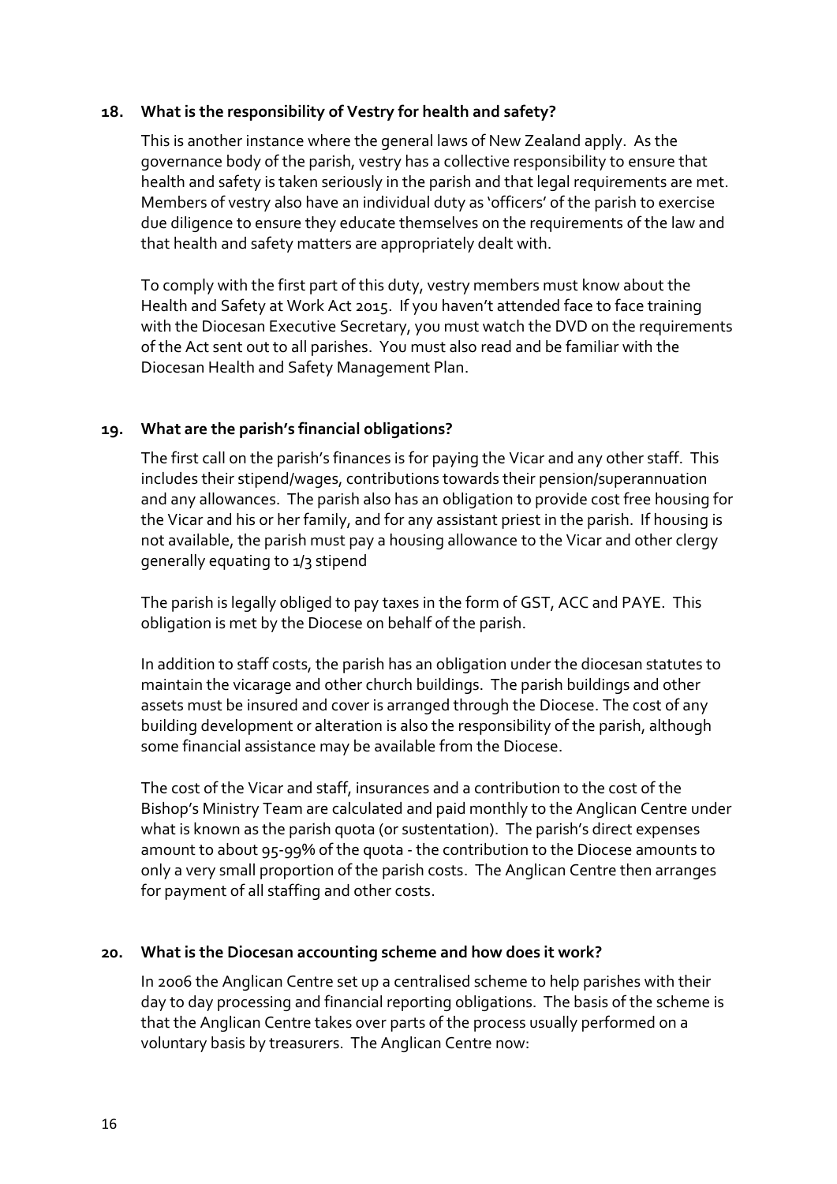### 18. What is the responsibility of Vestry for health and safety?

This is another instance where the general laws of New Zealand apply. As the governance body of the parish, vestry has a collective responsibility to ensure that health and safety is taken seriously in the parish and that legal requirements are met. Members of vestry also have an individual duty as 'officers' of the parish to exercise due diligence to ensure they educate themselves on the requirements of the law and that health and safety matters are appropriately dealt with.

To comply with the first part of this duty, vestry members must know about the Health and Safety at Work Act 2015. If you haven't attended face to face training with the Diocesan Executive Secretary, you must watch the DVD on the requirements of the Act sent out to all parishes. You must also read and be familiar with the Diocesan Health and Safety Management Plan.

### 19. What are the parish's financial obligations?

The first call on the parish's finances is for paying the Vicar and any other staff. This includes their stipend/wages, contributions towards their pension/superannuation and any allowances. The parish also has an obligation to provide cost free housing for the Vicar and his or her family, and for any assistant priest in the parish. If housing is not available, the parish must pay a housing allowance to the Vicar and other clergy generally equating to 1/3 stipend

The parish is legally obliged to pay taxes in the form of GST, ACC and PAYE. This obligation is met by the Diocese on behalf of the parish.

In addition to staff costs, the parish has an obligation under the diocesan statutes to maintain the vicarage and other church buildings. The parish buildings and other assets must be insured and cover is arranged through the Diocese. The cost of any building development or alteration is also the responsibility of the parish, although some financial assistance may be available from the Diocese.

The cost of the Vicar and staff, insurances and a contribution to the cost of the Bishop's Ministry Team are calculated and paid monthly to the Anglican Centre under what is known as the parish quota (or sustentation). The parish's direct expenses amount to about 95-99% of the quota - the contribution to the Diocese amounts to only a very small proportion of the parish costs. The Anglican Centre then arranges for payment of all staffing and other costs.

### 20. What is the Diocesan accounting scheme and how does it work?

In 2006 the Anglican Centre set up a centralised scheme to help parishes with their day to day processing and financial reporting obligations. The basis of the scheme is that the Anglican Centre takes over parts of the process usually performed on a voluntary basis by treasurers. The Anglican Centre now: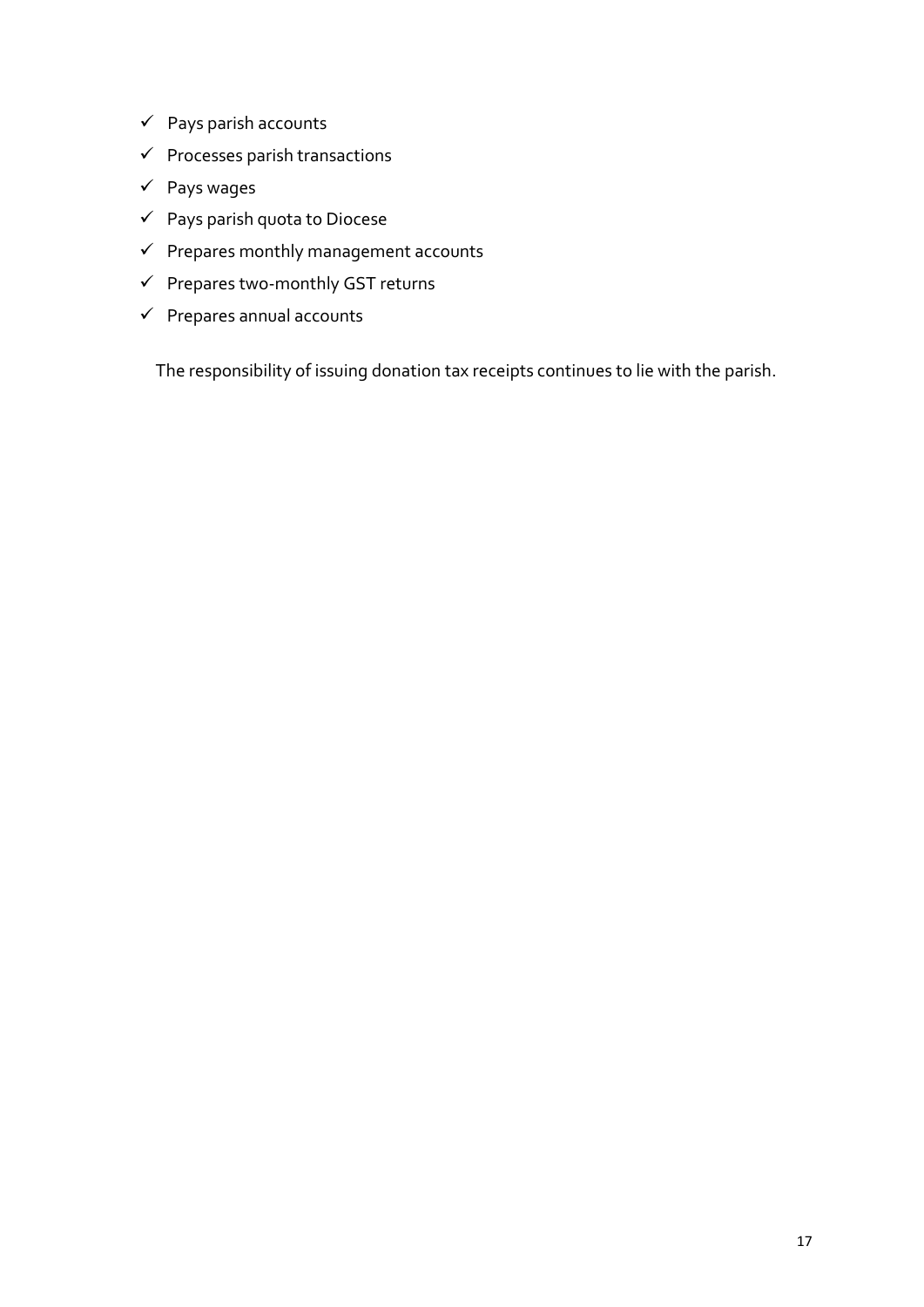- ✓ Pays parish accounts
- ✓ Processes parish transactions
- ✓ Pays wages
- ✓ Pays parish quota to Diocese
- ✓ Prepares monthly management accounts
- ✓ Prepares two-monthly GST returns
- ✓ Prepares annual accounts

The responsibility of issuing donation tax receipts continues to lie with the parish.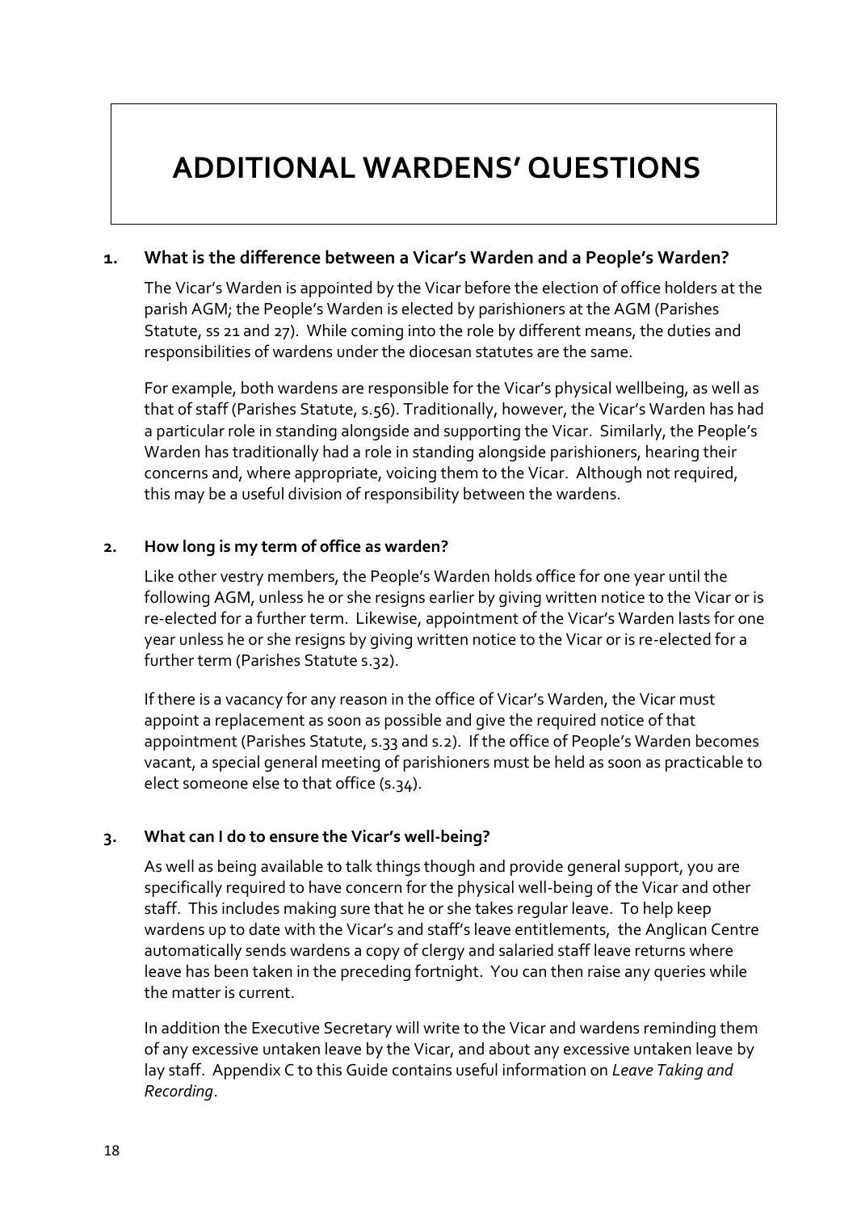# ADDITIONAL WARDENS' QUESTIONS

**1. What is the difference between a Vicar's Warden and a People's Warden?**

The Vicar's Warden is appointed by the Vicar before the election of office holders at the parish AGM; the People's Warden is elected by parishioners at the AGM (Parishes Statute, ss 21 and 27). While coming into the role by different means, the duties and responsibilities of wardens under the diocesan statutes are the same.

For example, both wardens are responsible for the Vicar's physical wellbeing, as well as that of staff (Parishes Statute, s.56). Traditionally, however, the Vicar's Warden has had a particular role in standing alongside and supporting the Vicar. Similarly, the People's Warden has traditionally had a role in standing alongside parishioners, hearing their concerns and, where appropriate, voicing them to the Vicar. Although not required, this may be a useful division of responsibility between the wardens.

**2. How long is my term of office as warden?**

Like other vestry members, the People's Warden holds office for one year until the following AGM, unless he or she resigns earlier by giving written notice to the Vicar or is re-elected for a further term. Likewise, appointment of the Vicar's Warden lasts for one year unless he or she resigns by giving written notice to the Vicar or is re-elected for a further term (Parishes Statute s.32).

If there is a vacancy for any reason in the office of Vicar's Warden, the Vicar must appoint a replacement as soon as possible and give the required notice of that appointment (Parishes Statute, s.33 and s.2). If the office of People's Warden becomes vacant, a special general meeting of parishioners must be held as soon as practicable to elect someone else to that office (s.34).

**3. What can I do to ensure the Vicar's well-being?**

As well as being available to talk things though and provide general support, you are specifically required to have concern for the physical well-being of the Vicar and other staff. This includes making sure that he or she takes regular leave. To help keep wardens up to date with the Vicar's and staff's leave entitlements, the Anglican Centre automatically sends wardens a copy of clergy and salaried staff leave returns where leave has been taken in the preceding fortnight. You can then raise any queries while the matter is current.

In addition the Executive Secretary will write to the Vicar and wardens reminding them of any excessive untaken leave by the Vicar, and about any excessive untaken leave by lay staff. Appendix C to this Guide contains useful information on *Leave Taking and Recording*.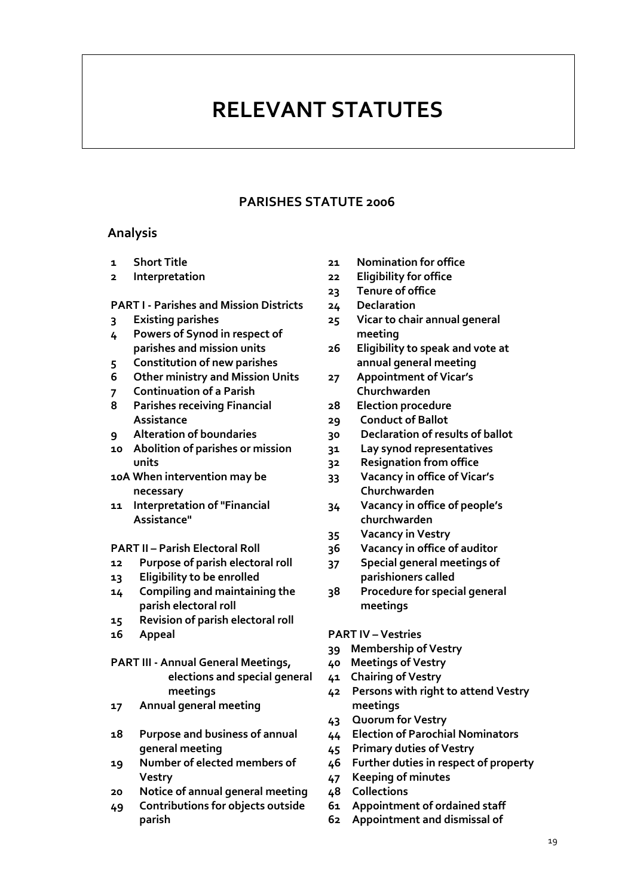# RELEVANT STATUTES

## PARISHES STATUTE 2006

### Analysis

**1** **Short Title**
**2** **Interpretation**

**PART I - Parishes and Mission Districts**

**3** **Existing parishes**
**4** **Powers of Synod in respect of parishes and mission units**
**5** **Constitution of new parishes**
**6** **Other ministry and Mission Units**
**7** **Continuation of a Parish**
**8** **Parishes receiving Financial Assistance**
**9** **Alteration of boundaries**
**10** **Abolition of parishes or mission units**
**10A** **When intervention may be necessary**
**11** **Interpretation of "Financial Assistance"**

**PART II – Parish Electoral Roll**

**12** **Purpose of parish electoral roll**
**13** **Eligibility to be enrolled**
**14** **Compiling and maintaining the parish electoral roll**
**15** **Revision of parish electoral roll**
**16** **Appeal**

**PART III - Annual General Meetings, elections and special general meetings**

**17** **Annual general meeting**
**18** **Purpose and business of annual general meeting**
**19** **Number of elected members of Vestry**
**20** **Notice of annual general meeting**
**49** **Contributions for objects outside parish**
**21** **Nomination for office**
**22** **Eligibility for office**
**23** **Tenure of office**
**24** **Declaration**
**25** **Vicar to chair annual general meeting**
**26** **Eligibility to speak and vote at annual general meeting**
**27** **Appointment of Vicar's Churchwarden**
**28** **Election procedure**
**29** **Conduct of Ballot**
**30** **Declaration of results of ballot**
**31** **Lay synod representatives**
**32** **Resignation from office**
**33** **Vacancy in office of Vicar's Churchwarden**
**34** **Vacancy in office of people's churchwarden**
**35** **Vacancy in Vestry**
**36** **Vacancy in office of auditor**
**37** **Special general meetings of parishioners called**
**38** **Procedure for special general meetings**

**PART IV – Vestries**

**39** **Membership of Vestry**
**40** **Meetings of Vestry**
**41** **Chairing of Vestry**
**42** **Persons with right to attend Vestry meetings**
**43** **Quorum for Vestry**
**44** **Election of Parochial Nominators**
**45** **Primary duties of Vestry**
**46** **Further duties in respect of property**
**47** **Keeping of minutes**
**48** **Collections**
**61** **Appointment of ordained staff**
**62** **Appointment and dismissal of**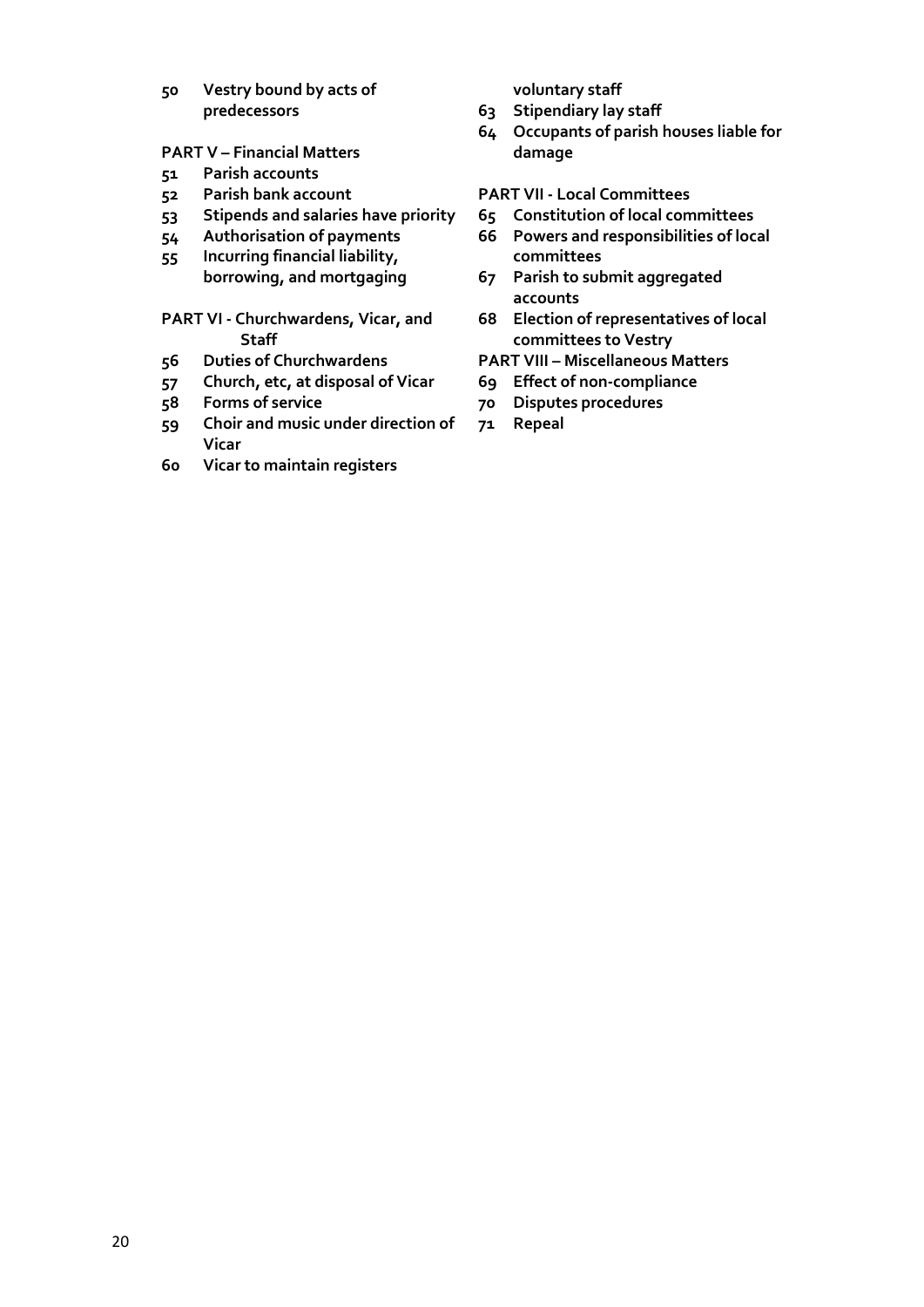50 Vestry bound by acts of predecessors

**PART V – Financial Matters**

51 Parish accounts
52 Parish bank account
53 Stipends and salaries have priority
54 Authorisation of payments
55 Incurring financial liability, borrowing, and mortgaging

**PART VI - Churchwardens, Vicar, and Staff**

56 Duties of Churchwardens
57 Church, etc, at disposal of Vicar
58 Forms of service
59 Choir and music under direction of Vicar
60 Vicar to maintain registers

voluntary staff

63 Stipendiary lay staff
64 Occupants of parish houses liable for damage

**PART VII - Local Committees**

65 Constitution of local committees
66 Powers and responsibilities of local committees
67 Parish to submit aggregated accounts
68 Election of representatives of local committees to Vestry

**PART VIII – Miscellaneous Matters**

69 Effect of non-compliance
70 Disputes procedures
71 Repeal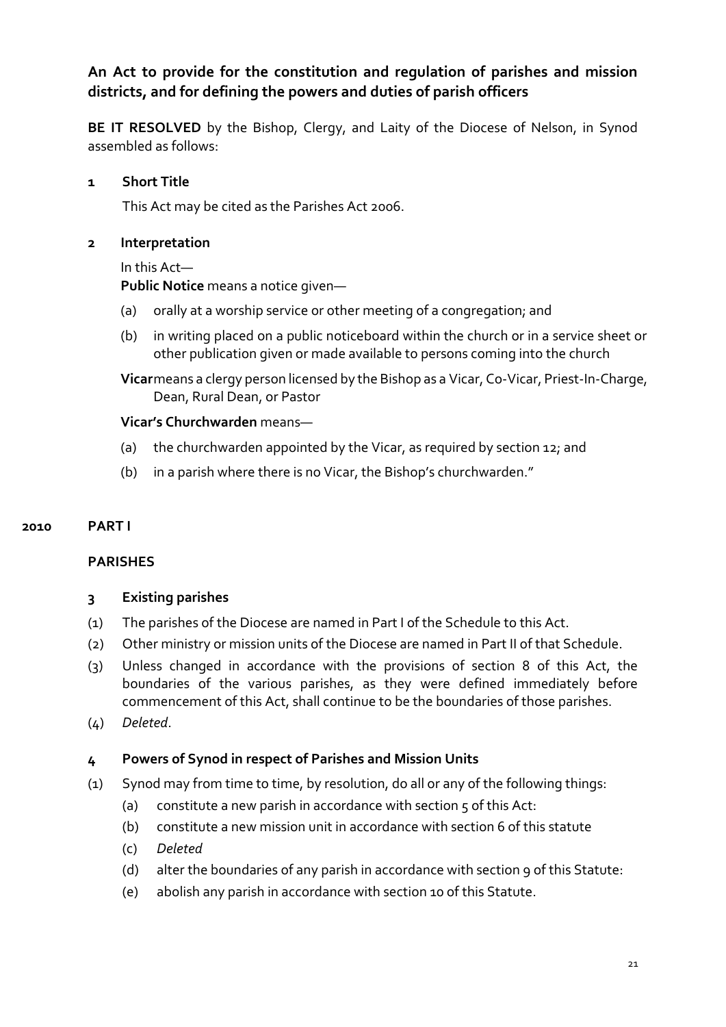## An Act to provide for the constitution and regulation of parishes and mission districts, and for defining the powers and duties of parish officers

**BE IT RESOLVED** by the Bishop, Clergy, and Laity of the Diocese of Nelson, in Synod assembled as follows:

### 1 Short Title

This Act may be cited as the Parishes Act 2006.

### 2 Interpretation

In this Act—

**Public Notice** means a notice given—

(a) orally at a worship service or other meeting of a congregation; and

(b) in writing placed on a public noticeboard within the church or in a service sheet or other publication given or made available to persons coming into the church

**Vicar** means a clergy person licensed by the Bishop as a Vicar, Co-Vicar, Priest-In-Charge, Dean, Rural Dean, or Pastor

**Vicar's Churchwarden** means—

(a) the churchwarden appointed by the Vicar, as required by section 12; and

(b) in a parish where there is no Vicar, the Bishop's churchwarden."

2010 **PART I**

## PARISHES

### 3 Existing parishes

(1) The parishes of the Diocese are named in Part I of the Schedule to this Act.

(2) Other ministry or mission units of the Diocese are named in Part II of that Schedule.

(3) Unless changed in accordance with the provisions of section 8 of this Act, the boundaries of the various parishes, as they were defined immediately before commencement of this Act, shall continue to be the boundaries of those parishes.

(4) *Deleted*.

### 4 Powers of Synod in respect of Parishes and Mission Units

(1) Synod may from time to time, by resolution, do all or any of the following things:

(a) constitute a new parish in accordance with section 5 of this Act:

(b) constitute a new mission unit in accordance with section 6 of this statute

(c) *Deleted*

(d) alter the boundaries of any parish in accordance with section 9 of this Statute:

(e) abolish any parish in accordance with section 10 of this Statute.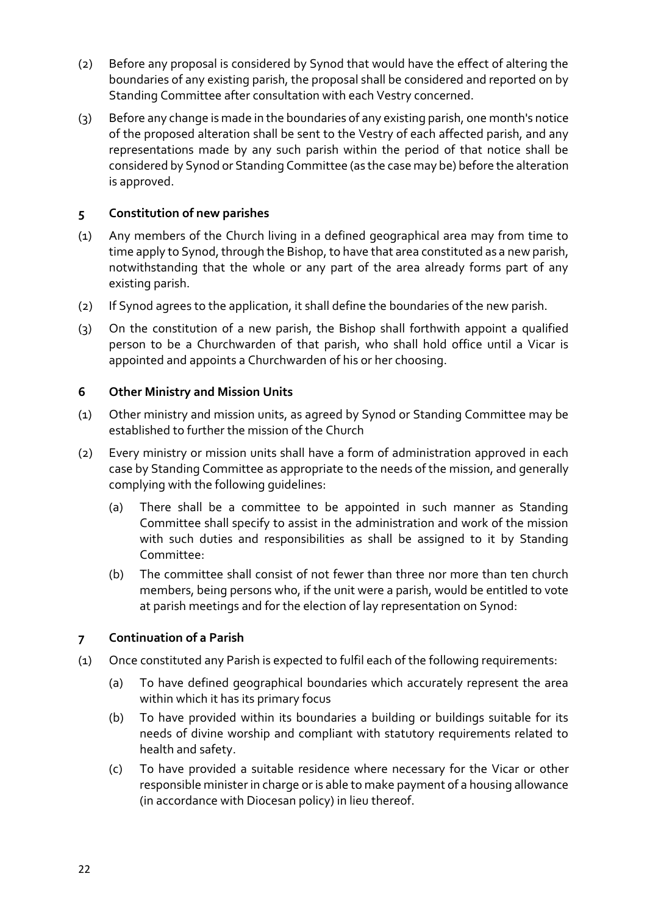(2) Before any proposal is considered by Synod that would have the effect of altering the boundaries of any existing parish, the proposal shall be considered and reported on by Standing Committee after consultation with each Vestry concerned.

(3) Before any change is made in the boundaries of any existing parish, one month's notice of the proposed alteration shall be sent to the Vestry of each affected parish, and any representations made by any such parish within the period of that notice shall be considered by Synod or Standing Committee (as the case may be) before the alteration is approved.

## 5 Constitution of new parishes

(1) Any members of the Church living in a defined geographical area may from time to time apply to Synod, through the Bishop, to have that area constituted as a new parish, notwithstanding that the whole or any part of the area already forms part of any existing parish.

(2) If Synod agrees to the application, it shall define the boundaries of the new parish.

(3) On the constitution of a new parish, the Bishop shall forthwith appoint a qualified person to be a Churchwarden of that parish, who shall hold office until a Vicar is appointed and appoints a Churchwarden of his or her choosing.

## 6 Other Ministry and Mission Units

(1) Other ministry and mission units, as agreed by Synod or Standing Committee may be established to further the mission of the Church

(2) Every ministry or mission units shall have a form of administration approved in each case by Standing Committee as appropriate to the needs of the mission, and generally complying with the following guidelines:

   (a) There shall be a committee to be appointed in such manner as Standing Committee shall specify to assist in the administration and work of the mission with such duties and responsibilities as shall be assigned to it by Standing Committee:

   (b) The committee shall consist of not fewer than three nor more than ten church members, being persons who, if the unit were a parish, would be entitled to vote at parish meetings and for the election of lay representation on Synod:

## 7 Continuation of a Parish

(1) Once constituted any Parish is expected to fulfil each of the following requirements:

   (a) To have defined geographical boundaries which accurately represent the area within which it has its primary focus

   (b) To have provided within its boundaries a building or buildings suitable for its needs of divine worship and compliant with statutory requirements related to health and safety.

   (c) To have provided a suitable residence where necessary for the Vicar or other responsible minister in charge or is able to make payment of a housing allowance (in accordance with Diocesan policy) in lieu thereof.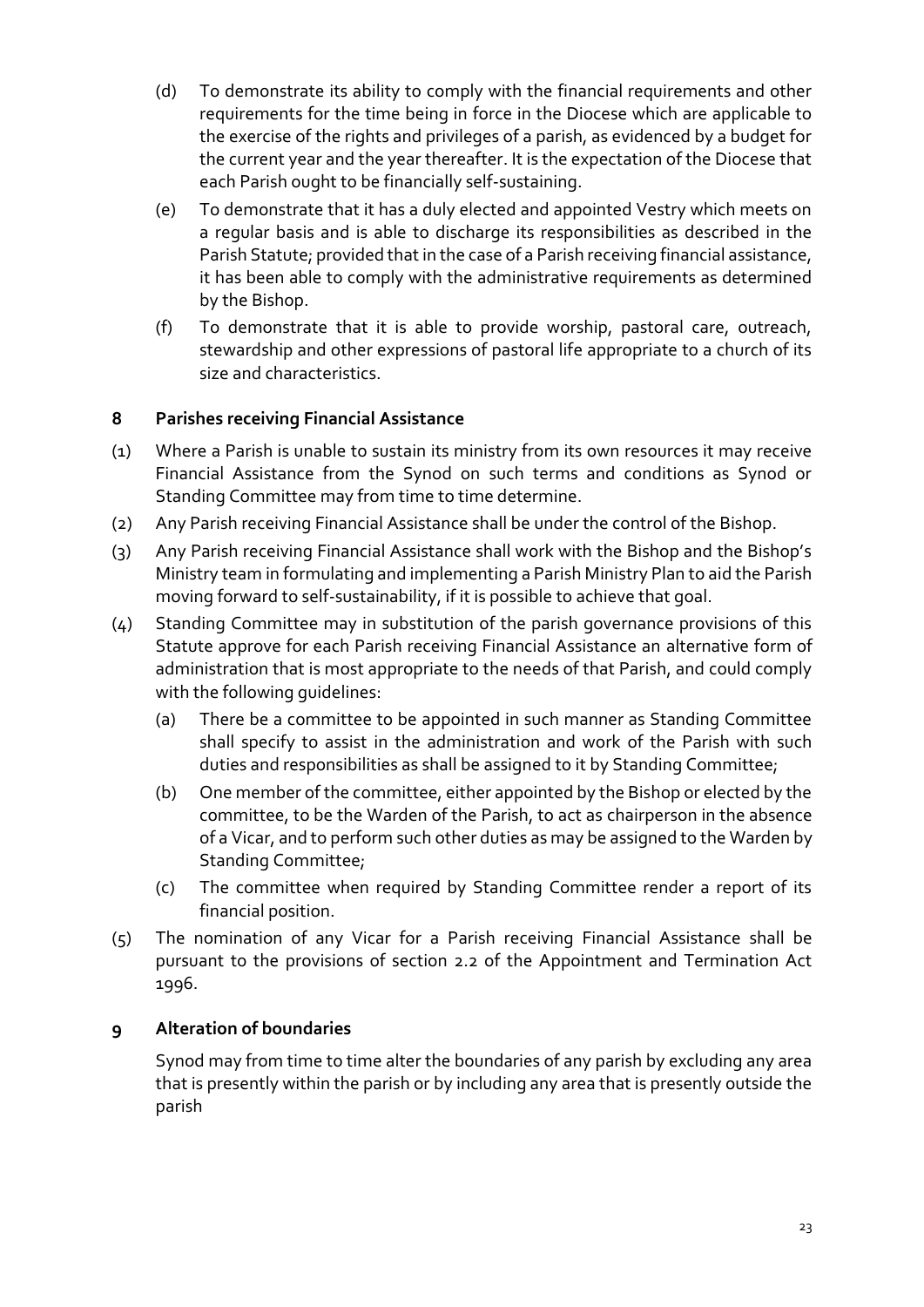(d) To demonstrate its ability to comply with the financial requirements and other requirements for the time being in force in the Diocese which are applicable to the exercise of the rights and privileges of a parish, as evidenced by a budget for the current year and the year thereafter. It is the expectation of the Diocese that each Parish ought to be financially self-sustaining.

(e) To demonstrate that it has a duly elected and appointed Vestry which meets on a regular basis and is able to discharge its responsibilities as described in the Parish Statute; provided that in the case of a Parish receiving financial assistance, it has been able to comply with the administrative requirements as determined by the Bishop.

(f) To demonstrate that it is able to provide worship, pastoral care, outreach, stewardship and other expressions of pastoral life appropriate to a church of its size and characteristics.

## 8 Parishes receiving Financial Assistance

(1) Where a Parish is unable to sustain its ministry from its own resources it may receive Financial Assistance from the Synod on such terms and conditions as Synod or Standing Committee may from time to time determine.

(2) Any Parish receiving Financial Assistance shall be under the control of the Bishop.

(3) Any Parish receiving Financial Assistance shall work with the Bishop and the Bishop's Ministry team in formulating and implementing a Parish Ministry Plan to aid the Parish moving forward to self-sustainability, if it is possible to achieve that goal.

(4) Standing Committee may in substitution of the parish governance provisions of this Statute approve for each Parish receiving Financial Assistance an alternative form of administration that is most appropriate to the needs of that Parish, and could comply with the following guidelines:

   (a) There be a committee to be appointed in such manner as Standing Committee shall specify to assist in the administration and work of the Parish with such duties and responsibilities as shall be assigned to it by Standing Committee;

   (b) One member of the committee, either appointed by the Bishop or elected by the committee, to be the Warden of the Parish, to act as chairperson in the absence of a Vicar, and to perform such other duties as may be assigned to the Warden by Standing Committee;

   (c) The committee when required by Standing Committee render a report of its financial position.

(5) The nomination of any Vicar for a Parish receiving Financial Assistance shall be pursuant to the provisions of section 2.2 of the Appointment and Termination Act 1996.

## 9 Alteration of boundaries

Synod may from time to time alter the boundaries of any parish by excluding any area that is presently within the parish or by including any area that is presently outside the parish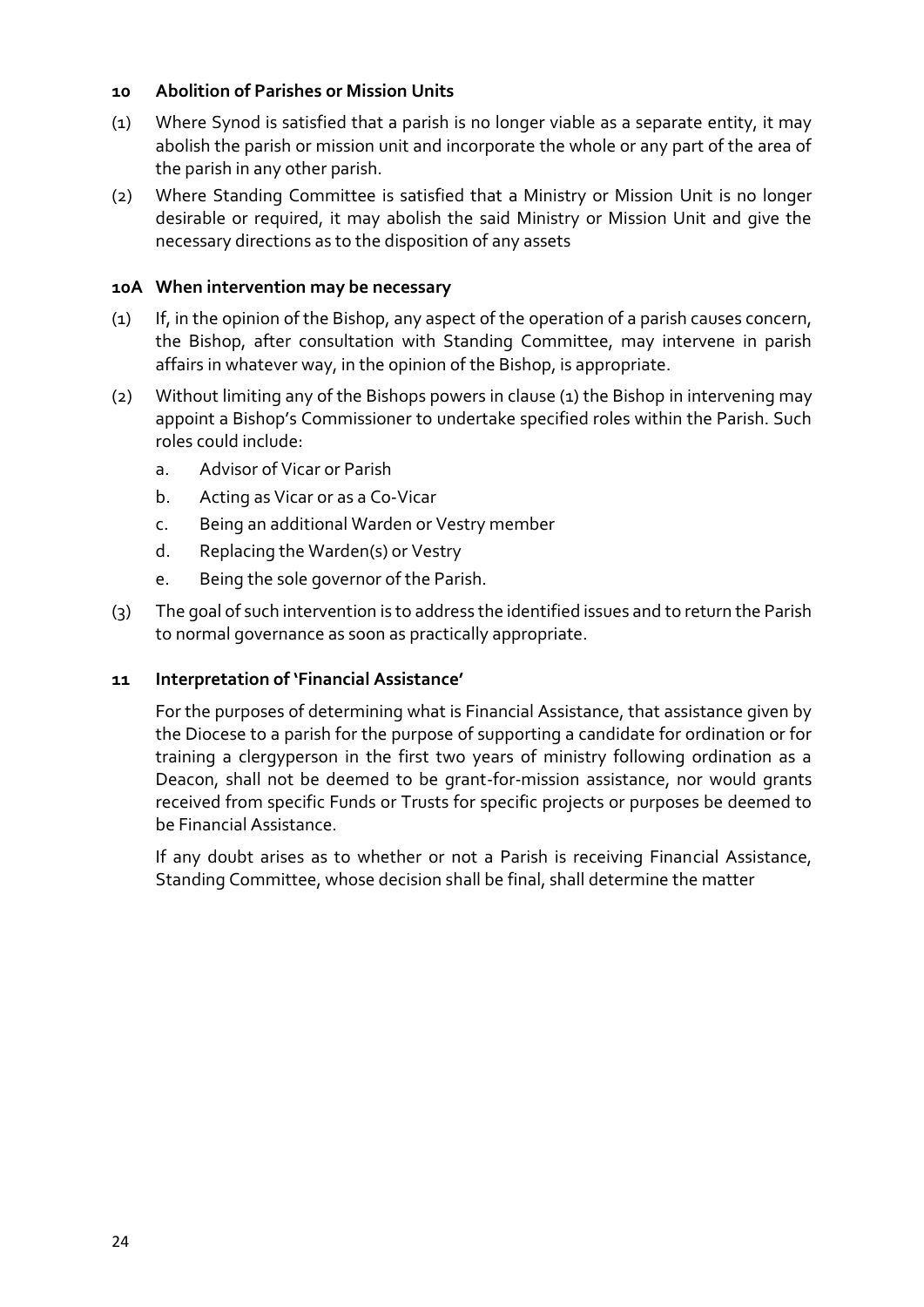### 10 Abolition of Parishes or Mission Units

(1) Where Synod is satisfied that a parish is no longer viable as a separate entity, it may abolish the parish or mission unit and incorporate the whole or any part of the area of the parish in any other parish.

(2) Where Standing Committee is satisfied that a Ministry or Mission Unit is no longer desirable or required, it may abolish the said Ministry or Mission Unit and give the necessary directions as to the disposition of any assets

### 10A When intervention may be necessary

(1) If, in the opinion of the Bishop, any aspect of the operation of a parish causes concern, the Bishop, after consultation with Standing Committee, may intervene in parish affairs in whatever way, in the opinion of the Bishop, is appropriate.

(2) Without limiting any of the Bishops powers in clause (1) the Bishop in intervening may appoint a Bishop's Commissioner to undertake specified roles within the Parish. Such roles could include:

   a. Advisor of Vicar or Parish
   b. Acting as Vicar or as a Co-Vicar
   c. Being an additional Warden or Vestry member
   d. Replacing the Warden(s) or Vestry
   e. Being the sole governor of the Parish.

(3) The goal of such intervention is to address the identified issues and to return the Parish to normal governance as soon as practically appropriate.

### 11 Interpretation of 'Financial Assistance'

For the purposes of determining what is Financial Assistance, that assistance given by the Diocese to a parish for the purpose of supporting a candidate for ordination or for training a clergyperson in the first two years of ministry following ordination as a Deacon, shall not be deemed to be grant-for-mission assistance, nor would grants received from specific Funds or Trusts for specific projects or purposes be deemed to be Financial Assistance.

If any doubt arises as to whether or not a Parish is receiving Financial Assistance, Standing Committee, whose decision shall be final, shall determine the matter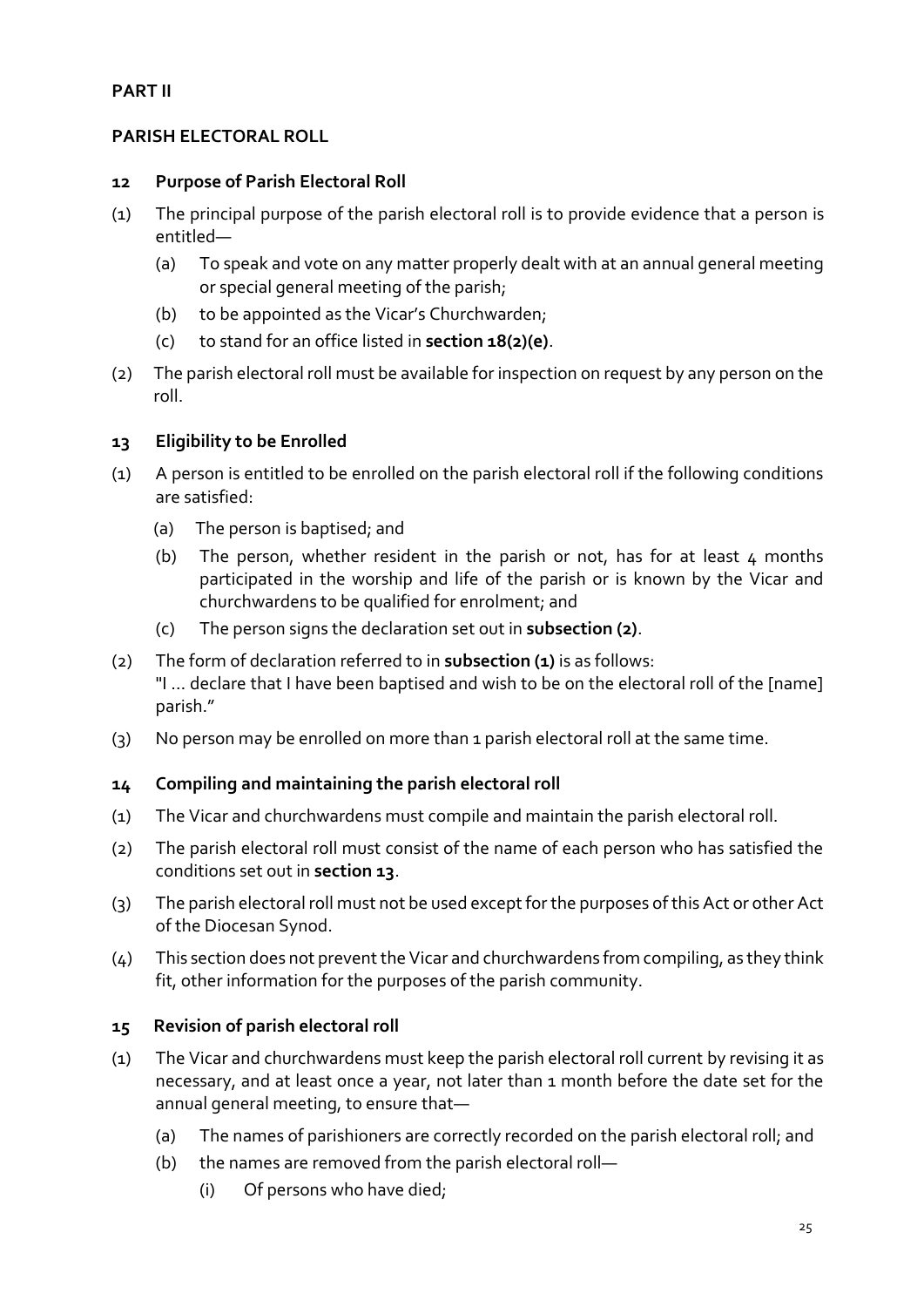**PART II**

**PARISH ELECTORAL ROLL**

### 12 Purpose of Parish Electoral Roll

(1) The principal purpose of the parish electoral roll is to provide evidence that a person is entitled—

  (a) To speak and vote on any matter properly dealt with at an annual general meeting or special general meeting of the parish;

  (b) to be appointed as the Vicar's Churchwarden;

  (c) to stand for an office listed in **section 18(2)(e)**.

(2) The parish electoral roll must be available for inspection on request by any person on the roll.

### 13 Eligibility to be Enrolled

(1) A person is entitled to be enrolled on the parish electoral roll if the following conditions are satisfied:

  (a) The person is baptised; and

  (b) The person, whether resident in the parish or not, has for at least 4 months participated in the worship and life of the parish or is known by the Vicar and churchwardens to be qualified for enrolment; and

  (c) The person signs the declaration set out in **subsection (2)**.

(2) The form of declaration referred to in **subsection (1)** is as follows:
"I ... declare that I have been baptised and wish to be on the electoral roll of the [name] parish."

(3) No person may be enrolled on more than 1 parish electoral roll at the same time.

### 14 Compiling and maintaining the parish electoral roll

(1) The Vicar and churchwardens must compile and maintain the parish electoral roll.

(2) The parish electoral roll must consist of the name of each person who has satisfied the conditions set out in **section 13**.

(3) The parish electoral roll must not be used except for the purposes of this Act or other Act of the Diocesan Synod.

(4) This section does not prevent the Vicar and churchwardens from compiling, as they think fit, other information for the purposes of the parish community.

### 15 Revision of parish electoral roll

(1) The Vicar and churchwardens must keep the parish electoral roll current by revising it as necessary, and at least once a year, not later than 1 month before the date set for the annual general meeting, to ensure that—

  (a) The names of parishioners are correctly recorded on the parish electoral roll; and

  (b) the names are removed from the parish electoral roll—

    (i) Of persons who have died;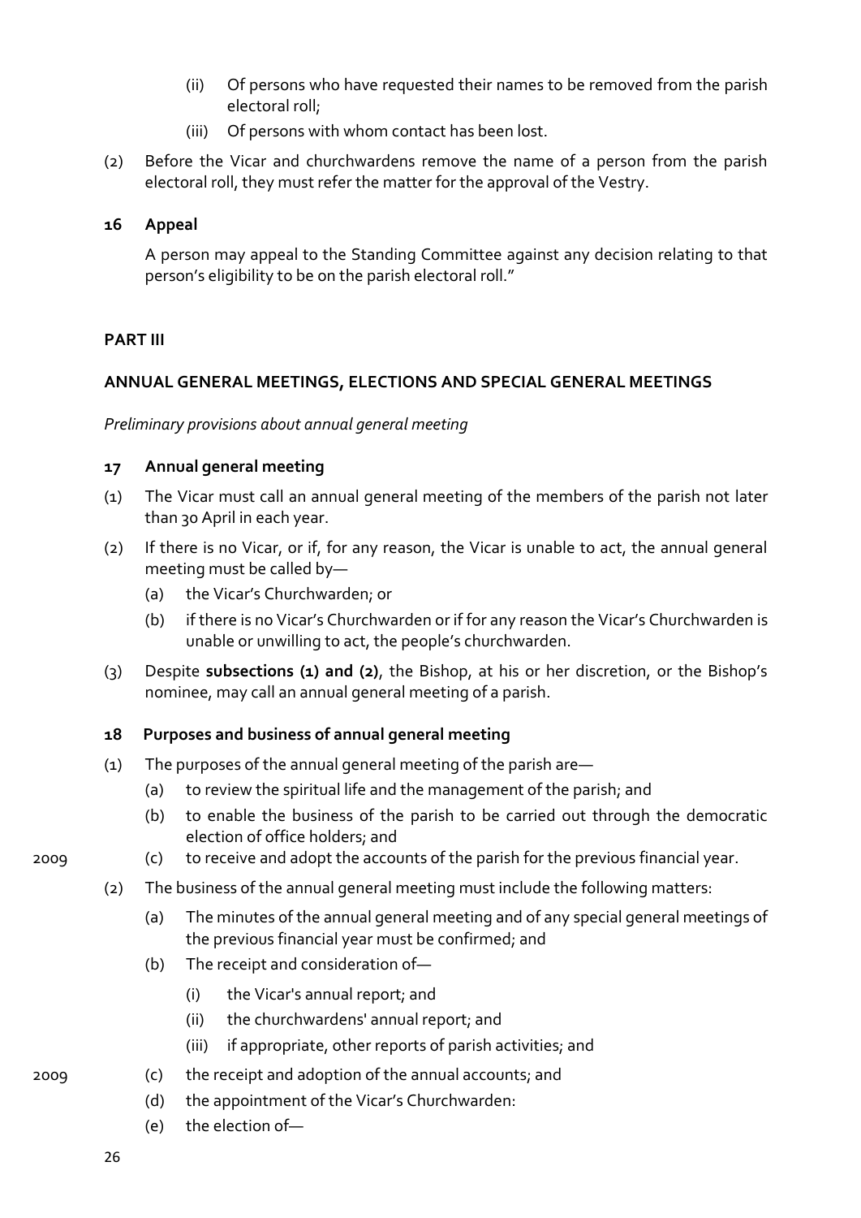(ii) Of persons who have requested their names to be removed from the parish electoral roll;

(iii) Of persons with whom contact has been lost.

(2) Before the Vicar and churchwardens remove the name of a person from the parish electoral roll, they must refer the matter for the approval of the Vestry.

**16 Appeal**

A person may appeal to the Standing Committee against any decision relating to that person's eligibility to be on the parish electoral roll."

**PART III**

**ANNUAL GENERAL MEETINGS, ELECTIONS AND SPECIAL GENERAL MEETINGS**

*Preliminary provisions about annual general meeting*

**17 Annual general meeting**

(1) The Vicar must call an annual general meeting of the members of the parish not later than 30 April in each year.

(2) If there is no Vicar, or if, for any reason, the Vicar is unable to act, the annual general meeting must be called by—

(a) the Vicar's Churchwarden; or

(b) if there is no Vicar's Churchwarden or if for any reason the Vicar's Churchwarden is unable or unwilling to act, the people's churchwarden.

(3) Despite **subsections (1) and (2)**, the Bishop, at his or her discretion, or the Bishop's nominee, may call an annual general meeting of a parish.

**18 Purposes and business of annual general meeting**

(1) The purposes of the annual general meeting of the parish are—

(a) to review the spiritual life and the management of the parish; and

(b) to enable the business of the parish to be carried out through the democratic election of office holders; and

2009 (c) to receive and adopt the accounts of the parish for the previous financial year.

(2) The business of the annual general meeting must include the following matters:

(a) The minutes of the annual general meeting and of any special general meetings of the previous financial year must be confirmed; and

(b) The receipt and consideration of—

(i) the Vicar's annual report; and

(ii) the churchwardens' annual report; and

(iii) if appropriate, other reports of parish activities; and

2009 (c) the receipt and adoption of the annual accounts; and

(d) the appointment of the Vicar's Churchwarden:

(e) the election of—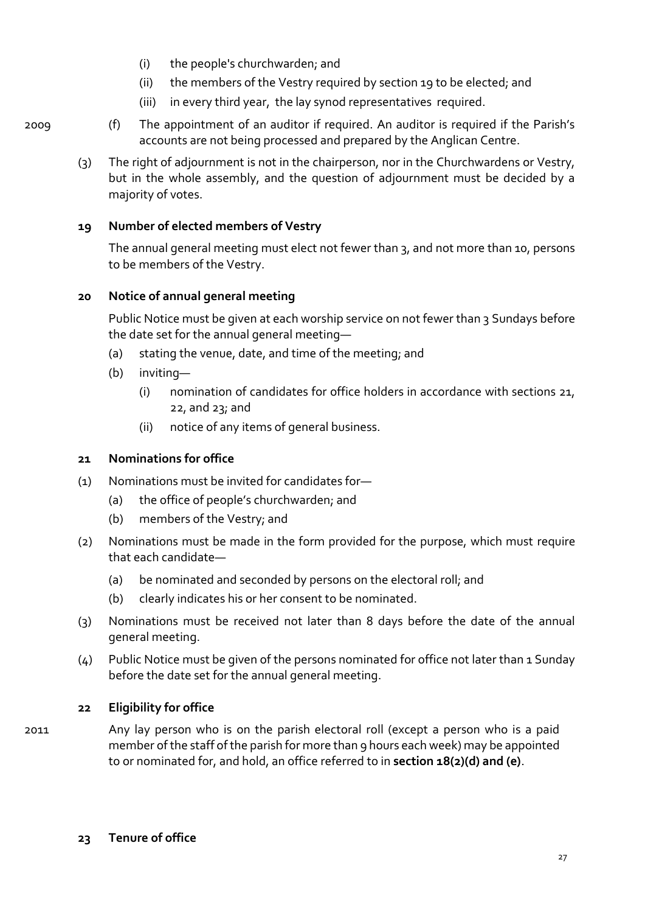(i) the people's churchwarden; and

(ii) the members of the Vestry required by section 19 to be elected; and

(iii) in every third year, the lay synod representatives required.

2009 (f) The appointment of an auditor if required. An auditor is required if the Parish's accounts are not being processed and prepared by the Anglican Centre.

(3) The right of adjournment is not in the chairperson, nor in the Churchwardens or Vestry, but in the whole assembly, and the question of adjournment must be decided by a majority of votes.

**19 Number of elected members of Vestry**

The annual general meeting must elect not fewer than 3, and not more than 10, persons to be members of the Vestry.

**20 Notice of annual general meeting**

Public Notice must be given at each worship service on not fewer than 3 Sundays before the date set for the annual general meeting—

(a) stating the venue, date, and time of the meeting; and

(b) inviting—

(i) nomination of candidates for office holders in accordance with sections 21, 22, and 23; and

(ii) notice of any items of general business.

**21 Nominations for office**

(1) Nominations must be invited for candidates for—

(a) the office of people's churchwarden; and

(b) members of the Vestry; and

(2) Nominations must be made in the form provided for the purpose, which must require that each candidate—

(a) be nominated and seconded by persons on the electoral roll; and

(b) clearly indicates his or her consent to be nominated.

(3) Nominations must be received not later than 8 days before the date of the annual general meeting.

(4) Public Notice must be given of the persons nominated for office not later than 1 Sunday before the date set for the annual general meeting.

**22 Eligibility for office**

2011 Any lay person who is on the parish electoral roll (except a person who is a paid member of the staff of the parish for more than 9 hours each week) may be appointed to or nominated for, and hold, an office referred to in **section 18(2)(d) and (e)**.

**23 Tenure of office**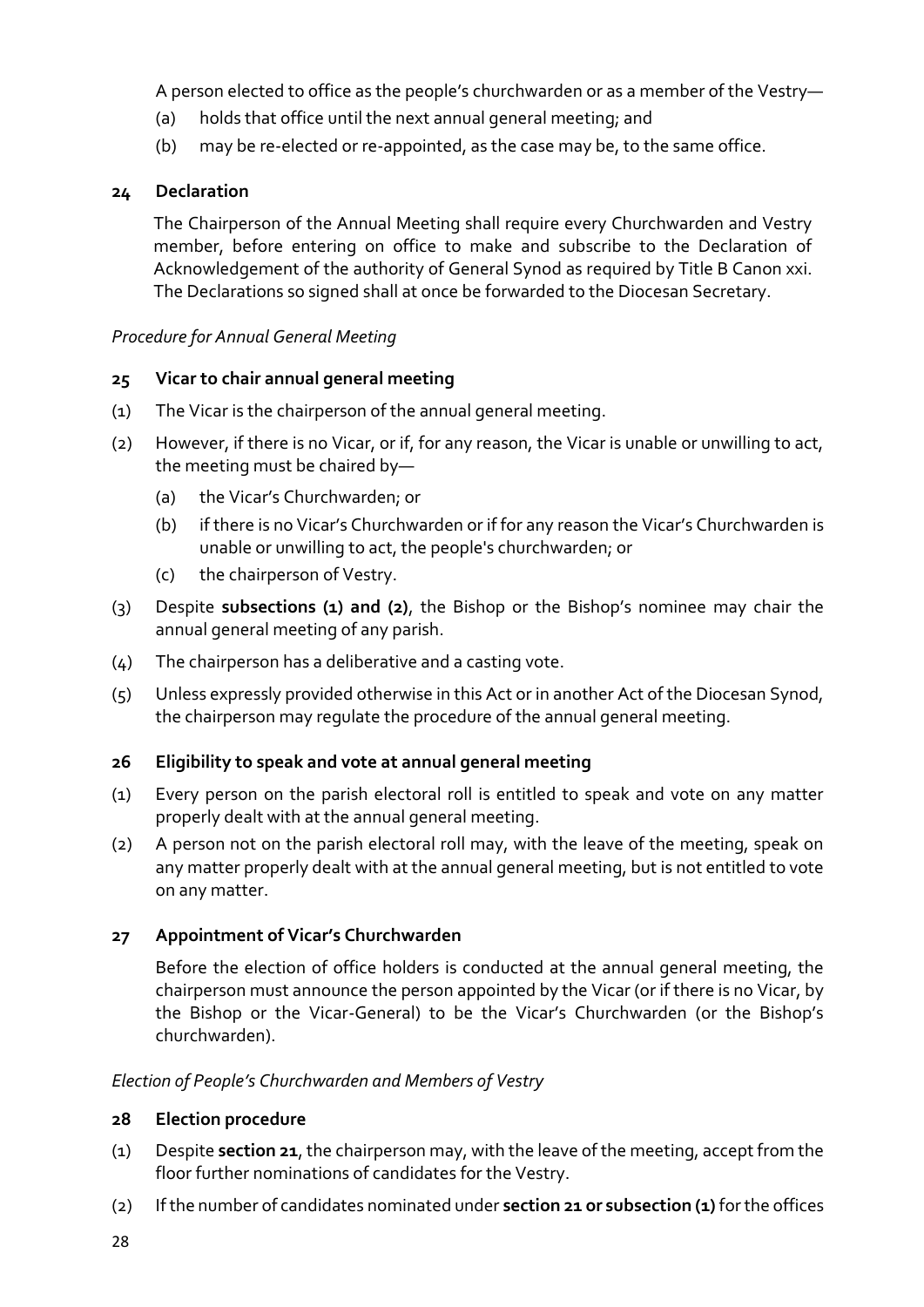A person elected to office as the people's churchwarden or as a member of the Vestry—

- (a) holds that office until the next annual general meeting; and
- (b) may be re-elected or re-appointed, as the case may be, to the same office.

## 24 Declaration

The Chairperson of the Annual Meeting shall require every Churchwarden and Vestry member, before entering on office to make and subscribe to the Declaration of Acknowledgement of the authority of General Synod as required by Title B Canon xxi. The Declarations so signed shall at once be forwarded to the Diocesan Secretary.

*Procedure for Annual General Meeting*

## 25 Vicar to chair annual general meeting

(1) The Vicar is the chairperson of the annual general meeting.

(2) However, if there is no Vicar, or if, for any reason, the Vicar is unable or unwilling to act, the meeting must be chaired by—

- (a) the Vicar's Churchwarden; or
- (b) if there is no Vicar's Churchwarden or if for any reason the Vicar's Churchwarden is unable or unwilling to act, the people's churchwarden; or
- (c) the chairperson of Vestry.

(3) Despite **subsections (1) and (2)**, the Bishop or the Bishop's nominee may chair the annual general meeting of any parish.

(4) The chairperson has a deliberative and a casting vote.

(5) Unless expressly provided otherwise in this Act or in another Act of the Diocesan Synod, the chairperson may regulate the procedure of the annual general meeting.

## 26 Eligibility to speak and vote at annual general meeting

(1) Every person on the parish electoral roll is entitled to speak and vote on any matter properly dealt with at the annual general meeting.

(2) A person not on the parish electoral roll may, with the leave of the meeting, speak on any matter properly dealt with at the annual general meeting, but is not entitled to vote on any matter.

## 27 Appointment of Vicar's Churchwarden

Before the election of office holders is conducted at the annual general meeting, the chairperson must announce the person appointed by the Vicar (or if there is no Vicar, by the Bishop or the Vicar-General) to be the Vicar's Churchwarden (or the Bishop's churchwarden).

*Election of People's Churchwarden and Members of Vestry*

## 28 Election procedure

(1) Despite **section 21**, the chairperson may, with the leave of the meeting, accept from the floor further nominations of candidates for the Vestry.

(2) If the number of candidates nominated under **section 21 or subsection (1)** for the offices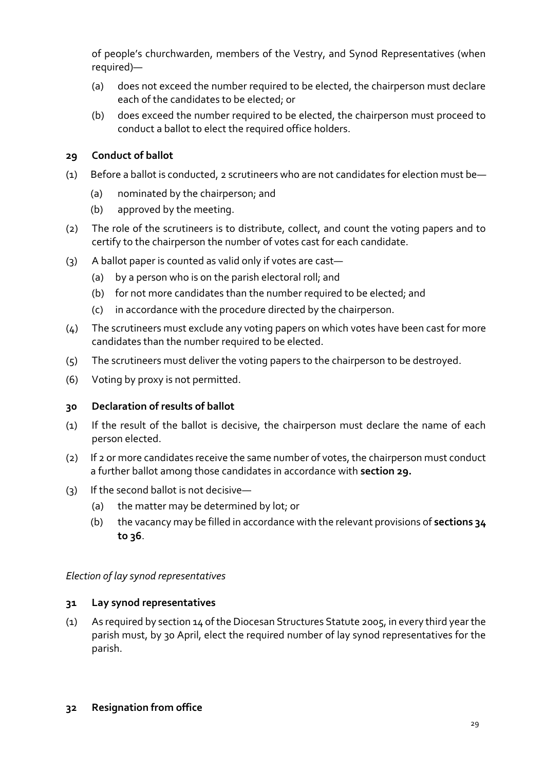of people's churchwarden, members of the Vestry, and Synod Representatives (when required)—

(a) does not exceed the number required to be elected, the chairperson must declare each of the candidates to be elected; or

(b) does exceed the number required to be elected, the chairperson must proceed to conduct a ballot to elect the required office holders.

## 29 Conduct of ballot

(1) Before a ballot is conducted, 2 scrutineers who are not candidates for election must be—

 (a) nominated by the chairperson; and

 (b) approved by the meeting.

(2) The role of the scrutineers is to distribute, collect, and count the voting papers and to certify to the chairperson the number of votes cast for each candidate.

(3) A ballot paper is counted as valid only if votes are cast—

 (a) by a person who is on the parish electoral roll; and

 (b) for not more candidates than the number required to be elected; and

 (c) in accordance with the procedure directed by the chairperson.

(4) The scrutineers must exclude any voting papers on which votes have been cast for more candidates than the number required to be elected.

(5) The scrutineers must deliver the voting papers to the chairperson to be destroyed.

(6) Voting by proxy is not permitted.

## 30 Declaration of results of ballot

(1) If the result of the ballot is decisive, the chairperson must declare the name of each person elected.

(2) If 2 or more candidates receive the same number of votes, the chairperson must conduct a further ballot among those candidates in accordance with **section 29.**

(3) If the second ballot is not decisive—

 (a) the matter may be determined by lot; or

 (b) the vacancy may be filled in accordance with the relevant provisions of **sections 34 to 36**.

*Election of lay synod representatives*

## 31 Lay synod representatives

(1) As required by section 14 of the Diocesan Structures Statute 2005, in every third year the parish must, by 30 April, elect the required number of lay synod representatives for the parish.

## 32 Resignation from office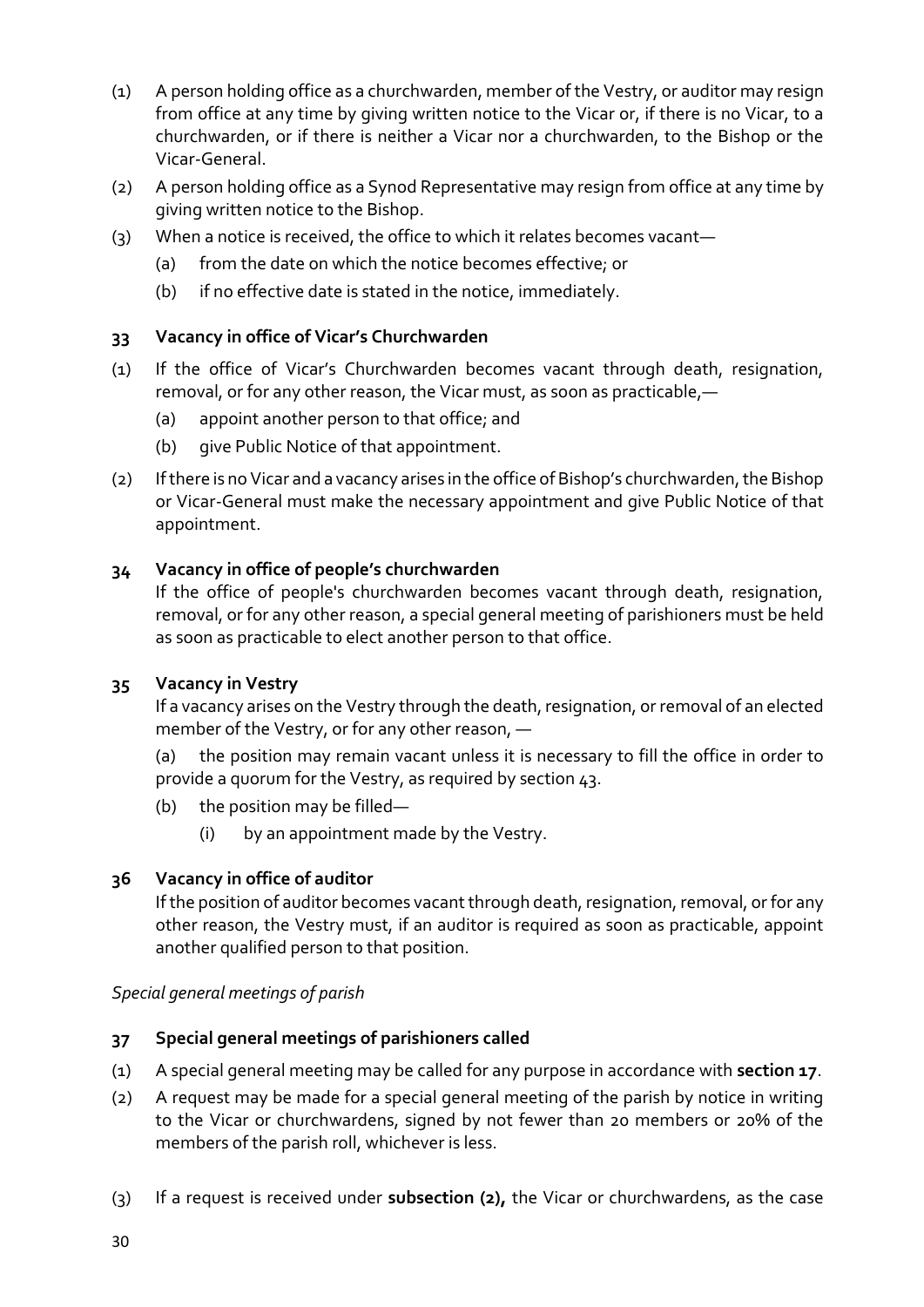(1) A person holding office as a churchwarden, member of the Vestry, or auditor may resign from office at any time by giving written notice to the Vicar or, if there is no Vicar, to a churchwarden, or if there is neither a Vicar nor a churchwarden, to the Bishop or the Vicar-General.

(2) A person holding office as a Synod Representative may resign from office at any time by giving written notice to the Bishop.

(3) When a notice is received, the office to which it relates becomes vacant—

  (a) from the date on which the notice becomes effective; or

  (b) if no effective date is stated in the notice, immediately.

### 33 Vacancy in office of Vicar's Churchwarden

(1) If the office of Vicar's Churchwarden becomes vacant through death, resignation, removal, or for any other reason, the Vicar must, as soon as practicable,—

  (a) appoint another person to that office; and

  (b) give Public Notice of that appointment.

(2) If there is no Vicar and a vacancy arises in the office of Bishop's churchwarden, the Bishop or Vicar-General must make the necessary appointment and give Public Notice of that appointment.

### 34 Vacancy in office of people's churchwarden

If the office of people's churchwarden becomes vacant through death, resignation, removal, or for any other reason, a special general meeting of parishioners must be held as soon as practicable to elect another person to that office.

### 35 Vacancy in Vestry

If a vacancy arises on the Vestry through the death, resignation, or removal of an elected member of the Vestry, or for any other reason, —

(a) the position may remain vacant unless it is necessary to fill the office in order to provide a quorum for the Vestry, as required by section 43.

(b) the position may be filled—

  (i) by an appointment made by the Vestry.

### 36 Vacancy in office of auditor

If the position of auditor becomes vacant through death, resignation, removal, or for any other reason, the Vestry must, if an auditor is required as soon as practicable, appoint another qualified person to that position.

*Special general meetings of parish*

### 37 Special general meetings of parishioners called

(1) A special general meeting may be called for any purpose in accordance with **section 17**.

(2) A request may be made for a special general meeting of the parish by notice in writing to the Vicar or churchwardens, signed by not fewer than 20 members or 20% of the members of the parish roll, whichever is less.

(3) If a request is received under **subsection (2),** the Vicar or churchwardens, as the case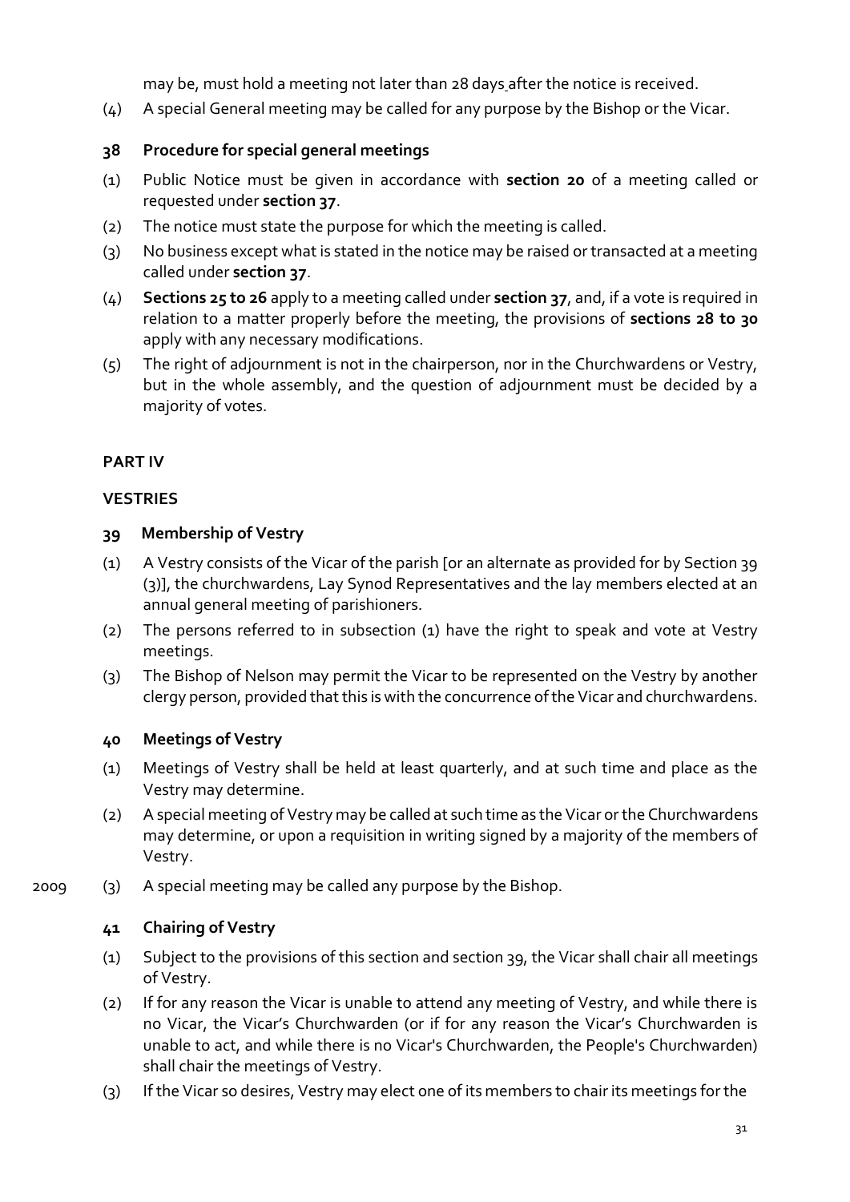may be, must hold a meeting not later than 28 days after the notice is received.

(4) A special General meeting may be called for any purpose by the Bishop or the Vicar.

### 38 Procedure for special general meetings

(1) Public Notice must be given in accordance with **section 20** of a meeting called or requested under **section 37**.

(2) The notice must state the purpose for which the meeting is called.

(3) No business except what is stated in the notice may be raised or transacted at a meeting called under **section 37**.

(4) **Sections 25 to 26** apply to a meeting called under **section 37**, and, if a vote is required in relation to a matter properly before the meeting, the provisions of **sections 28 to 30** apply with any necessary modifications.

(5) The right of adjournment is not in the chairperson, nor in the Churchwardens or Vestry, but in the whole assembly, and the question of adjournment must be decided by a majority of votes.

## PART IV

## VESTRIES

### 39 Membership of Vestry

(1) A Vestry consists of the Vicar of the parish [or an alternate as provided for by Section 39 (3)], the churchwardens, Lay Synod Representatives and the lay members elected at an annual general meeting of parishioners.

(2) The persons referred to in subsection (1) have the right to speak and vote at Vestry meetings.

(3) The Bishop of Nelson may permit the Vicar to be represented on the Vestry by another clergy person, provided that this is with the concurrence of the Vicar and churchwardens.

### 40 Meetings of Vestry

(1) Meetings of Vestry shall be held at least quarterly, and at such time and place as the Vestry may determine.

(2) A special meeting of Vestry may be called at such time as the Vicar or the Churchwardens may determine, or upon a requisition in writing signed by a majority of the members of Vestry.

2009 (3) A special meeting may be called any purpose by the Bishop.

### 41 Chairing of Vestry

(1) Subject to the provisions of this section and section 39, the Vicar shall chair all meetings of Vestry.

(2) If for any reason the Vicar is unable to attend any meeting of Vestry, and while there is no Vicar, the Vicar's Churchwarden (or if for any reason the Vicar's Churchwarden is unable to act, and while there is no Vicar's Churchwarden, the People's Churchwarden) shall chair the meetings of Vestry.

(3) If the Vicar so desires, Vestry may elect one of its members to chair its meetings for the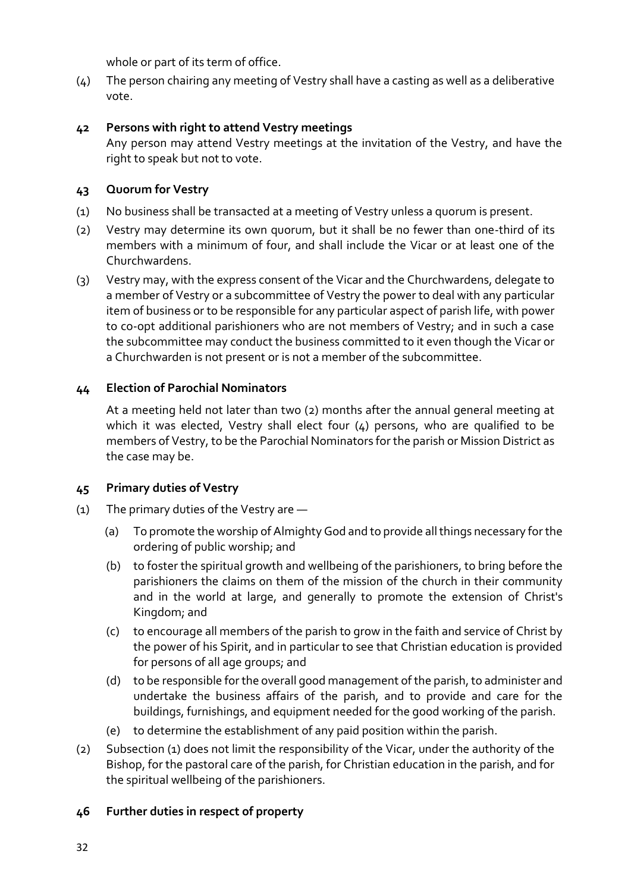whole or part of its term of office.

(4) The person chairing any meeting of Vestry shall have a casting as well as a deliberative vote.

### 42 Persons with right to attend Vestry meetings

Any person may attend Vestry meetings at the invitation of the Vestry, and have the right to speak but not to vote.

### 43 Quorum for Vestry

(1) No business shall be transacted at a meeting of Vestry unless a quorum is present.

(2) Vestry may determine its own quorum, but it shall be no fewer than one-third of its members with a minimum of four, and shall include the Vicar or at least one of the Churchwardens.

(3) Vestry may, with the express consent of the Vicar and the Churchwardens, delegate to a member of Vestry or a subcommittee of Vestry the power to deal with any particular item of business or to be responsible for any particular aspect of parish life, with power to co-opt additional parishioners who are not members of Vestry; and in such a case the subcommittee may conduct the business committed to it even though the Vicar or a Churchwarden is not present or is not a member of the subcommittee.

### 44 Election of Parochial Nominators

At a meeting held not later than two (2) months after the annual general meeting at which it was elected, Vestry shall elect four (4) persons, who are qualified to be members of Vestry, to be the Parochial Nominators for the parish or Mission District as the case may be.

### 45 Primary duties of Vestry

(1) The primary duties of the Vestry are —

(a) To promote the worship of Almighty God and to provide all things necessary for the ordering of public worship; and

(b) to foster the spiritual growth and wellbeing of the parishioners, to bring before the parishioners the claims on them of the mission of the church in their community and in the world at large, and generally to promote the extension of Christ's Kingdom; and

(c) to encourage all members of the parish to grow in the faith and service of Christ by the power of his Spirit, and in particular to see that Christian education is provided for persons of all age groups; and

(d) to be responsible for the overall good management of the parish, to administer and undertake the business affairs of the parish, and to provide and care for the buildings, furnishings, and equipment needed for the good working of the parish.

(e) to determine the establishment of any paid position within the parish.

(2) Subsection (1) does not limit the responsibility of the Vicar, under the authority of the Bishop, for the pastoral care of the parish, for Christian education in the parish, and for the spiritual wellbeing of the parishioners.

### 46 Further duties in respect of property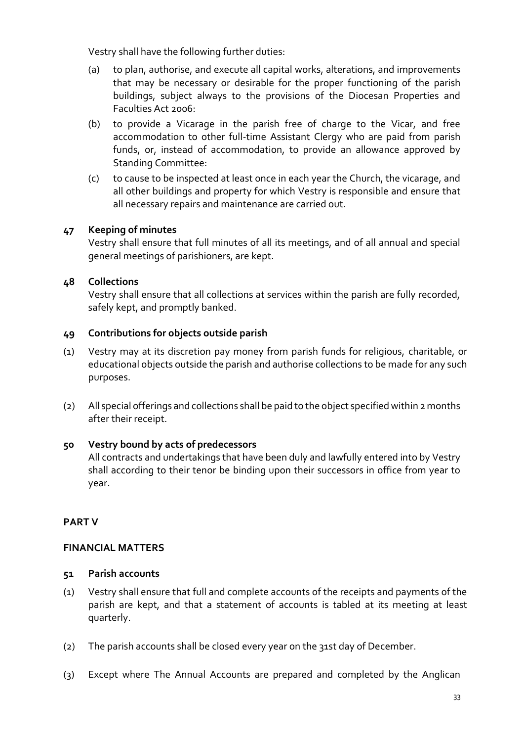Vestry shall have the following further duties:

- (a) to plan, authorise, and execute all capital works, alterations, and improvements that may be necessary or desirable for the proper functioning of the parish buildings, subject always to the provisions of the Diocesan Properties and Faculties Act 2006:
- (b) to provide a Vicarage in the parish free of charge to the Vicar, and free accommodation to other full-time Assistant Clergy who are paid from parish funds, or, instead of accommodation, to provide an allowance approved by Standing Committee:
- (c) to cause to be inspected at least once in each year the Church, the vicarage, and all other buildings and property for which Vestry is responsible and ensure that all necessary repairs and maintenance are carried out.

### 47 Keeping of minutes

Vestry shall ensure that full minutes of all its meetings, and of all annual and special general meetings of parishioners, are kept.

### 48 Collections

Vestry shall ensure that all collections at services within the parish are fully recorded, safely kept, and promptly banked.

### 49 Contributions for objects outside parish

(1) Vestry may at its discretion pay money from parish funds for religious, charitable, or educational objects outside the parish and authorise collections to be made for any such purposes.

(2) All special offerings and collections shall be paid to the object specified within 2 months after their receipt.

### 50 Vestry bound by acts of predecessors

All contracts and undertakings that have been duly and lawfully entered into by Vestry shall according to their tenor be binding upon their successors in office from year to year.

## PART V

## FINANCIAL MATTERS

### 51 Parish accounts

(1) Vestry shall ensure that full and complete accounts of the receipts and payments of the parish are kept, and that a statement of accounts is tabled at its meeting at least quarterly.

(2) The parish accounts shall be closed every year on the 31st day of December.

(3) Except where The Annual Accounts are prepared and completed by the Anglican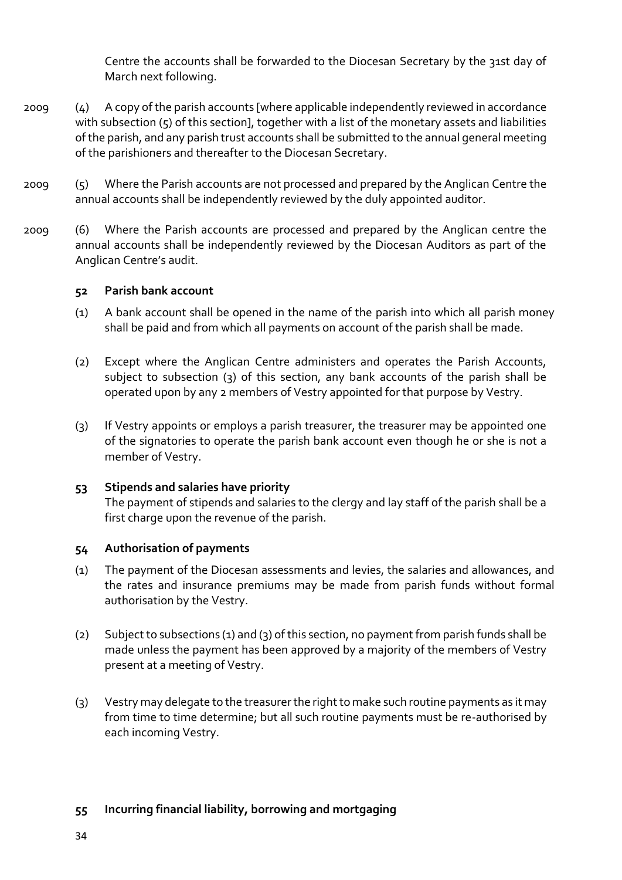Centre the accounts shall be forwarded to the Diocesan Secretary by the 31st day of March next following.

2009 (4) A copy of the parish accounts [where applicable independently reviewed in accordance with subsection (5) of this section], together with a list of the monetary assets and liabilities of the parish, and any parish trust accounts shall be submitted to the annual general meeting of the parishioners and thereafter to the Diocesan Secretary.

2009 (5) Where the Parish accounts are not processed and prepared by the Anglican Centre the annual accounts shall be independently reviewed by the duly appointed auditor.

2009 (6) Where the Parish accounts are processed and prepared by the Anglican centre the annual accounts shall be independently reviewed by the Diocesan Auditors as part of the Anglican Centre's audit.

### 52 Parish bank account

(1) A bank account shall be opened in the name of the parish into which all parish money shall be paid and from which all payments on account of the parish shall be made.

(2) Except where the Anglican Centre administers and operates the Parish Accounts, subject to subsection (3) of this section, any bank accounts of the parish shall be operated upon by any 2 members of Vestry appointed for that purpose by Vestry.

(3) If Vestry appoints or employs a parish treasurer, the treasurer may be appointed one of the signatories to operate the parish bank account even though he or she is not a member of Vestry.

### 53 Stipends and salaries have priority

The payment of stipends and salaries to the clergy and lay staff of the parish shall be a first charge upon the revenue of the parish.

### 54 Authorisation of payments

(1) The payment of the Diocesan assessments and levies, the salaries and allowances, and the rates and insurance premiums may be made from parish funds without formal authorisation by the Vestry.

(2) Subject to subsections (1) and (3) of this section, no payment from parish funds shall be made unless the payment has been approved by a majority of the members of Vestry present at a meeting of Vestry.

(3) Vestry may delegate to the treasurer the right to make such routine payments as it may from time to time determine; but all such routine payments must be re-authorised by each incoming Vestry.

### 55 Incurring financial liability, borrowing and mortgaging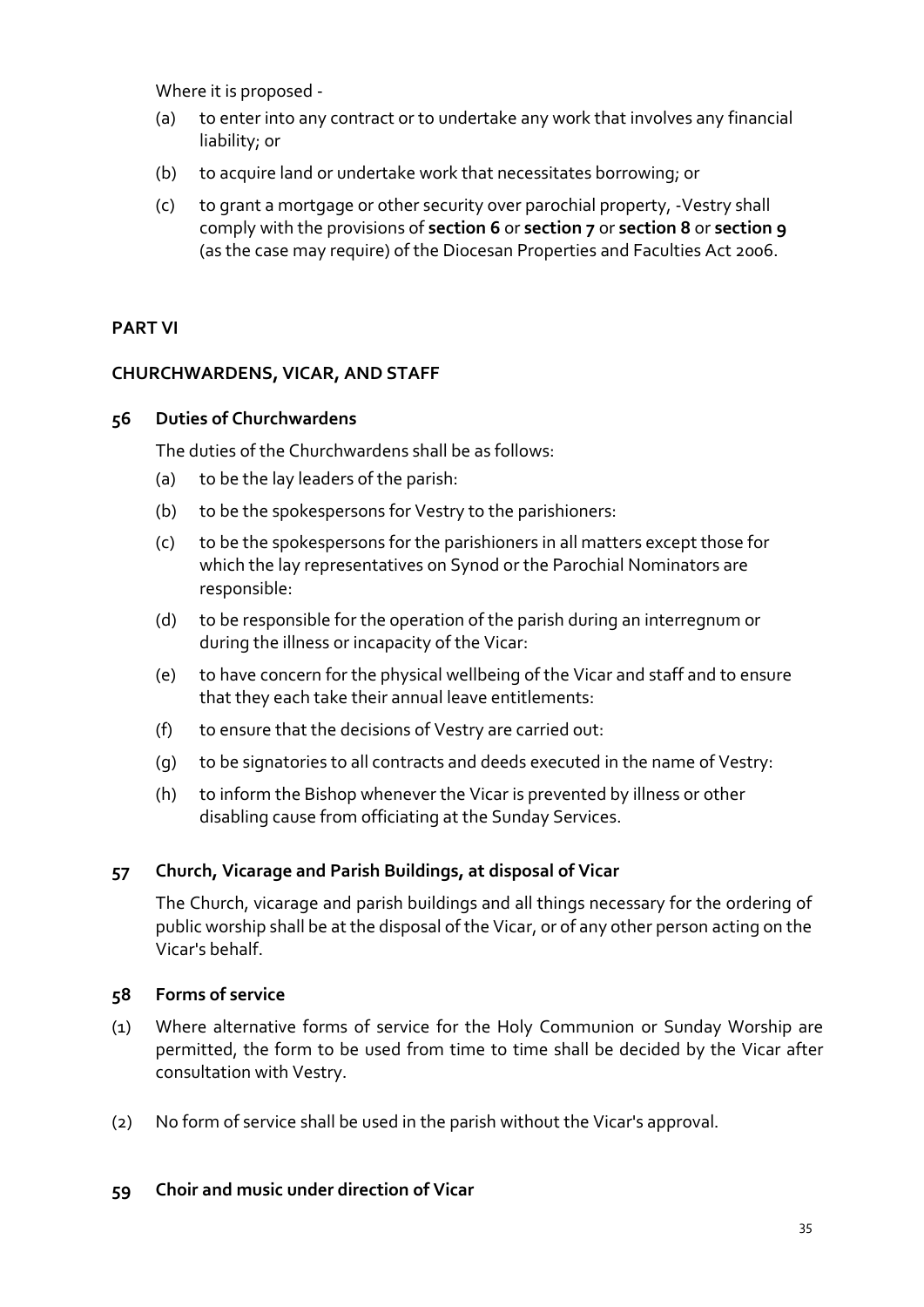Where it is proposed -

(a) to enter into any contract or to undertake any work that involves any financial liability; or

(b) to acquire land or undertake work that necessitates borrowing; or

(c) to grant a mortgage or other security over parochial property, -Vestry shall comply with the provisions of **section 6** or **section 7** or **section 8** or **section 9** (as the case may require) of the Diocesan Properties and Faculties Act 2006.

## PART VI

## CHURCHWARDENS, VICAR, AND STAFF

### 56 Duties of Churchwardens

The duties of the Churchwardens shall be as follows:

(a) to be the lay leaders of the parish:

(b) to be the spokespersons for Vestry to the parishioners:

(c) to be the spokespersons for the parishioners in all matters except those for which the lay representatives on Synod or the Parochial Nominators are responsible:

(d) to be responsible for the operation of the parish during an interregnum or during the illness or incapacity of the Vicar:

(e) to have concern for the physical wellbeing of the Vicar and staff and to ensure that they each take their annual leave entitlements:

(f) to ensure that the decisions of Vestry are carried out:

(g) to be signatories to all contracts and deeds executed in the name of Vestry:

(h) to inform the Bishop whenever the Vicar is prevented by illness or other disabling cause from officiating at the Sunday Services.

### 57 Church, Vicarage and Parish Buildings, at disposal of Vicar

The Church, vicarage and parish buildings and all things necessary for the ordering of public worship shall be at the disposal of the Vicar, or of any other person acting on the Vicar's behalf.

### 58 Forms of service

(1) Where alternative forms of service for the Holy Communion or Sunday Worship are permitted, the form to be used from time to time shall be decided by the Vicar after consultation with Vestry.

(2) No form of service shall be used in the parish without the Vicar's approval.

### 59 Choir and music under direction of Vicar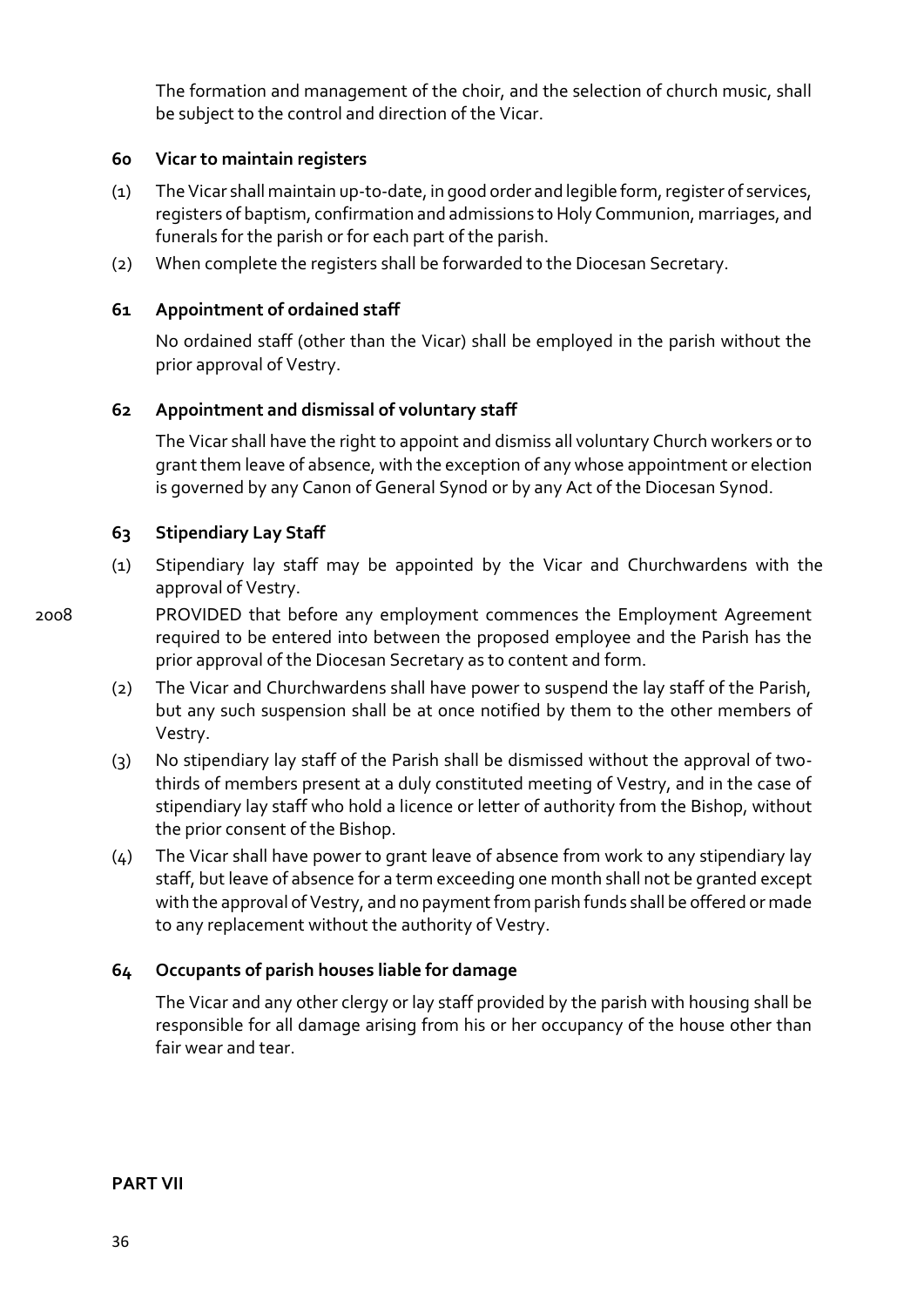The formation and management of the choir, and the selection of church music, shall be subject to the control and direction of the Vicar.

### 60 Vicar to maintain registers

(1) The Vicar shall maintain up-to-date, in good order and legible form, register of services, registers of baptism, confirmation and admissions to Holy Communion, marriages, and funerals for the parish or for each part of the parish.

(2) When complete the registers shall be forwarded to the Diocesan Secretary.

### 61 Appointment of ordained staff

No ordained staff (other than the Vicar) shall be employed in the parish without the prior approval of Vestry.

### 62 Appointment and dismissal of voluntary staff

The Vicar shall have the right to appoint and dismiss all voluntary Church workers or to grant them leave of absence, with the exception of any whose appointment or election is governed by any Canon of General Synod or by any Act of the Diocesan Synod.

### 63 Stipendiary Lay Staff

(1) Stipendiary lay staff may be appointed by the Vicar and Churchwardens with the approval of Vestry.

2008 PROVIDED that before any employment commences the Employment Agreement required to be entered into between the proposed employee and the Parish has the prior approval of the Diocesan Secretary as to content and form.

(2) The Vicar and Churchwardens shall have power to suspend the lay staff of the Parish, but any such suspension shall be at once notified by them to the other members of Vestry.

(3) No stipendiary lay staff of the Parish shall be dismissed without the approval of two-thirds of members present at a duly constituted meeting of Vestry, and in the case of stipendiary lay staff who hold a licence or letter of authority from the Bishop, without the prior consent of the Bishop.

(4) The Vicar shall have power to grant leave of absence from work to any stipendiary lay staff, but leave of absence for a term exceeding one month shall not be granted except with the approval of Vestry, and no payment from parish funds shall be offered or made to any replacement without the authority of Vestry.

### 64 Occupants of parish houses liable for damage

The Vicar and any other clergy or lay staff provided by the parish with housing shall be responsible for all damage arising from his or her occupancy of the house other than fair wear and tear.

## PART VII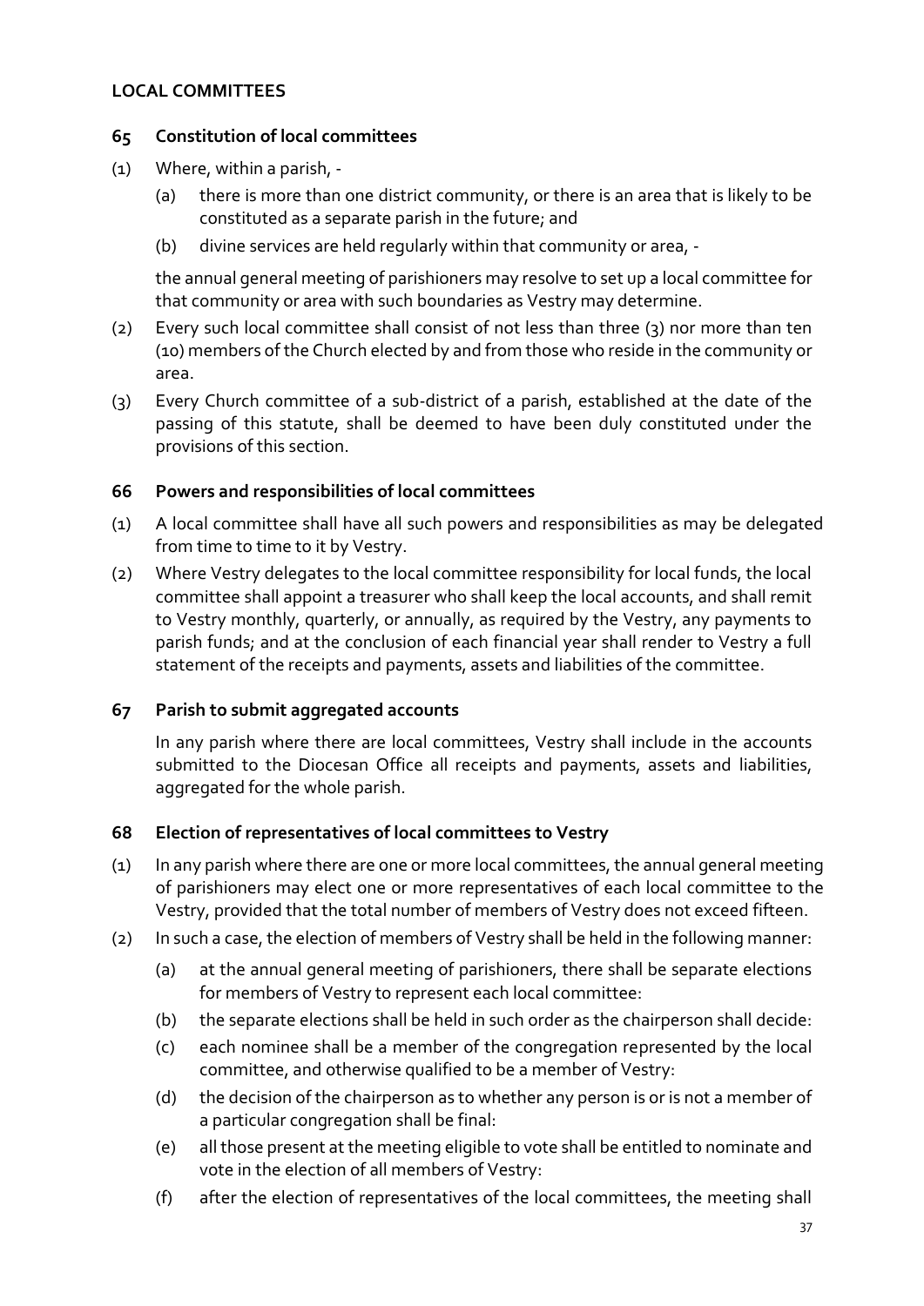## LOCAL COMMITTEES

### 65 Constitution of local committees

(1) Where, within a parish, -

   (a) there is more than one district community, or there is an area that is likely to be constituted as a separate parish in the future; and

   (b) divine services are held regularly within that community or area, -

   the annual general meeting of parishioners may resolve to set up a local committee for that community or area with such boundaries as Vestry may determine.

(2) Every such local committee shall consist of not less than three (3) nor more than ten (10) members of the Church elected by and from those who reside in the community or area.

(3) Every Church committee of a sub-district of a parish, established at the date of the passing of this statute, shall be deemed to have been duly constituted under the provisions of this section.

### 66 Powers and responsibilities of local committees

(1) A local committee shall have all such powers and responsibilities as may be delegated from time to time to it by Vestry.

(2) Where Vestry delegates to the local committee responsibility for local funds, the local committee shall appoint a treasurer who shall keep the local accounts, and shall remit to Vestry monthly, quarterly, or annually, as required by the Vestry, any payments to parish funds; and at the conclusion of each financial year shall render to Vestry a full statement of the receipts and payments, assets and liabilities of the committee.

### 67 Parish to submit aggregated accounts

In any parish where there are local committees, Vestry shall include in the accounts submitted to the Diocesan Office all receipts and payments, assets and liabilities, aggregated for the whole parish.

### 68 Election of representatives of local committees to Vestry

(1) In any parish where there are one or more local committees, the annual general meeting of parishioners may elect one or more representatives of each local committee to the Vestry, provided that the total number of members of Vestry does not exceed fifteen.

(2) In such a case, the election of members of Vestry shall be held in the following manner:

   (a) at the annual general meeting of parishioners, there shall be separate elections for members of Vestry to represent each local committee:

   (b) the separate elections shall be held in such order as the chairperson shall decide:

   (c) each nominee shall be a member of the congregation represented by the local committee, and otherwise qualified to be a member of Vestry:

   (d) the decision of the chairperson as to whether any person is or is not a member of a particular congregation shall be final:

   (e) all those present at the meeting eligible to vote shall be entitled to nominate and vote in the election of all members of Vestry:

   (f) after the election of representatives of the local committees, the meeting shall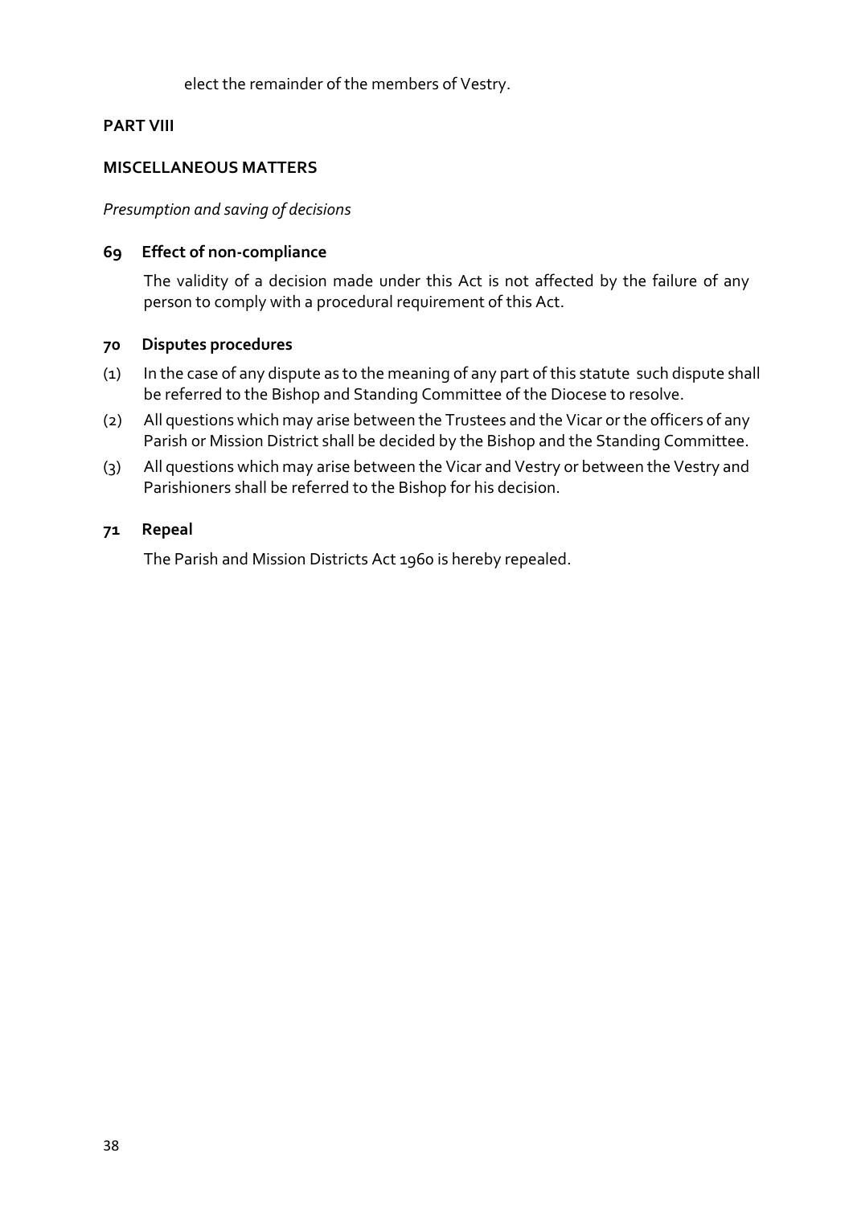elect the remainder of the members of Vestry.

## PART VIII

## MISCELLANEOUS MATTERS

*Presumption and saving of decisions*

### 69 Effect of non-compliance

The validity of a decision made under this Act is not affected by the failure of any person to comply with a procedural requirement of this Act.

### 70 Disputes procedures

(1) In the case of any dispute as to the meaning of any part of this statute such dispute shall be referred to the Bishop and Standing Committee of the Diocese to resolve.

(2) All questions which may arise between the Trustees and the Vicar or the officers of any Parish or Mission District shall be decided by the Bishop and the Standing Committee.

(3) All questions which may arise between the Vicar and Vestry or between the Vestry and Parishioners shall be referred to the Bishop for his decision.

### 71 Repeal

The Parish and Mission Districts Act 1960 is hereby repealed.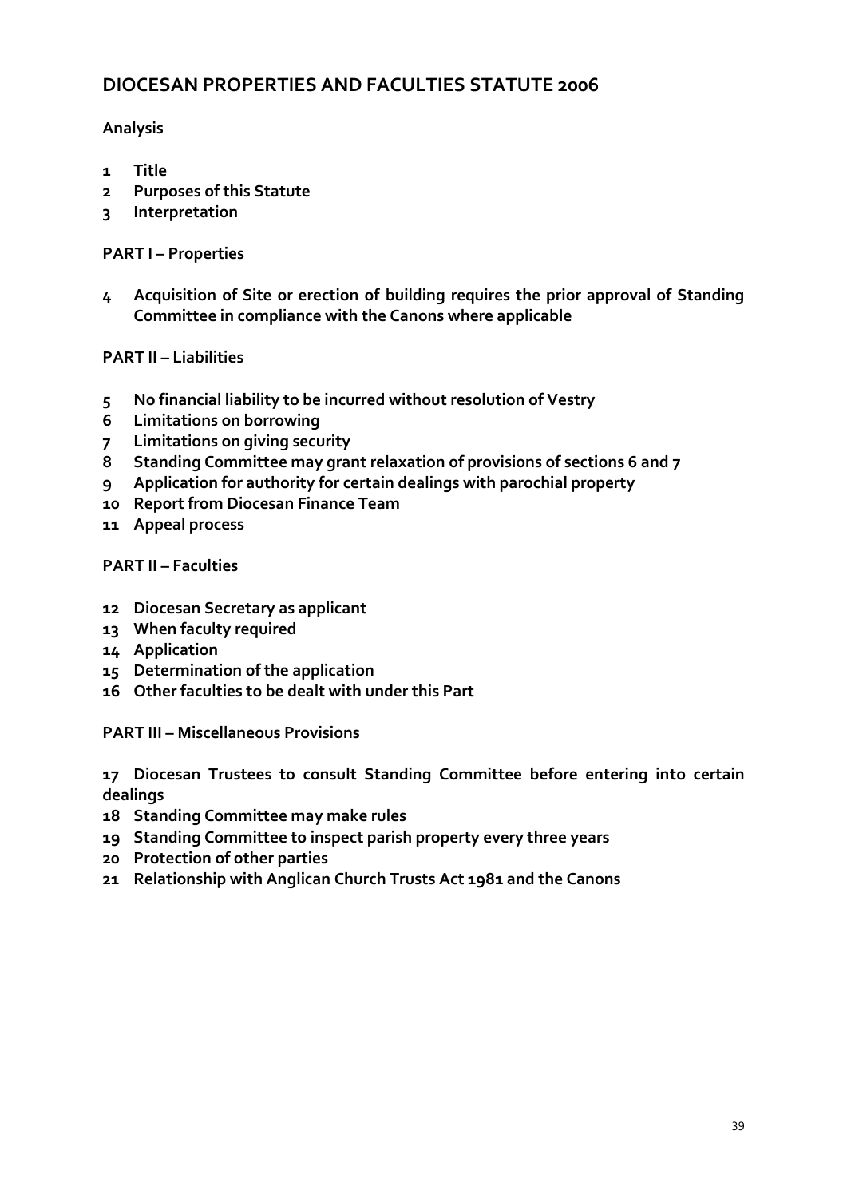## DIOCESAN PROPERTIES AND FACULTIES STATUTE 2006

**Analysis**

**1 Title**
**2 Purposes of this Statute**
**3 Interpretation**

**PART I – Properties**

**4 Acquisition of Site or erection of building requires the prior approval of Standing Committee in compliance with the Canons where applicable**

**PART II – Liabilities**

**5 No financial liability to be incurred without resolution of Vestry**
**6 Limitations on borrowing**
**7 Limitations on giving security**
**8 Standing Committee may grant relaxation of provisions of sections 6 and 7**
**9 Application for authority for certain dealings with parochial property**
**10 Report from Diocesan Finance Team**
**11 Appeal process**

**PART II – Faculties**

**12 Diocesan Secretary as applicant**
**13 When faculty required**
**14 Application**
**15 Determination of the application**
**16 Other faculties to be dealt with under this Part**

**PART III – Miscellaneous Provisions**

**17 Diocesan Trustees to consult Standing Committee before entering into certain dealings**
**18 Standing Committee may make rules**
**19 Standing Committee to inspect parish property every three years**
**20 Protection of other parties**
**21 Relationship with Anglican Church Trusts Act 1981 and the Canons**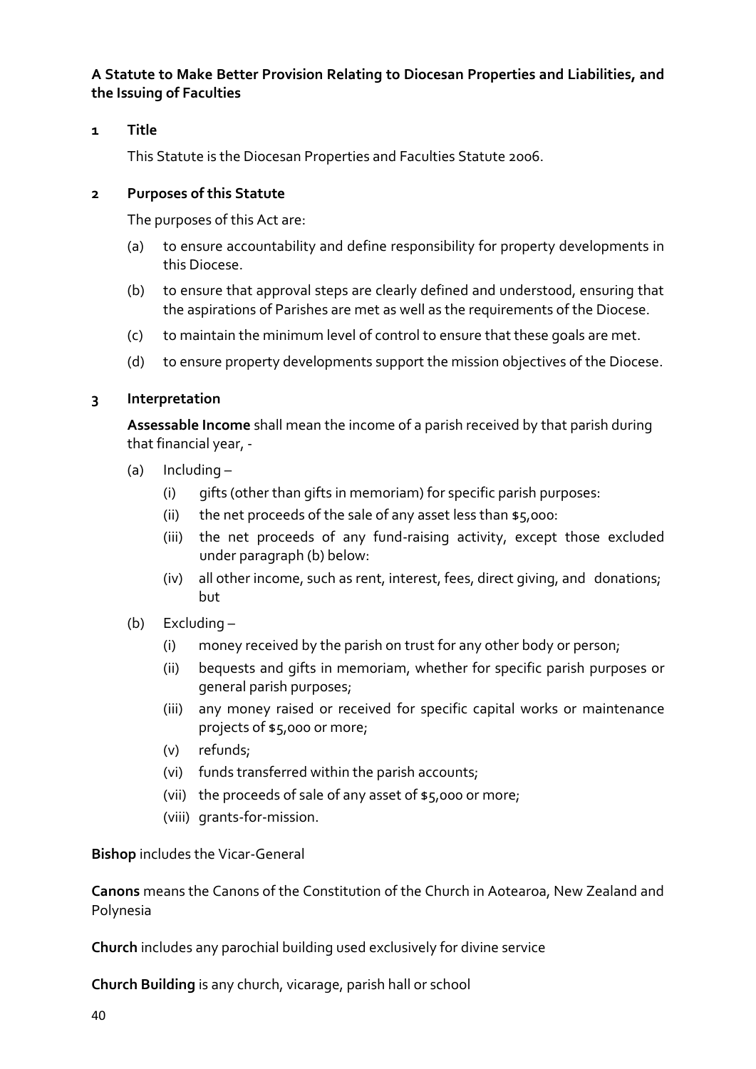**A Statute to Make Better Provision Relating to Diocesan Properties and Liabilities, and the Issuing of Faculties**

**1 Title**

This Statute is the Diocesan Properties and Faculties Statute 2006.

**2 Purposes of this Statute**

The purposes of this Act are:

(a) to ensure accountability and define responsibility for property developments in this Diocese.

(b) to ensure that approval steps are clearly defined and understood, ensuring that the aspirations of Parishes are met as well as the requirements of the Diocese.

(c) to maintain the minimum level of control to ensure that these goals are met.

(d) to ensure property developments support the mission objectives of the Diocese.

**3 Interpretation**

**Assessable Income** shall mean the income of a parish received by that parish during that financial year, -

(a) Including –

- (i) gifts (other than gifts in memoriam) for specific parish purposes:
- (ii) the net proceeds of the sale of any asset less than $5,000:
- (iii) the net proceeds of any fund-raising activity, except those excluded under paragraph (b) below:
- (iv) all other income, such as rent, interest, fees, direct giving, and donations; but

(b) Excluding –

- (i) money received by the parish on trust for any other body or person;
- (ii) bequests and gifts in memoriam, whether for specific parish purposes or general parish purposes;
- (iii) any money raised or received for specific capital works or maintenance projects of $5,000 or more;
- (v) refunds;
- (vi) funds transferred within the parish accounts;
- (vii) the proceeds of sale of any asset of $5,000 or more;
- (viii) grants-for-mission.

**Bishop** includes the Vicar-General

**Canons** means the Canons of the Constitution of the Church in Aotearoa, New Zealand and Polynesia

**Church** includes any parochial building used exclusively for divine service

**Church Building** is any church, vicarage, parish hall or school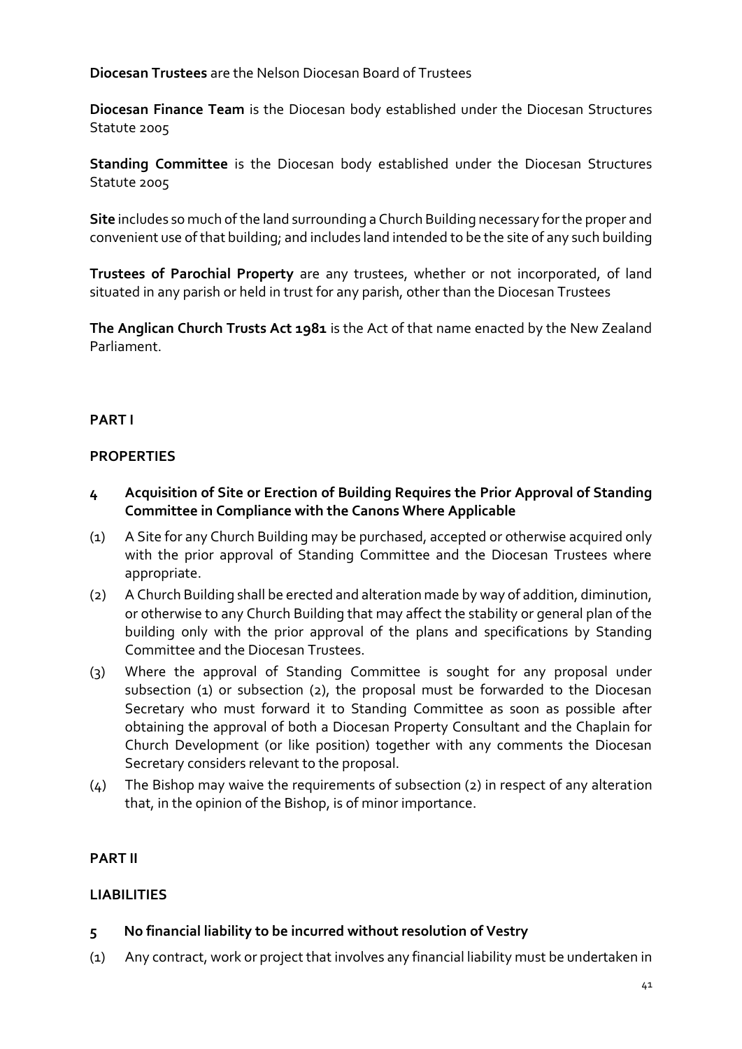**Diocesan Trustees** are the Nelson Diocesan Board of Trustees

**Diocesan Finance Team** is the Diocesan body established under the Diocesan Structures Statute 2005

**Standing Committee** is the Diocesan body established under the Diocesan Structures Statute 2005

**Site** includes so much of the land surrounding a Church Building necessary for the proper and convenient use of that building; and includes land intended to be the site of any such building

**Trustees of Parochial Property** are any trustees, whether or not incorporated, of land situated in any parish or held in trust for any parish, other than the Diocesan Trustees

**The Anglican Church Trusts Act 1981** is the Act of that name enacted by the New Zealand Parliament.

## PART I

## PROPERTIES

### 4 Acquisition of Site or Erection of Building Requires the Prior Approval of Standing Committee in Compliance with the Canons Where Applicable

(1) A Site for any Church Building may be purchased, accepted or otherwise acquired only with the prior approval of Standing Committee and the Diocesan Trustees where appropriate.

(2) A Church Building shall be erected and alteration made by way of addition, diminution, or otherwise to any Church Building that may affect the stability or general plan of the building only with the prior approval of the plans and specifications by Standing Committee and the Diocesan Trustees.

(3) Where the approval of Standing Committee is sought for any proposal under subsection (1) or subsection (2), the proposal must be forwarded to the Diocesan Secretary who must forward it to Standing Committee as soon as possible after obtaining the approval of both a Diocesan Property Consultant and the Chaplain for Church Development (or like position) together with any comments the Diocesan Secretary considers relevant to the proposal.

(4) The Bishop may waive the requirements of subsection (2) in respect of any alteration that, in the opinion of the Bishop, is of minor importance.

## PART II

## LIABILITIES

### 5 No financial liability to be incurred without resolution of Vestry

(1) Any contract, work or project that involves any financial liability must be undertaken in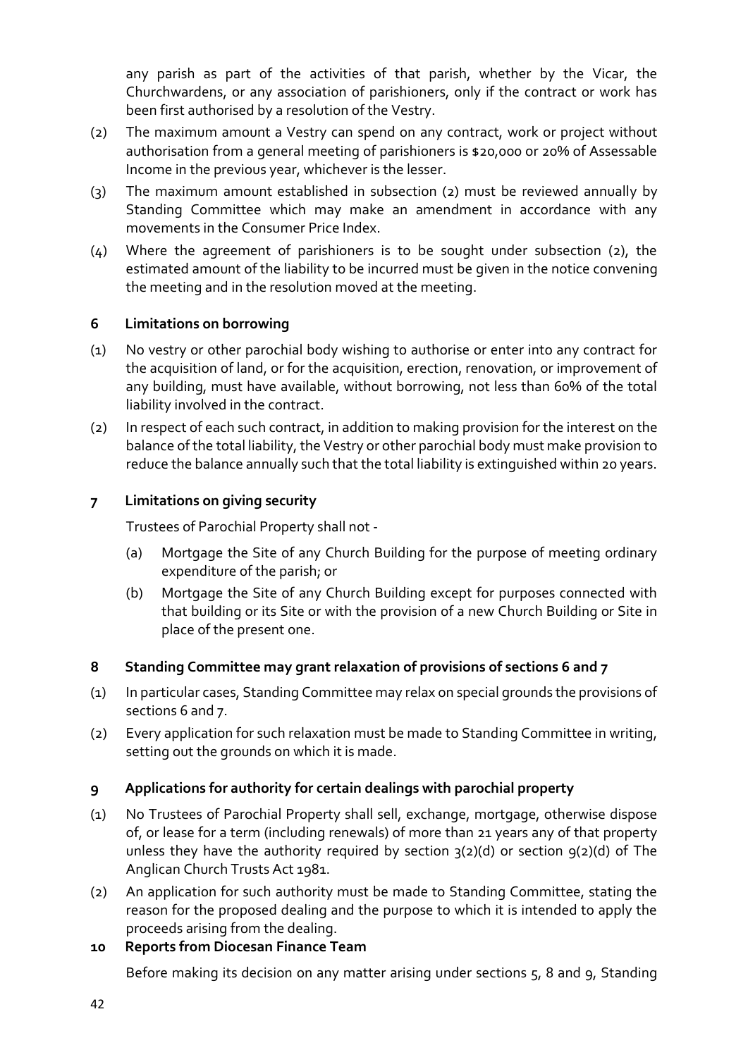any parish as part of the activities of that parish, whether by the Vicar, the Churchwardens, or any association of parishioners, only if the contract or work has been first authorised by a resolution of the Vestry.

(2) The maximum amount a Vestry can spend on any contract, work or project without authorisation from a general meeting of parishioners is $20,000 or 20% of Assessable Income in the previous year, whichever is the lesser.

(3) The maximum amount established in subsection (2) must be reviewed annually by Standing Committee which may make an amendment in accordance with any movements in the Consumer Price Index.

(4) Where the agreement of parishioners is to be sought under subsection (2), the estimated amount of the liability to be incurred must be given in the notice convening the meeting and in the resolution moved at the meeting.

### 6 Limitations on borrowing

(1) No vestry or other parochial body wishing to authorise or enter into any contract for the acquisition of land, or for the acquisition, erection, renovation, or improvement of any building, must have available, without borrowing, not less than 60% of the total liability involved in the contract.

(2) In respect of each such contract, in addition to making provision for the interest on the balance of the total liability, the Vestry or other parochial body must make provision to reduce the balance annually such that the total liability is extinguished within 20 years.

### 7 Limitations on giving security

Trustees of Parochial Property shall not -

(a) Mortgage the Site of any Church Building for the purpose of meeting ordinary expenditure of the parish; or

(b) Mortgage the Site of any Church Building except for purposes connected with that building or its Site or with the provision of a new Church Building or Site in place of the present one.

### 8 Standing Committee may grant relaxation of provisions of sections 6 and 7

(1) In particular cases, Standing Committee may relax on special grounds the provisions of sections 6 and 7.

(2) Every application for such relaxation must be made to Standing Committee in writing, setting out the grounds on which it is made.

### 9 Applications for authority for certain dealings with parochial property

(1) No Trustees of Parochial Property shall sell, exchange, mortgage, otherwise dispose of, or lease for a term (including renewals) of more than 21 years any of that property unless they have the authority required by section 3(2)(d) or section 9(2)(d) of The Anglican Church Trusts Act 1981.

(2) An application for such authority must be made to Standing Committee, stating the reason for the proposed dealing and the purpose to which it is intended to apply the proceeds arising from the dealing.

### 10 Reports from Diocesan Finance Team

Before making its decision on any matter arising under sections 5, 8 and 9, Standing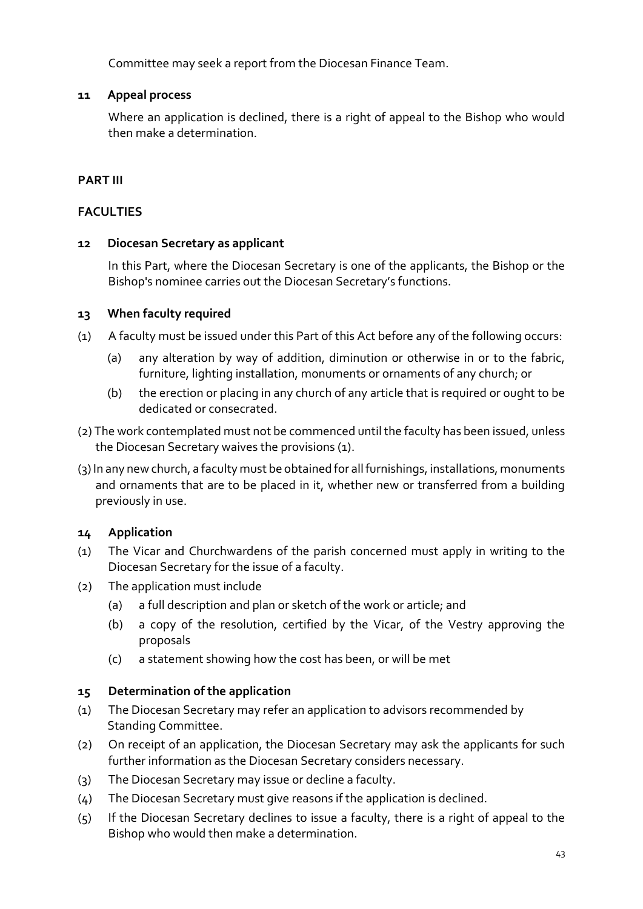Committee may seek a report from the Diocesan Finance Team.

**11 Appeal process**

Where an application is declined, there is a right of appeal to the Bishop who would then make a determination.

**PART III**

**FACULTIES**

**12 Diocesan Secretary as applicant**

In this Part, where the Diocesan Secretary is one of the applicants, the Bishop or the Bishop's nominee carries out the Diocesan Secretary's functions.

**13 When faculty required**

(1) A faculty must be issued under this Part of this Act before any of the following occurs:

(a) any alteration by way of addition, diminution or otherwise in or to the fabric, furniture, lighting installation, monuments or ornaments of any church; or

(b) the erection or placing in any church of any article that is required or ought to be dedicated or consecrated.

(2) The work contemplated must not be commenced until the faculty has been issued, unless the Diocesan Secretary waives the provisions (1).

(3) In any new church, a faculty must be obtained for all furnishings, installations, monuments and ornaments that are to be placed in it, whether new or transferred from a building previously in use.

**14 Application**

(1) The Vicar and Churchwardens of the parish concerned must apply in writing to the Diocesan Secretary for the issue of a faculty.

(2) The application must include

(a) a full description and plan or sketch of the work or article; and

(b) a copy of the resolution, certified by the Vicar, of the Vestry approving the proposals

(c) a statement showing how the cost has been, or will be met

**15 Determination of the application**

(1) The Diocesan Secretary may refer an application to advisors recommended by Standing Committee.

(2) On receipt of an application, the Diocesan Secretary may ask the applicants for such further information as the Diocesan Secretary considers necessary.

(3) The Diocesan Secretary may issue or decline a faculty.

(4) The Diocesan Secretary must give reasons if the application is declined.

(5) If the Diocesan Secretary declines to issue a faculty, there is a right of appeal to the Bishop who would then make a determination.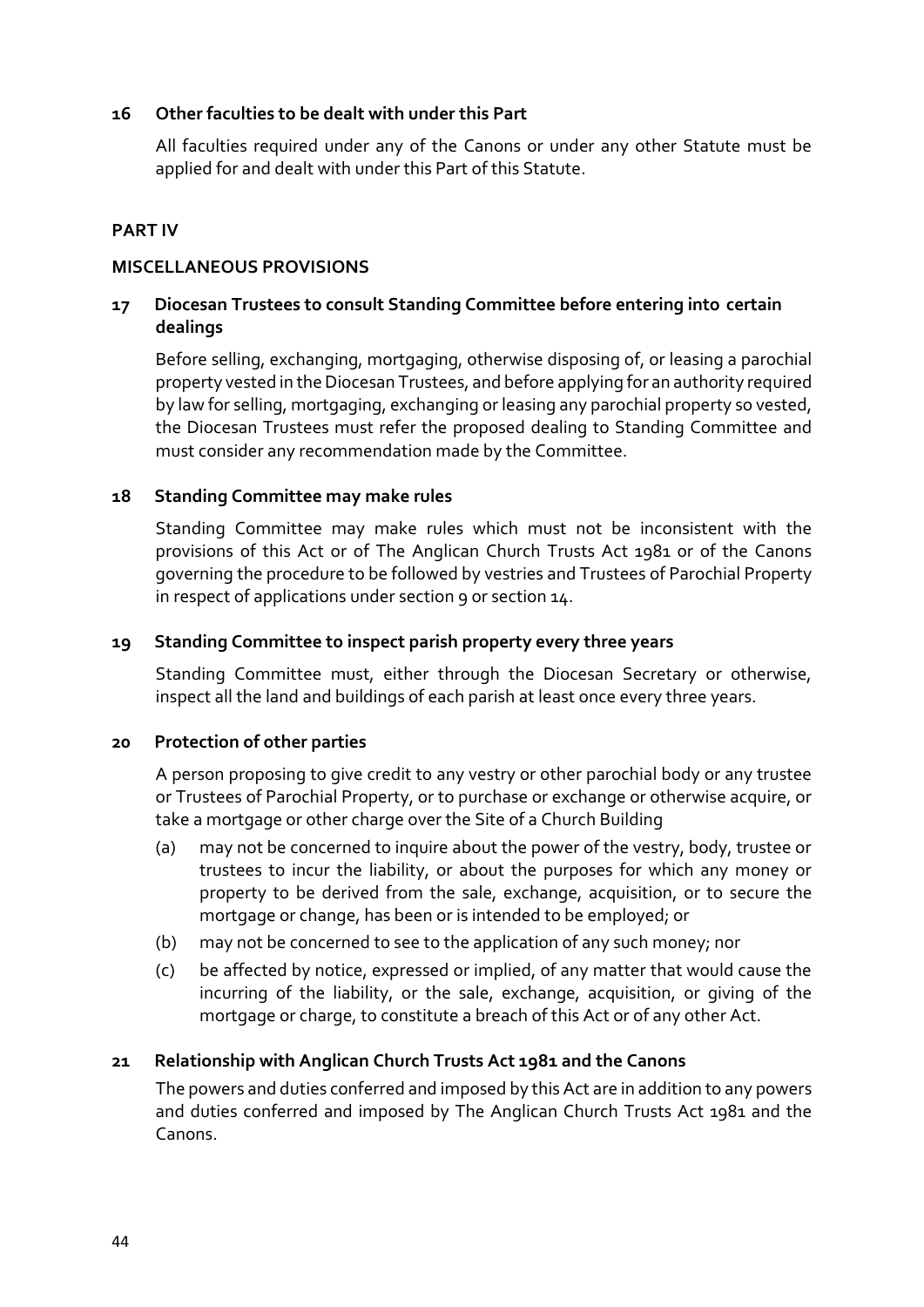### 16 Other faculties to be dealt with under this Part

All faculties required under any of the Canons or under any other Statute must be applied for and dealt with under this Part of this Statute.

## PART IV

## MISCELLANEOUS PROVISIONS

### 17 Diocesan Trustees to consult Standing Committee before entering into certain dealings

Before selling, exchanging, mortgaging, otherwise disposing of, or leasing a parochial property vested in the Diocesan Trustees, and before applying for an authority required by law for selling, mortgaging, exchanging or leasing any parochial property so vested, the Diocesan Trustees must refer the proposed dealing to Standing Committee and must consider any recommendation made by the Committee.

### 18 Standing Committee may make rules

Standing Committee may make rules which must not be inconsistent with the provisions of this Act or of The Anglican Church Trusts Act 1981 or of the Canons governing the procedure to be followed by vestries and Trustees of Parochial Property in respect of applications under section 9 or section 14.

### 19 Standing Committee to inspect parish property every three years

Standing Committee must, either through the Diocesan Secretary or otherwise, inspect all the land and buildings of each parish at least once every three years.

### 20 Protection of other parties

A person proposing to give credit to any vestry or other parochial body or any trustee or Trustees of Parochial Property, or to purchase or exchange or otherwise acquire, or take a mortgage or other charge over the Site of a Church Building

(a) may not be concerned to inquire about the power of the vestry, body, trustee or trustees to incur the liability, or about the purposes for which any money or property to be derived from the sale, exchange, acquisition, or to secure the mortgage or change, has been or is intended to be employed; or

(b) may not be concerned to see to the application of any such money; nor

(c) be affected by notice, expressed or implied, of any matter that would cause the incurring of the liability, or the sale, exchange, acquisition, or giving of the mortgage or charge, to constitute a breach of this Act or of any other Act.

### 21 Relationship with Anglican Church Trusts Act 1981 and the Canons

The powers and duties conferred and imposed by this Act are in addition to any powers and duties conferred and imposed by The Anglican Church Trusts Act 1981 and the Canons.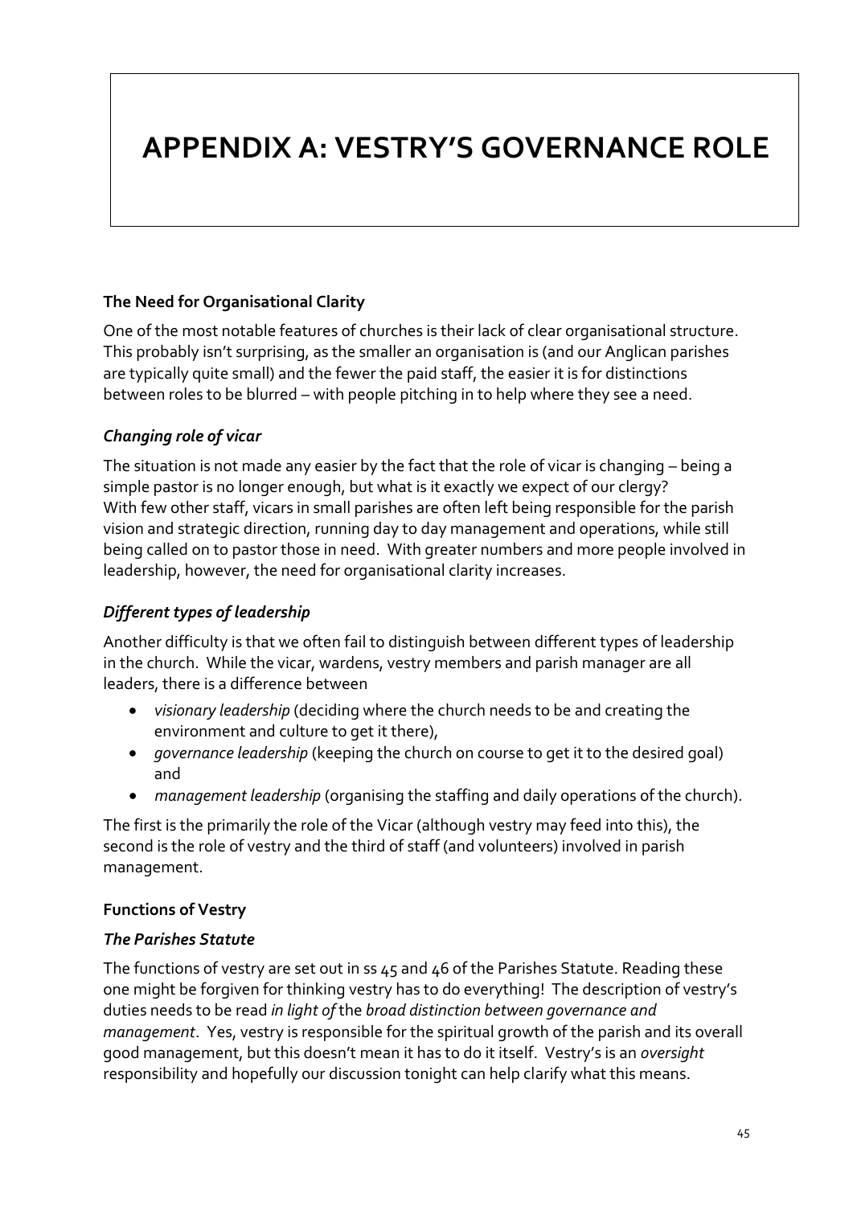# APPENDIX A: VESTRY'S GOVERNANCE ROLE

### The Need for Organisational Clarity

One of the most notable features of churches is their lack of clear organisational structure. This probably isn't surprising, as the smaller an organisation is (and our Anglican parishes are typically quite small) and the fewer the paid staff, the easier it is for distinctions between roles to be blurred – with people pitching in to help where they see a need.

#### *Changing role of vicar*

The situation is not made any easier by the fact that the role of vicar is changing – being a simple pastor is no longer enough, but what is it exactly we expect of our clergy? With few other staff, vicars in small parishes are often left being responsible for the parish vision and strategic direction, running day to day management and operations, while still being called on to pastor those in need. With greater numbers and more people involved in leadership, however, the need for organisational clarity increases.

#### *Different types of leadership*

Another difficulty is that we often fail to distinguish between different types of leadership in the church. While the vicar, wardens, vestry members and parish manager are all leaders, there is a difference between

- *visionary leadership* (deciding where the church needs to be and creating the environment and culture to get it there),
- *governance leadership* (keeping the church on course to get it to the desired goal) and
- *management leadership* (organising the staffing and daily operations of the church).

The first is the primarily the role of the Vicar (although vestry may feed into this), the second is the role of vestry and the third of staff (and volunteers) involved in parish management.

### Functions of Vestry

#### *The Parishes Statute*

The functions of vestry are set out in ss 45 and 46 of the Parishes Statute. Reading these one might be forgiven for thinking vestry has to do everything! The description of vestry's duties needs to be read *in light of* the *broad distinction between governance and management*. Yes, vestry is responsible for the spiritual growth of the parish and its overall good management, but this doesn't mean it has to do it itself. Vestry's is an *oversight* responsibility and hopefully our discussion tonight can help clarify what this means.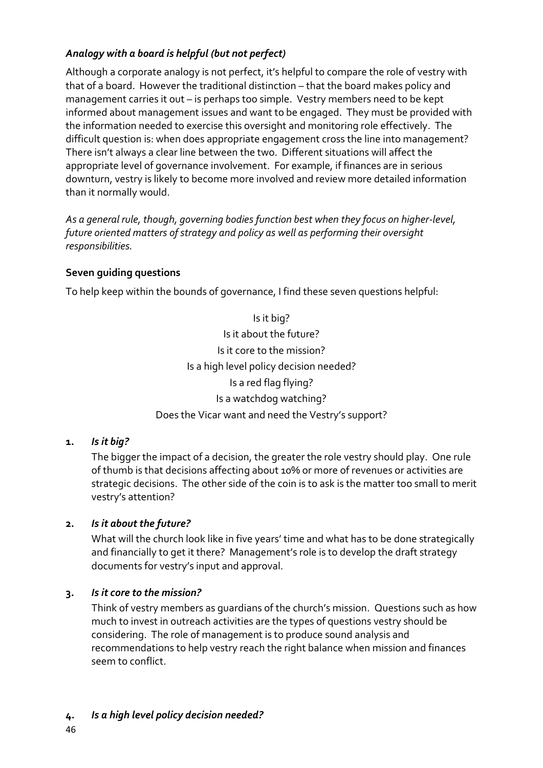### *Analogy with a board is helpful (but not perfect)*

Although a corporate analogy is not perfect, it's helpful to compare the role of vestry with that of a board. However the traditional distinction – that the board makes policy and management carries it out – is perhaps too simple. Vestry members need to be kept informed about management issues and want to be engaged. They must be provided with the information needed to exercise this oversight and monitoring role effectively. The difficult question is: when does appropriate engagement cross the line into management? There isn't always a clear line between the two. Different situations will affect the appropriate level of governance involvement. For example, if finances are in serious downturn, vestry is likely to become more involved and review more detailed information than it normally would.

*As a general rule, though, governing bodies function best when they focus on higher-level, future oriented matters of strategy and policy as well as performing their oversight responsibilities.*

### **Seven guiding questions**

To help keep within the bounds of governance, I find these seven questions helpful:

Is it big?
Is it about the future?
Is it core to the mission?
Is a high level policy decision needed?
Is a red flag flying?
Is a watchdog watching?
Does the Vicar want and need the Vestry's support?

1. ***Is it big?***

   The bigger the impact of a decision, the greater the role vestry should play. One rule of thumb is that decisions affecting about 10% or more of revenues or activities are strategic decisions. The other side of the coin is to ask is the matter too small to merit vestry's attention?

2. ***Is it about the future?***

   What will the church look like in five years' time and what has to be done strategically and financially to get it there? Management's role is to develop the draft strategy documents for vestry's input and approval.

3. ***Is it core to the mission?***

   Think of vestry members as guardians of the church's mission. Questions such as how much to invest in outreach activities are the types of questions vestry should be considering. The role of management is to produce sound analysis and recommendations to help vestry reach the right balance when mission and finances seem to conflict.

4. ***Is a high level policy decision needed?***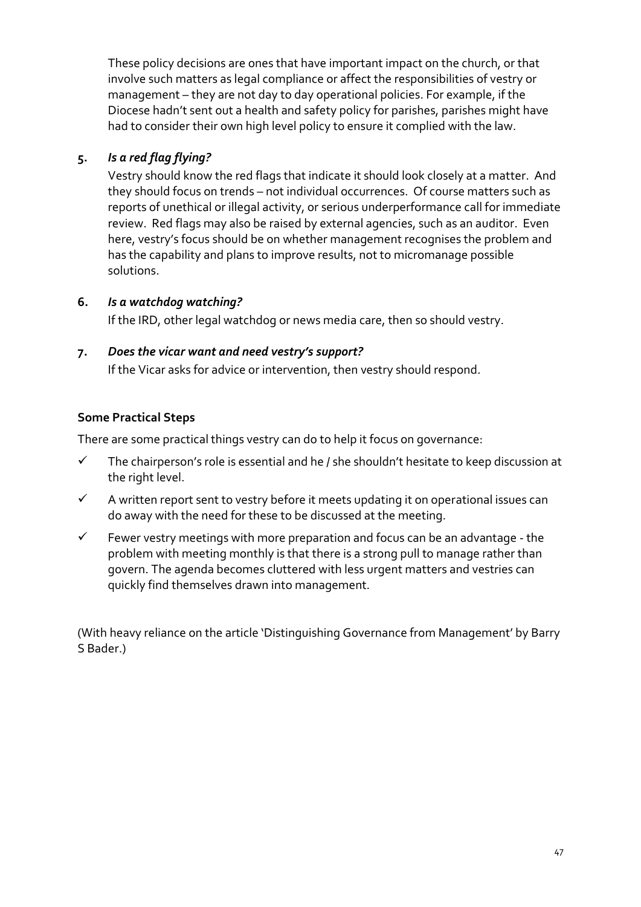These policy decisions are ones that have important impact on the church, or that involve such matters as legal compliance or affect the responsibilities of vestry or management – they are not day to day operational policies. For example, if the Diocese hadn't sent out a health and safety policy for parishes, parishes might have had to consider their own high level policy to ensure it complied with the law.

5. ***Is a red flag flying?***

   Vestry should know the red flags that indicate it should look closely at a matter. And they should focus on trends – not individual occurrences. Of course matters such as reports of unethical or illegal activity, or serious underperformance call for immediate review. Red flags may also be raised by external agencies, such as an auditor. Even here, vestry's focus should be on whether management recognises the problem and has the capability and plans to improve results, not to micromanage possible solutions.

6. ***Is a watchdog watching?***

   If the IRD, other legal watchdog or news media care, then so should vestry.

7. ***Does the vicar want and need vestry's support?***

   If the Vicar asks for advice or intervention, then vestry should respond.

**Some Practical Steps**

There are some practical things vestry can do to help it focus on governance:

- ✓ The chairperson's role is essential and he / she shouldn't hesitate to keep discussion at the right level.
- ✓ A written report sent to vestry before it meets updating it on operational issues can do away with the need for these to be discussed at the meeting.
- ✓ Fewer vestry meetings with more preparation and focus can be an advantage - the problem with meeting monthly is that there is a strong pull to manage rather than govern. The agenda becomes cluttered with less urgent matters and vestries can quickly find themselves drawn into management.

(With heavy reliance on the article 'Distinguishing Governance from Management' by Barry S Bader.)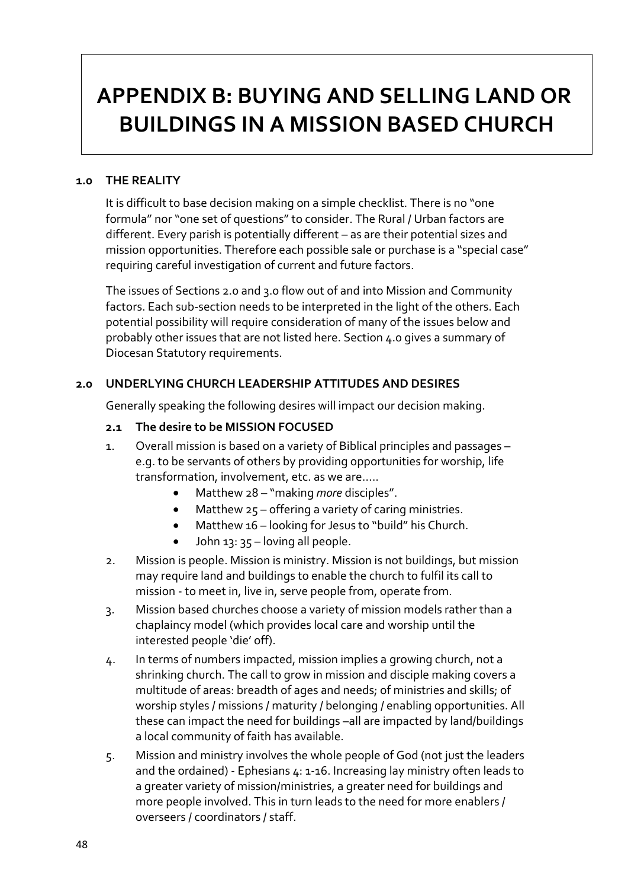# APPENDIX B: BUYING AND SELLING LAND OR BUILDINGS IN A MISSION BASED CHURCH

## 1.0 THE REALITY

It is difficult to base decision making on a simple checklist. There is no "one formula" nor "one set of questions" to consider. The Rural / Urban factors are different. Every parish is potentially different – as are their potential sizes and mission opportunities. Therefore each possible sale or purchase is a "special case" requiring careful investigation of current and future factors.

The issues of Sections 2.0 and 3.0 flow out of and into Mission and Community factors. Each sub-section needs to be interpreted in the light of the others. Each potential possibility will require consideration of many of the issues below and probably other issues that are not listed here. Section 4.0 gives a summary of Diocesan Statutory requirements.

## 2.0 UNDERLYING CHURCH LEADERSHIP ATTITUDES AND DESIRES

Generally speaking the following desires will impact our decision making.

### 2.1 The desire to be MISSION FOCUSED

1. Overall mission is based on a variety of Biblical principles and passages – e.g. to be servants of others by providing opportunities for worship, life transformation, involvement, etc. as we are…..
   - Matthew 28 – "making *more* disciples".
   - Matthew 25 – offering a variety of caring ministries.
   - Matthew 16 – looking for Jesus to "build" his Church.
   - John 13: 35 – loving all people.
2. Mission is people. Mission is ministry. Mission is not buildings, but mission may require land and buildings to enable the church to fulfil its call to mission - to meet in, live in, serve people from, operate from.
3. Mission based churches choose a variety of mission models rather than a chaplaincy model (which provides local care and worship until the interested people 'die' off).
4. In terms of numbers impacted, mission implies a growing church, not a shrinking church. The call to grow in mission and disciple making covers a multitude of areas: breadth of ages and needs; of ministries and skills; of worship styles / missions / maturity / belonging / enabling opportunities. All these can impact the need for buildings –all are impacted by land/buildings a local community of faith has available.
5. Mission and ministry involves the whole people of God (not just the leaders and the ordained) - Ephesians 4: 1-16. Increasing lay ministry often leads to a greater variety of mission/ministries, a greater need for buildings and more people involved. This in turn leads to the need for more enablers / overseers / coordinators / staff.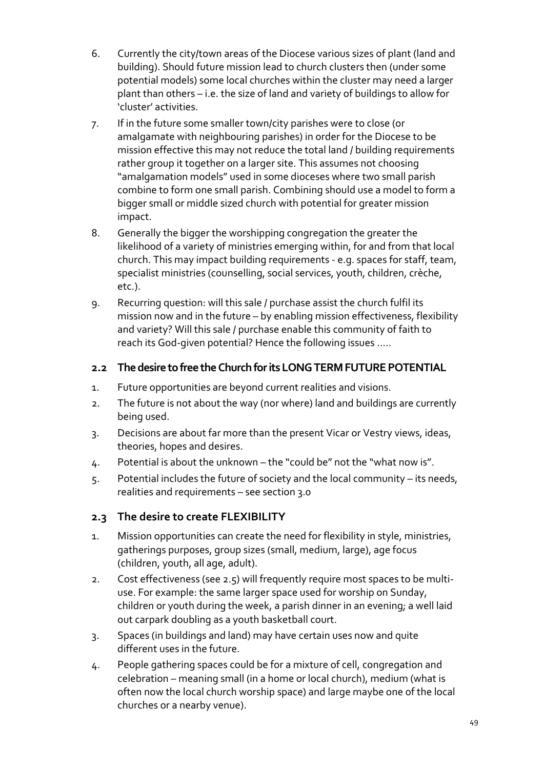6. Currently the city/town areas of the Diocese various sizes of plant (land and building). Should future mission lead to church clusters then (under some potential models) some local churches within the cluster may need a larger plant than others – i.e. the size of land and variety of buildings to allow for 'cluster' activities.
7. If in the future some smaller town/city parishes were to close (or amalgamate with neighbouring parishes) in order for the Diocese to be mission effective this may not reduce the total land / building requirements rather group it together on a larger site. This assumes not choosing "amalgamation models" used in some dioceses where two small parish combine to form one small parish. Combining should use a model to form a bigger small or middle sized church with potential for greater mission impact.
8. Generally the bigger the worshipping congregation the greater the likelihood of a variety of ministries emerging within, for and from that local church. This may impact building requirements - e.g. spaces for staff, team, specialist ministries (counselling, social services, youth, children, crèche, etc.).
9. Recurring question: will this sale / purchase assist the church fulfil its mission now and in the future – by enabling mission effectiveness, flexibility and variety? Will this sale / purchase enable this community of faith to reach its God-given potential? Hence the following issues .....

### 2.2 The desire to free the Church for its LONG TERM FUTURE POTENTIAL

1. Future opportunities are beyond current realities and visions.
2. The future is not about the way (nor where) land and buildings are currently being used.
3. Decisions are about far more than the present Vicar or Vestry views, ideas, theories, hopes and desires.
4. Potential is about the unknown – the "could be" not the "what now is".
5. Potential includes the future of society and the local community – its needs, realities and requirements – see section 3.0

### 2.3 The desire to create FLEXIBILITY

1. Mission opportunities can create the need for flexibility in style, ministries, gatherings purposes, group sizes (small, medium, large), age focus (children, youth, all age, adult).
2. Cost effectiveness (see 2.5) will frequently require most spaces to be multi-use. For example: the same larger space used for worship on Sunday, children or youth during the week, a parish dinner in an evening; a well laid out carpark doubling as a youth basketball court.
3. Spaces (in buildings and land) may have certain uses now and quite different uses in the future.
4. People gathering spaces could be for a mixture of cell, congregation and celebration – meaning small (in a home or local church), medium (what is often now the local church worship space) and large maybe one of the local churches or a nearby venue).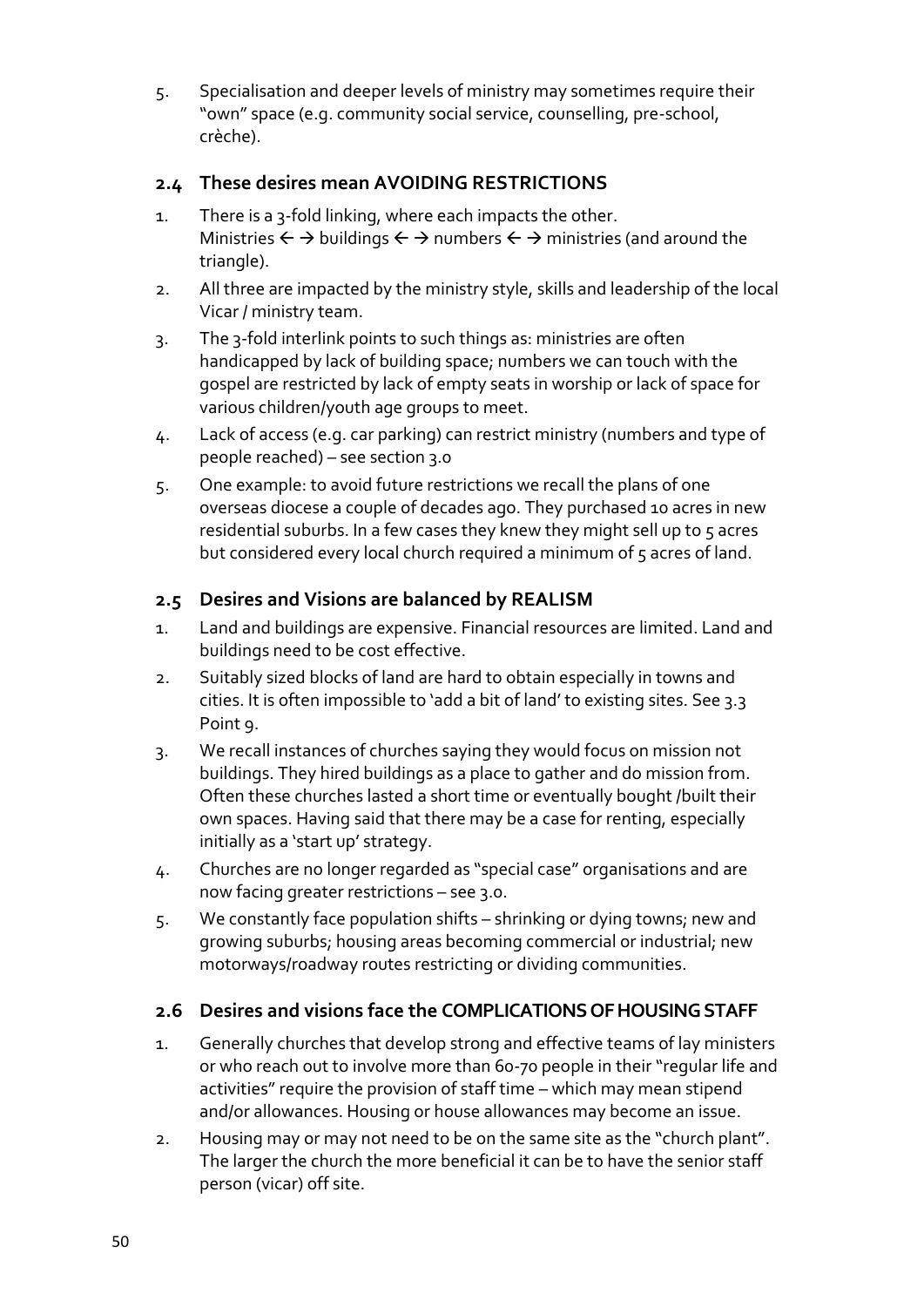5. Specialisation and deeper levels of ministry may sometimes require their "own" space (e.g. community social service, counselling, pre-school, crèche).

### 2.4 These desires mean AVOIDING RESTRICTIONS

1. There is a 3-fold linking, where each impacts the other. Ministries ← → buildings ← → numbers ← → ministries (and around the triangle).
2. All three are impacted by the ministry style, skills and leadership of the local Vicar / ministry team.
3. The 3-fold interlink points to such things as: ministries are often handicapped by lack of building space; numbers we can touch with the gospel are restricted by lack of empty seats in worship or lack of space for various children/youth age groups to meet.
4. Lack of access (e.g. car parking) can restrict ministry (numbers and type of people reached) – see section 3.0
5. One example: to avoid future restrictions we recall the plans of one overseas diocese a couple of decades ago. They purchased 10 acres in new residential suburbs. In a few cases they knew they might sell up to 5 acres but considered every local church required a minimum of 5 acres of land.

### 2.5 Desires and Visions are balanced by REALISM

1. Land and buildings are expensive. Financial resources are limited. Land and buildings need to be cost effective.
2. Suitably sized blocks of land are hard to obtain especially in towns and cities. It is often impossible to 'add a bit of land' to existing sites. See 3.3 Point 9.
3. We recall instances of churches saying they would focus on mission not buildings. They hired buildings as a place to gather and do mission from. Often these churches lasted a short time or eventually bought /built their own spaces. Having said that there may be a case for renting, especially initially as a 'start up' strategy.
4. Churches are no longer regarded as "special case" organisations and are now facing greater restrictions – see 3.0.
5. We constantly face population shifts – shrinking or dying towns; new and growing suburbs; housing areas becoming commercial or industrial; new motorways/roadway routes restricting or dividing communities.

### 2.6 Desires and visions face the COMPLICATIONS OF HOUSING STAFF

1. Generally churches that develop strong and effective teams of lay ministers or who reach out to involve more than 60-70 people in their "regular life and activities" require the provision of staff time – which may mean stipend and/or allowances. Housing or house allowances may become an issue.
2. Housing may or may not need to be on the same site as the "church plant". The larger the church the more beneficial it can be to have the senior staff person (vicar) off site.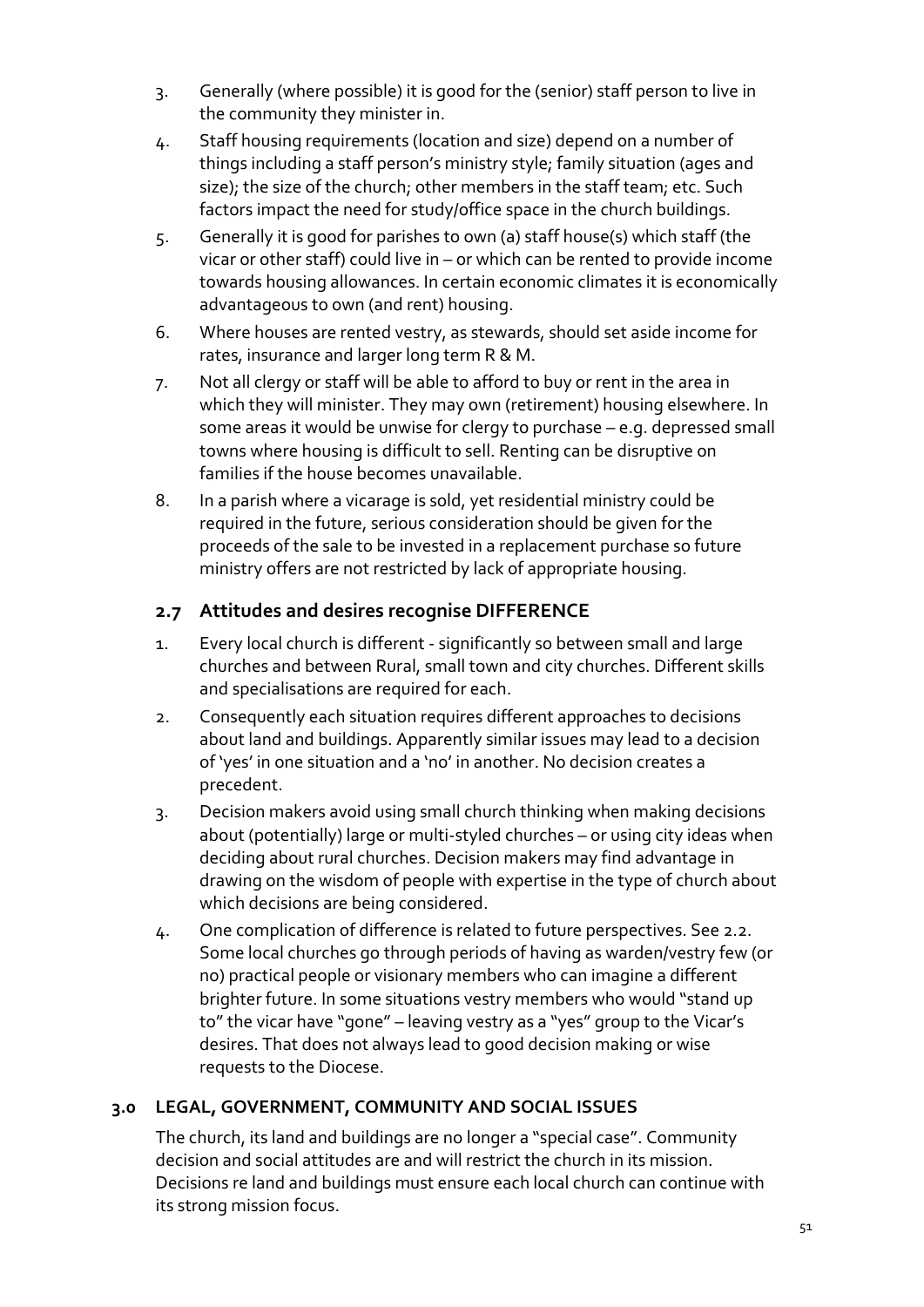3. Generally (where possible) it is good for the (senior) staff person to live in the community they minister in.
4. Staff housing requirements (location and size) depend on a number of things including a staff person's ministry style; family situation (ages and size); the size of the church; other members in the staff team; etc. Such factors impact the need for study/office space in the church buildings.
5. Generally it is good for parishes to own (a) staff house(s) which staff (the vicar or other staff) could live in – or which can be rented to provide income towards housing allowances. In certain economic climates it is economically advantageous to own (and rent) housing.
6. Where houses are rented vestry, as stewards, should set aside income for rates, insurance and larger long term R & M.
7. Not all clergy or staff will be able to afford to buy or rent in the area in which they will minister. They may own (retirement) housing elsewhere. In some areas it would be unwise for clergy to purchase – e.g. depressed small towns where housing is difficult to sell. Renting can be disruptive on families if the house becomes unavailable.
8. In a parish where a vicarage is sold, yet residential ministry could be required in the future, serious consideration should be given for the proceeds of the sale to be invested in a replacement purchase so future ministry offers are not restricted by lack of appropriate housing.

### 2.7 Attitudes and desires recognise DIFFERENCE

1. Every local church is different - significantly so between small and large churches and between Rural, small town and city churches. Different skills and specialisations are required for each.
2. Consequently each situation requires different approaches to decisions about land and buildings. Apparently similar issues may lead to a decision of 'yes' in one situation and a 'no' in another. No decision creates a precedent.
3. Decision makers avoid using small church thinking when making decisions about (potentially) large or multi-styled churches – or using city ideas when deciding about rural churches. Decision makers may find advantage in drawing on the wisdom of people with expertise in the type of church about which decisions are being considered.
4. One complication of difference is related to future perspectives. See 2.2. Some local churches go through periods of having as warden/vestry few (or no) practical people or visionary members who can imagine a different brighter future. In some situations vestry members who would "stand up to" the vicar have "gone" – leaving vestry as a "yes" group to the Vicar's desires. That does not always lead to good decision making or wise requests to the Diocese.

## 3.0 LEGAL, GOVERNMENT, COMMUNITY AND SOCIAL ISSUES

The church, its land and buildings are no longer a "special case". Community decision and social attitudes are and will restrict the church in its mission. Decisions re land and buildings must ensure each local church can continue with its strong mission focus.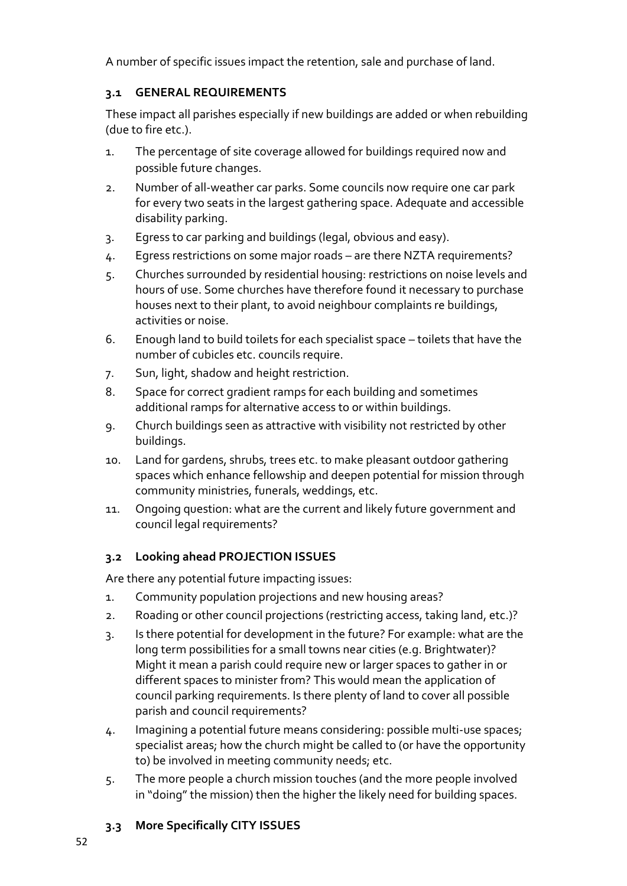A number of specific issues impact the retention, sale and purchase of land.

### 3.1 GENERAL REQUIREMENTS

These impact all parishes especially if new buildings are added or when rebuilding (due to fire etc.).

1. The percentage of site coverage allowed for buildings required now and possible future changes.
2. Number of all-weather car parks. Some councils now require one car park for every two seats in the largest gathering space. Adequate and accessible disability parking.
3. Egress to car parking and buildings (legal, obvious and easy).
4. Egress restrictions on some major roads – are there NZTA requirements?
5. Churches surrounded by residential housing: restrictions on noise levels and hours of use. Some churches have therefore found it necessary to purchase houses next to their plant, to avoid neighbour complaints re buildings, activities or noise.
6. Enough land to build toilets for each specialist space – toilets that have the number of cubicles etc. councils require.
7. Sun, light, shadow and height restriction.
8. Space for correct gradient ramps for each building and sometimes additional ramps for alternative access to or within buildings.
9. Church buildings seen as attractive with visibility not restricted by other buildings.
10. Land for gardens, shrubs, trees etc. to make pleasant outdoor gathering spaces which enhance fellowship and deepen potential for mission through community ministries, funerals, weddings, etc.
11. Ongoing question: what are the current and likely future government and council legal requirements?

### 3.2 Looking ahead PROJECTION ISSUES

Are there any potential future impacting issues:

1. Community population projections and new housing areas?
2. Roading or other council projections (restricting access, taking land, etc.)?
3. Is there potential for development in the future? For example: what are the long term possibilities for a small towns near cities (e.g. Brightwater)? Might it mean a parish could require new or larger spaces to gather in or different spaces to minister from? This would mean the application of council parking requirements. Is there plenty of land to cover all possible parish and council requirements?
4. Imagining a potential future means considering: possible multi-use spaces; specialist areas; how the church might be called to (or have the opportunity to) be involved in meeting community needs; etc.
5. The more people a church mission touches (and the more people involved in "doing" the mission) then the higher the likely need for building spaces.

### 3.3 More Specifically CITY ISSUES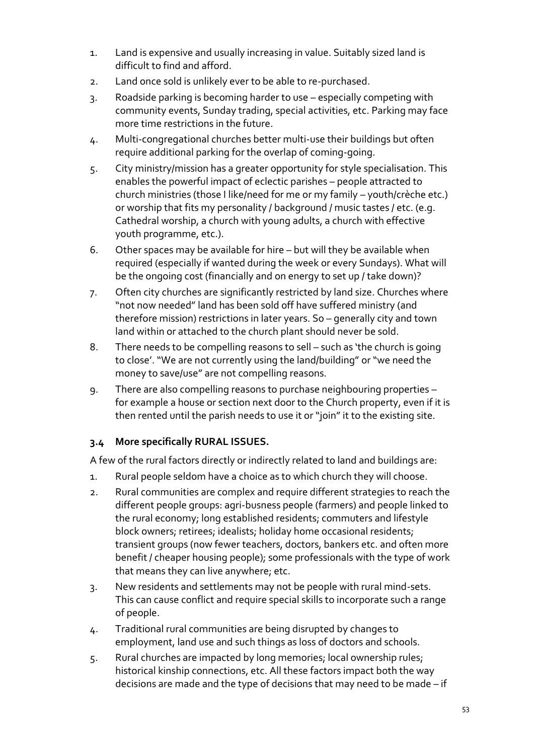1. Land is expensive and usually increasing in value. Suitably sized land is difficult to find and afford.
2. Land once sold is unlikely ever to be able to re-purchased.
3. Roadside parking is becoming harder to use – especially competing with community events, Sunday trading, special activities, etc. Parking may face more time restrictions in the future.
4. Multi-congregational churches better multi-use their buildings but often require additional parking for the overlap of coming-going.
5. City ministry/mission has a greater opportunity for style specialisation. This enables the powerful impact of eclectic parishes – people attracted to church ministries (those I like/need for me or my family – youth/crèche etc.) or worship that fits my personality / background / music tastes / etc. (e.g. Cathedral worship, a church with young adults, a church with effective youth programme, etc.).
6. Other spaces may be available for hire – but will they be available when required (especially if wanted during the week or every Sundays). What will be the ongoing cost (financially and on energy to set up / take down)?
7. Often city churches are significantly restricted by land size. Churches where "not now needed" land has been sold off have suffered ministry (and therefore mission) restrictions in later years. So – generally city and town land within or attached to the church plant should never be sold.
8. There needs to be compelling reasons to sell – such as 'the church is going to close'. "We are not currently using the land/building" or "we need the money to save/use" are not compelling reasons.
9. There are also compelling reasons to purchase neighbouring properties – for example a house or section next door to the Church property, even if it is then rented until the parish needs to use it or "join" it to the existing site.

### 3.4 More specifically RURAL ISSUES.

A few of the rural factors directly or indirectly related to land and buildings are:

1. Rural people seldom have a choice as to which church they will choose.
2. Rural communities are complex and require different strategies to reach the different people groups: agri-busness people (farmers) and people linked to the rural economy; long established residents; commuters and lifestyle block owners; retirees; idealists; holiday home occasional residents; transient groups (now fewer teachers, doctors, bankers etc. and often more benefit / cheaper housing people); some professionals with the type of work that means they can live anywhere; etc.
3. New residents and settlements may not be people with rural mind-sets. This can cause conflict and require special skills to incorporate such a range of people.
4. Traditional rural communities are being disrupted by changes to employment, land use and such things as loss of doctors and schools.
5. Rural churches are impacted by long memories; local ownership rules; historical kinship connections, etc. All these factors impact both the way decisions are made and the type of decisions that may need to be made – if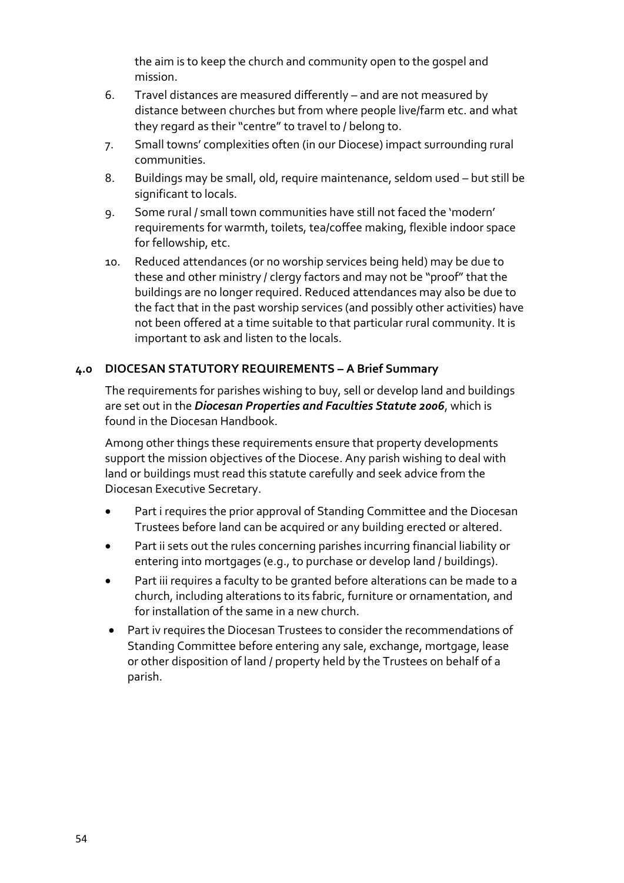the aim is to keep the church and community open to the gospel and mission.

6. Travel distances are measured differently – and are not measured by distance between churches but from where people live/farm etc. and what they regard as their "centre" to travel to / belong to.
7. Small towns' complexities often (in our Diocese) impact surrounding rural communities.
8. Buildings may be small, old, require maintenance, seldom used – but still be significant to locals.
9. Some rural / small town communities have still not faced the 'modern' requirements for warmth, toilets, tea/coffee making, flexible indoor space for fellowship, etc.
10. Reduced attendances (or no worship services being held) may be due to these and other ministry / clergy factors and may not be "proof" that the buildings are no longer required. Reduced attendances may also be due to the fact that in the past worship services (and possibly other activities) have not been offered at a time suitable to that particular rural community. It is important to ask and listen to the locals.

## 4.0 DIOCESAN STATUTORY REQUIREMENTS – A Brief Summary

The requirements for parishes wishing to buy, sell or develop land and buildings are set out in the ***Diocesan Properties and Faculties Statute 2006***, which is found in the Diocesan Handbook.

Among other things these requirements ensure that property developments support the mission objectives of the Diocese. Any parish wishing to deal with land or buildings must read this statute carefully and seek advice from the Diocesan Executive Secretary.

- Part i requires the prior approval of Standing Committee and the Diocesan Trustees before land can be acquired or any building erected or altered.
- Part ii sets out the rules concerning parishes incurring financial liability or entering into mortgages (e.g., to purchase or develop land / buildings).
- Part iii requires a faculty to be granted before alterations can be made to a church, including alterations to its fabric, furniture or ornamentation, and for installation of the same in a new church.
- Part iv requires the Diocesan Trustees to consider the recommendations of Standing Committee before entering any sale, exchange, mortgage, lease or other disposition of land / property held by the Trustees on behalf of a parish.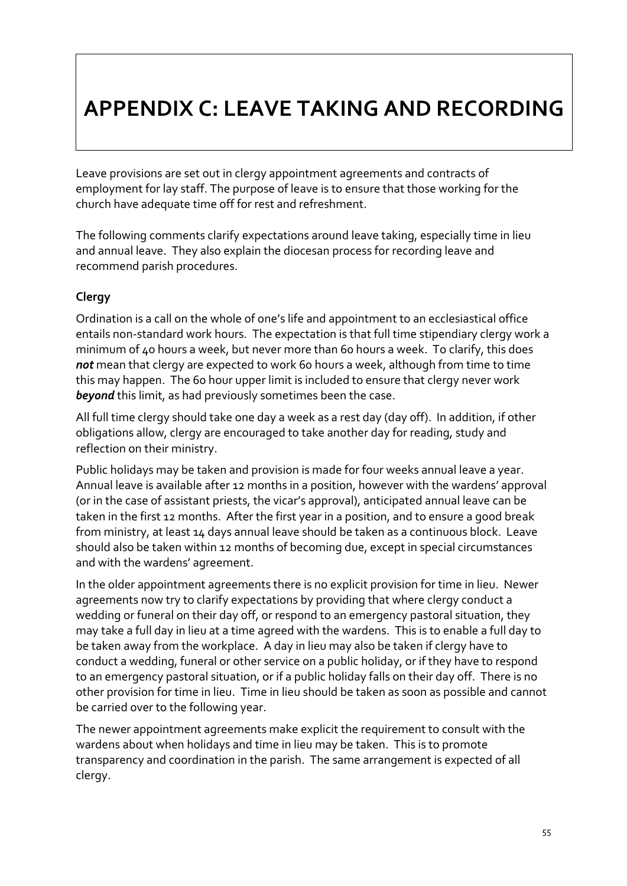# APPENDIX C: LEAVE TAKING AND RECORDING

Leave provisions are set out in clergy appointment agreements and contracts of employment for lay staff. The purpose of leave is to ensure that those working for the church have adequate time off for rest and refreshment.

The following comments clarify expectations around leave taking, especially time in lieu and annual leave. They also explain the diocesan process for recording leave and recommend parish procedures.

### Clergy

Ordination is a call on the whole of one's life and appointment to an ecclesiastical office entails non-standard work hours. The expectation is that full time stipendiary clergy work a minimum of 40 hours a week, but never more than 60 hours a week. To clarify, this does ***not*** mean that clergy are expected to work 60 hours a week, although from time to time this may happen. The 60 hour upper limit is included to ensure that clergy never work ***beyond*** this limit, as had previously sometimes been the case.

All full time clergy should take one day a week as a rest day (day off). In addition, if other obligations allow, clergy are encouraged to take another day for reading, study and reflection on their ministry.

Public holidays may be taken and provision is made for four weeks annual leave a year. Annual leave is available after 12 months in a position, however with the wardens' approval (or in the case of assistant priests, the vicar's approval), anticipated annual leave can be taken in the first 12 months. After the first year in a position, and to ensure a good break from ministry, at least 14 days annual leave should be taken as a continuous block. Leave should also be taken within 12 months of becoming due, except in special circumstances and with the wardens' agreement.

In the older appointment agreements there is no explicit provision for time in lieu. Newer agreements now try to clarify expectations by providing that where clergy conduct a wedding or funeral on their day off, or respond to an emergency pastoral situation, they may take a full day in lieu at a time agreed with the wardens. This is to enable a full day to be taken away from the workplace. A day in lieu may also be taken if clergy have to conduct a wedding, funeral or other service on a public holiday, or if they have to respond to an emergency pastoral situation, or if a public holiday falls on their day off. There is no other provision for time in lieu. Time in lieu should be taken as soon as possible and cannot be carried over to the following year.

The newer appointment agreements make explicit the requirement to consult with the wardens about when holidays and time in lieu may be taken. This is to promote transparency and coordination in the parish. The same arrangement is expected of all clergy.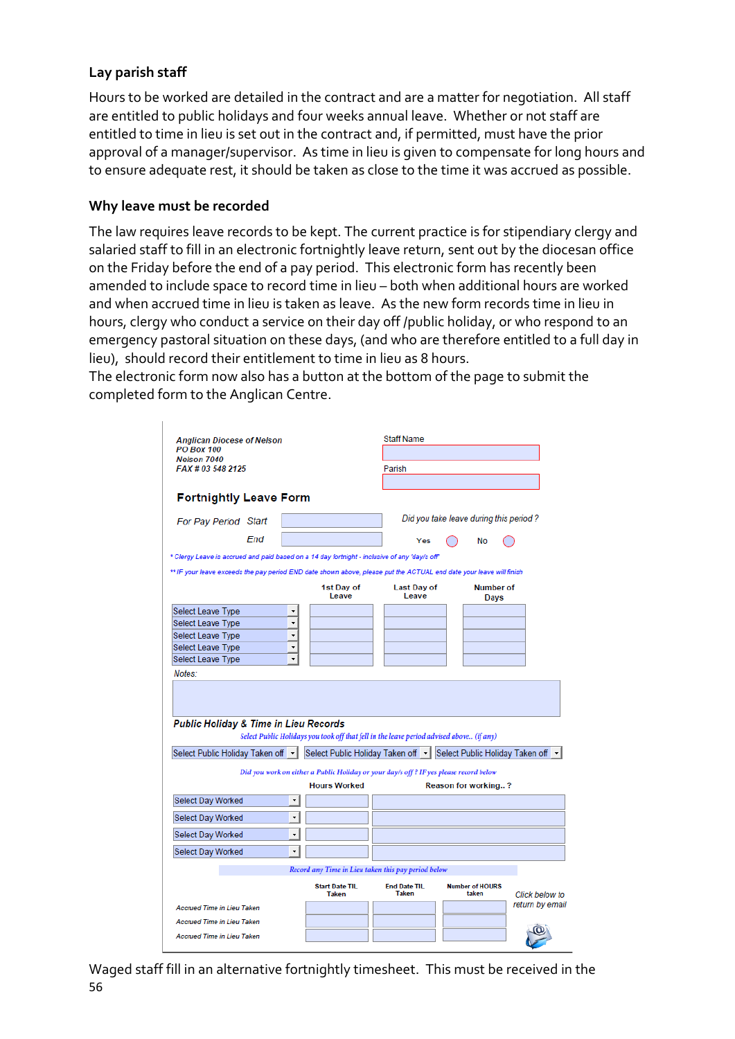## Lay parish staff

Hours to be worked are detailed in the contract and are a matter for negotiation. All staff are entitled to public holidays and four weeks annual leave. Whether or not staff are entitled to time in lieu is set out in the contract and, if permitted, must have the prior approval of a manager/supervisor. As time in lieu is given to compensate for long hours and to ensure adequate rest, it should be taken as close to the time it was accrued as possible.

## Why leave must be recorded

The law requires leave records to be kept. The current practice is for stipendiary clergy and salaried staff to fill in an electronic fortnightly leave return, sent out by the diocesan office on the Friday before the end of a pay period. This electronic form has recently been amended to include space to record time in lieu – both when additional hours are worked and when accrued time in lieu is taken as leave. As the new form records time in lieu in hours, clergy who conduct a service on their day off /public holiday, or who respond to an emergency pastoral situation on these days, (and who are therefore entitled to a full day in lieu), should record their entitlement to time in lieu as 8 hours.
The electronic form now also has a button at the bottom of the page to submit the completed form to the Anglican Centre.

*Anglican Diocese of Nelson*
*PO Box 100*
*Nelson 7040*
*FAX # 03 548 2125*

Staff Name
Parish

**Fortnightly Leave Form**

*For Pay Period* Start
End

*Did you take leave during this period?* Yes ◯ No ◯

*\* Clergy Leave is accrued and paid based on a 14 day fortnight - inclusive of any 'day/s off'*

*\*\* IF your leave exceeds the pay period END date shown above, please put the ACTUAL end date your leave will finish*

| | 1st Day of Leave | Last Day of Leave | Number of Days |
|---|---|---|---|
| Select Leave Type | | | |
| Select Leave Type | | | |
| Select Leave Type | | | |
| Select Leave Type | | | |
| Select Leave Type | | | |

*Notes:*

***Public Holiday & Time in Lieu Records***

*Select Public Holidays you took off that fell in the leave period advised above.. (if any)*

Select Public Holiday Taken off | Select Public Holiday Taken off | Select Public Holiday Taken off

*Did you work on either a Public Holiday or your day/s off ? IF yes please record below*

| | Hours Worked | Reason for working.. ? |
|---|---|---|
| Select Day Worked | | |
| Select Day Worked | | |
| Select Day Worked | | |
| Select Day Worked | | |

*Record any Time in Lieu taken this pay period below*

| | Start Date TIL Taken | End Date TIL Taken | Number of HOURS taken |
|---|---|---|---|
| *Accrued Time in Lieu Taken* | | | |
| *Accrued Time in Lieu Taken* | | | |
| *Accrued Time in Lieu Taken* | | | |

*Click below to return by email*

Waged staff fill in an alternative fortnightly timesheet. This must be received in the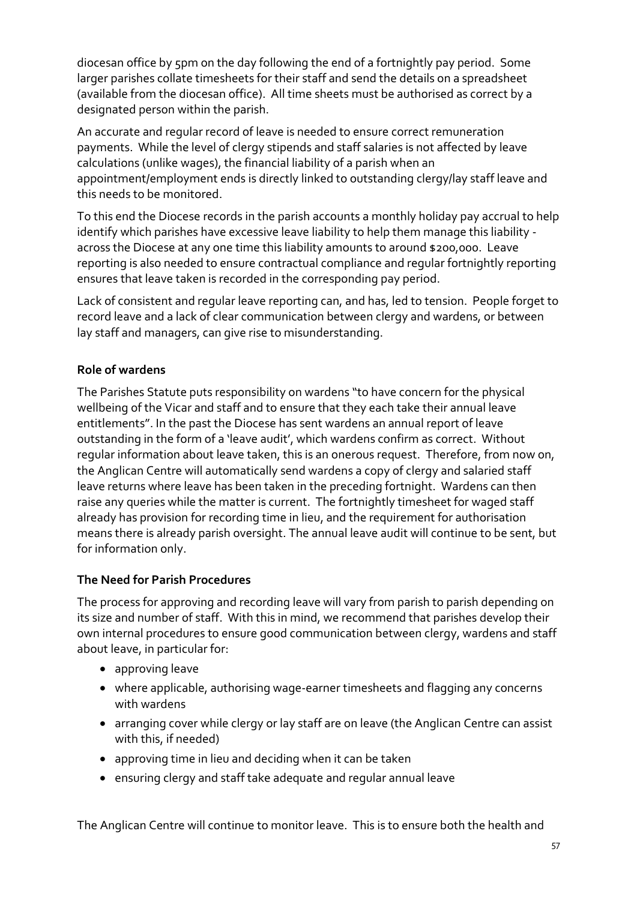diocesan office by 5pm on the day following the end of a fortnightly pay period. Some larger parishes collate timesheets for their staff and send the details on a spreadsheet (available from the diocesan office). All time sheets must be authorised as correct by a designated person within the parish.

An accurate and regular record of leave is needed to ensure correct remuneration payments. While the level of clergy stipends and staff salaries is not affected by leave calculations (unlike wages), the financial liability of a parish when an appointment/employment ends is directly linked to outstanding clergy/lay staff leave and this needs to be monitored.

To this end the Diocese records in the parish accounts a monthly holiday pay accrual to help identify which parishes have excessive leave liability to help them manage this liability - across the Diocese at any one time this liability amounts to around $200,000. Leave reporting is also needed to ensure contractual compliance and regular fortnightly reporting ensures that leave taken is recorded in the corresponding pay period.

Lack of consistent and regular leave reporting can, and has, led to tension. People forget to record leave and a lack of clear communication between clergy and wardens, or between lay staff and managers, can give rise to misunderstanding.

**Role of wardens**

The Parishes Statute puts responsibility on wardens "to have concern for the physical wellbeing of the Vicar and staff and to ensure that they each take their annual leave entitlements". In the past the Diocese has sent wardens an annual report of leave outstanding in the form of a 'leave audit', which wardens confirm as correct. Without regular information about leave taken, this is an onerous request. Therefore, from now on, the Anglican Centre will automatically send wardens a copy of clergy and salaried staff leave returns where leave has been taken in the preceding fortnight. Wardens can then raise any queries while the matter is current. The fortnightly timesheet for waged staff already has provision for recording time in lieu, and the requirement for authorisation means there is already parish oversight. The annual leave audit will continue to be sent, but for information only.

**The Need for Parish Procedures**

The process for approving and recording leave will vary from parish to parish depending on its size and number of staff. With this in mind, we recommend that parishes develop their own internal procedures to ensure good communication between clergy, wardens and staff about leave, in particular for:

- approving leave
- where applicable, authorising wage-earner timesheets and flagging any concerns with wardens
- arranging cover while clergy or lay staff are on leave (the Anglican Centre can assist with this, if needed)
- approving time in lieu and deciding when it can be taken
- ensuring clergy and staff take adequate and regular annual leave

The Anglican Centre will continue to monitor leave. This is to ensure both the health and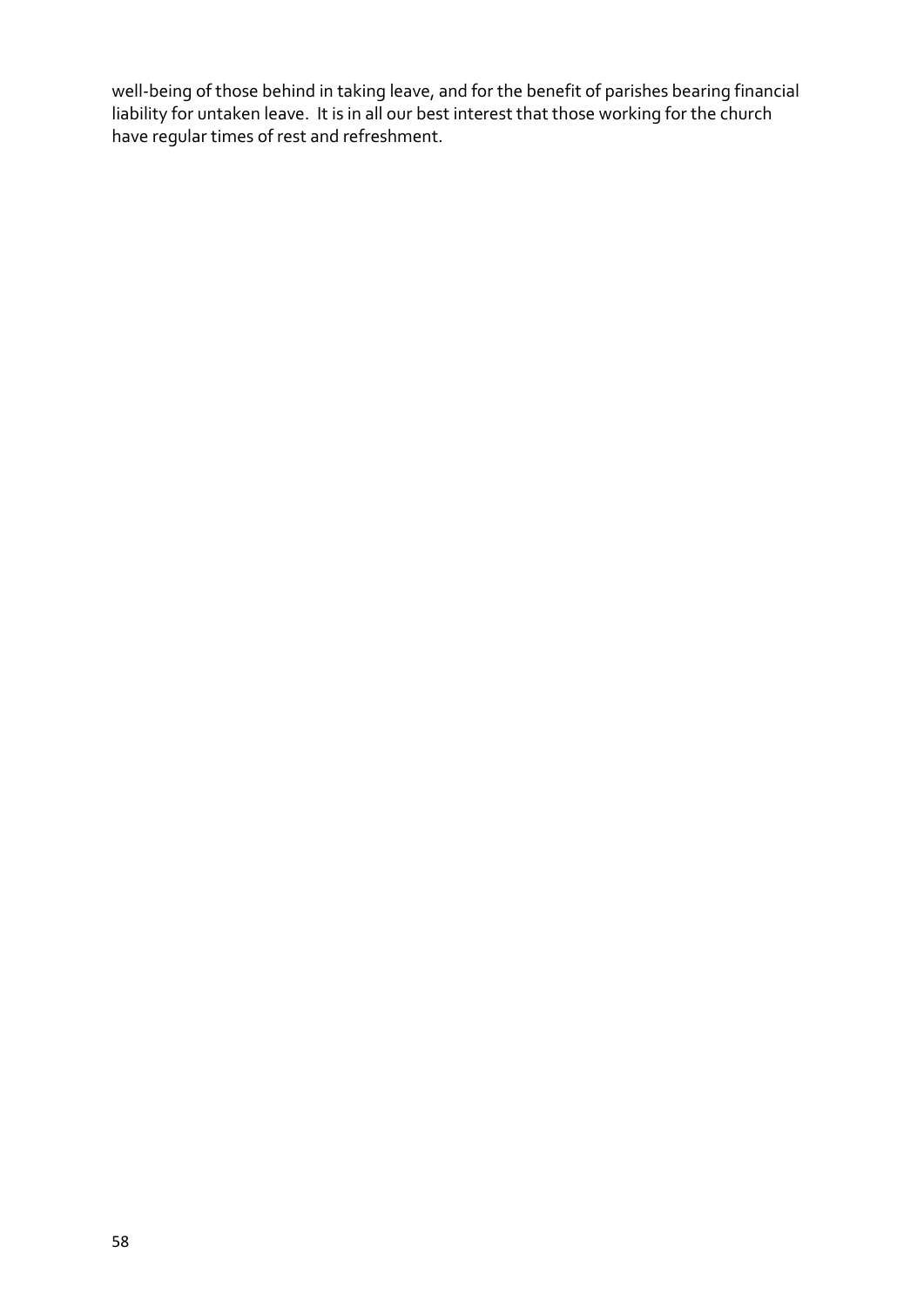well-being of those behind in taking leave, and for the benefit of parishes bearing financial liability for untaken leave. It is in all our best interest that those working for the church have regular times of rest and refreshment.